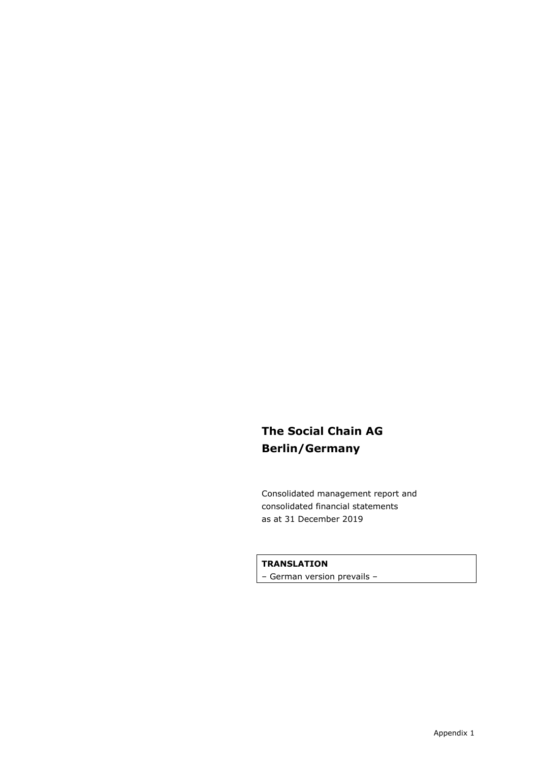# The Social Chain AG
# Berlin/Germany

Consolidated management report and
consolidated financial statements
as at 31 December 2019

**TRANSLATION**
– German version prevails –

Appendix 1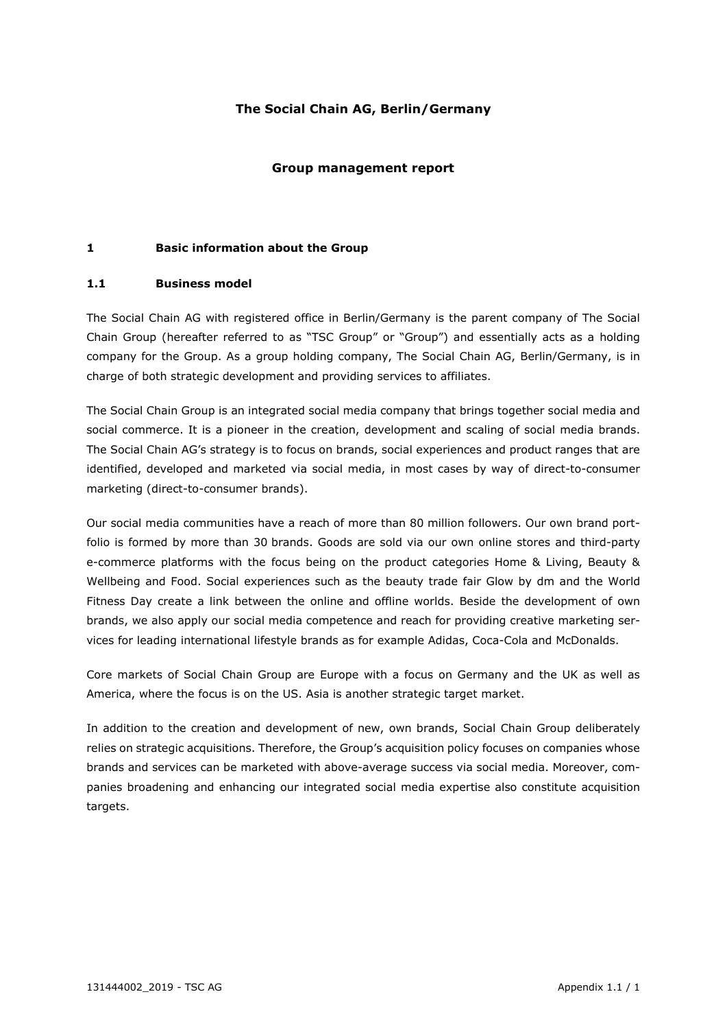**The Social Chain AG, Berlin/Germany**

**Group management report**

## 1 Basic information about the Group

### 1.1 Business model

The Social Chain AG with registered office in Berlin/Germany is the parent company of The Social Chain Group (hereafter referred to as "TSC Group" or "Group") and essentially acts as a holding company for the Group. As a group holding company, The Social Chain AG, Berlin/Germany, is in charge of both strategic development and providing services to affiliates.

The Social Chain Group is an integrated social media company that brings together social media and social commerce. It is a pioneer in the creation, development and scaling of social media brands. The Social Chain AG's strategy is to focus on brands, social experiences and product ranges that are identified, developed and marketed via social media, in most cases by way of direct-to-consumer marketing (direct-to-consumer brands).

Our social media communities have a reach of more than 80 million followers. Our own brand portfolio is formed by more than 30 brands. Goods are sold via our own online stores and third-party e-commerce platforms with the focus being on the product categories Home & Living, Beauty & Wellbeing and Food. Social experiences such as the beauty trade fair Glow by dm and the World Fitness Day create a link between the online and offline worlds. Beside the development of own brands, we also apply our social media competence and reach for providing creative marketing services for leading international lifestyle brands as for example Adidas, Coca-Cola and McDonalds.

Core markets of Social Chain Group are Europe with a focus on Germany and the UK as well as America, where the focus is on the US. Asia is another strategic target market.

In addition to the creation and development of new, own brands, Social Chain Group deliberately relies on strategic acquisitions. Therefore, the Group's acquisition policy focuses on companies whose brands and services can be marketed with above-average success via social media. Moreover, companies broadening and enhancing our integrated social media expertise also constitute acquisition targets.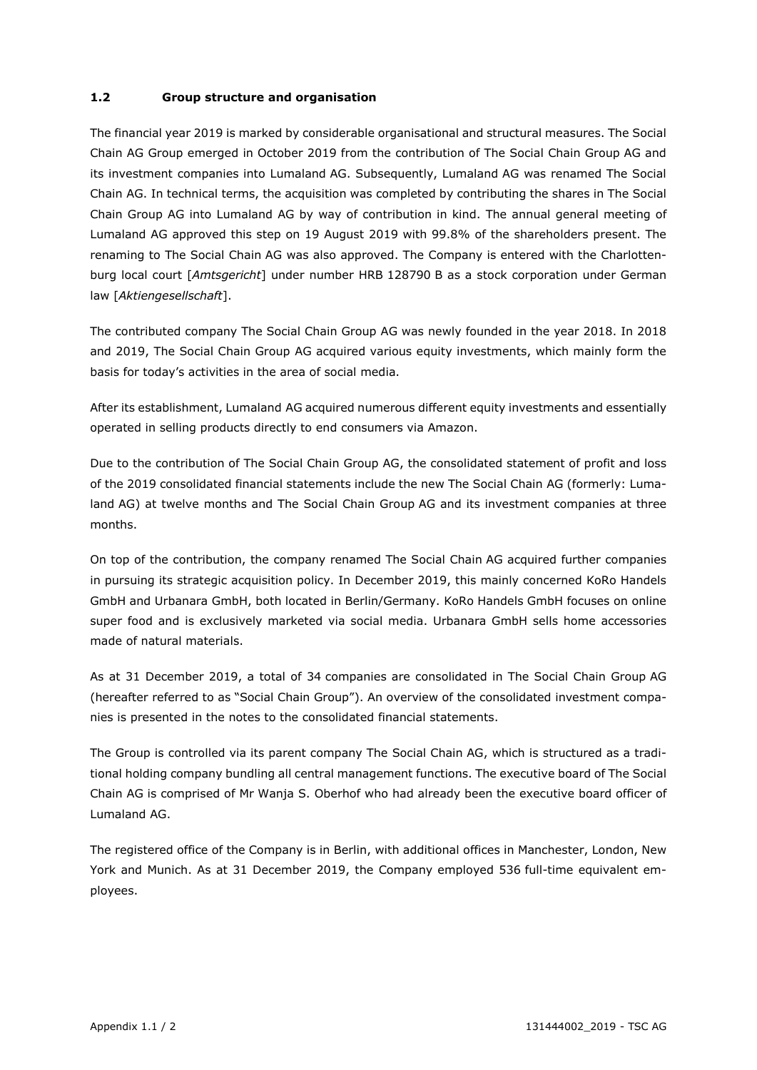### 1.2 Group structure and organisation

The financial year 2019 is marked by considerable organisational and structural measures. The Social Chain AG Group emerged in October 2019 from the contribution of The Social Chain Group AG and its investment companies into Lumaland AG. Subsequently, Lumaland AG was renamed The Social Chain AG. In technical terms, the acquisition was completed by contributing the shares in The Social Chain Group AG into Lumaland AG by way of contribution in kind. The annual general meeting of Lumaland AG approved this step on 19 August 2019 with 99.8% of the shareholders present. The renaming to The Social Chain AG was also approved. The Company is entered with the Charlottenburg local court [*Amtsgericht*] under number HRB 128790 B as a stock corporation under German law [*Aktiengesellschaft*].

The contributed company The Social Chain Group AG was newly founded in the year 2018. In 2018 and 2019, The Social Chain Group AG acquired various equity investments, which mainly form the basis for today's activities in the area of social media.

After its establishment, Lumaland AG acquired numerous different equity investments and essentially operated in selling products directly to end consumers via Amazon.

Due to the contribution of The Social Chain Group AG, the consolidated statement of profit and loss of the 2019 consolidated financial statements include the new The Social Chain AG (formerly: Lumaland AG) at twelve months and The Social Chain Group AG and its investment companies at three months.

On top of the contribution, the company renamed The Social Chain AG acquired further companies in pursuing its strategic acquisition policy. In December 2019, this mainly concerned KoRo Handels GmbH and Urbanara GmbH, both located in Berlin/Germany. KoRo Handels GmbH focuses on online super food and is exclusively marketed via social media. Urbanara GmbH sells home accessories made of natural materials.

As at 31 December 2019, a total of 34 companies are consolidated in The Social Chain Group AG (hereafter referred to as "Social Chain Group"). An overview of the consolidated investment companies is presented in the notes to the consolidated financial statements.

The Group is controlled via its parent company The Social Chain AG, which is structured as a traditional holding company bundling all central management functions. The executive board of The Social Chain AG is comprised of Mr Wanja S. Oberhof who had already been the executive board officer of Lumaland AG.

The registered office of the Company is in Berlin, with additional offices in Manchester, London, New York and Munich. As at 31 December 2019, the Company employed 536 full-time equivalent employees.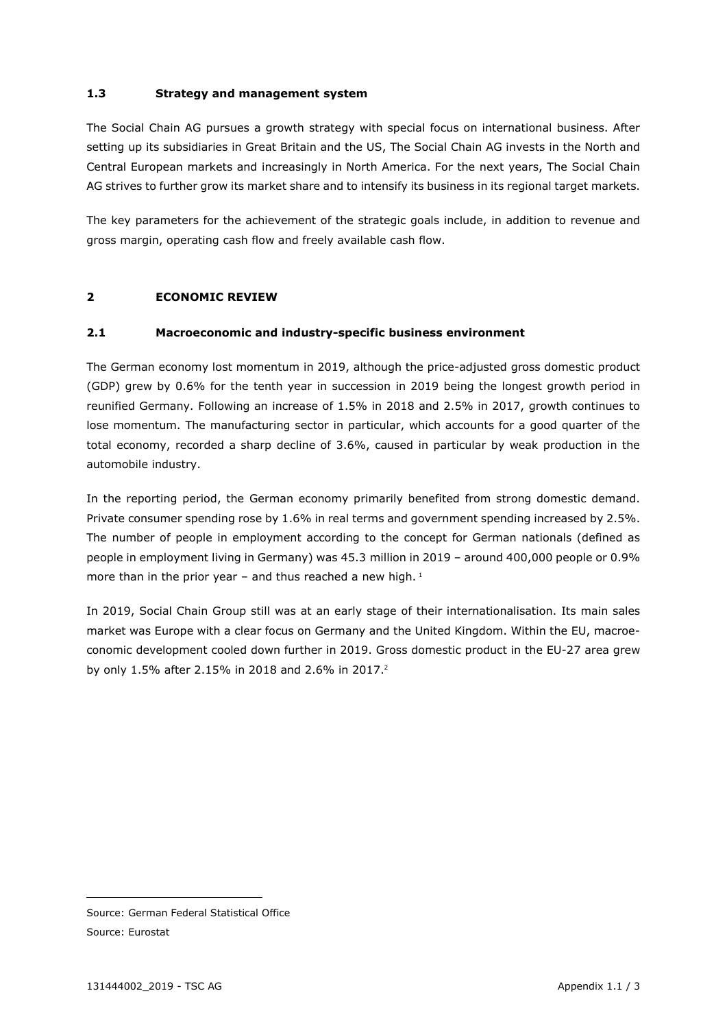### 1.3 Strategy and management system

The Social Chain AG pursues a growth strategy with special focus on international business. After setting up its subsidiaries in Great Britain and the US, The Social Chain AG invests in the North and Central European markets and increasingly in North America. For the next years, The Social Chain AG strives to further grow its market share and to intensify its business in its regional target markets.

The key parameters for the achievement of the strategic goals include, in addition to revenue and gross margin, operating cash flow and freely available cash flow.

## 2 ECONOMIC REVIEW

### 2.1 Macroeconomic and industry-specific business environment

The German economy lost momentum in 2019, although the price-adjusted gross domestic product (GDP) grew by 0.6% for the tenth year in succession in 2019 being the longest growth period in reunified Germany. Following an increase of 1.5% in 2018 and 2.5% in 2017, growth continues to lose momentum. The manufacturing sector in particular, which accounts for a good quarter of the total economy, recorded a sharp decline of 3.6%, caused in particular by weak production in the automobile industry.

In the reporting period, the German economy primarily benefited from strong domestic demand. Private consumer spending rose by 1.6% in real terms and government spending increased by 2.5%. The number of people in employment according to the concept for German nationals (defined as people in employment living in Germany) was 45.3 million in 2019 – around 400,000 people or 0.9% more than in the prior year – and thus reached a new high. [1]

In 2019, Social Chain Group still was at an early stage of their internationalisation. Its main sales market was Europe with a clear focus on Germany and the United Kingdom. Within the EU, macroeconomic development cooled down further in 2019. Gross domestic product in the EU-27 area grew by only 1.5% after 2.15% in 2018 and 2.6% in 2017.[2]

---

[1] Source: German Federal Statistical Office

[2] Source: Eurostat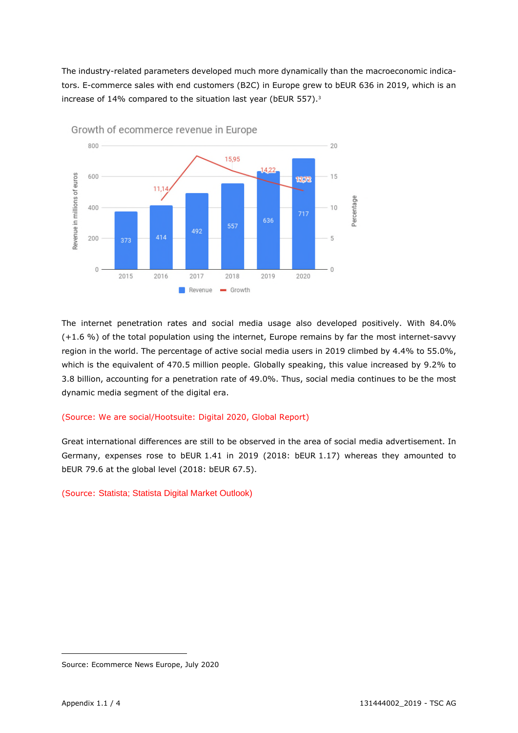The industry-related parameters developed much more dynamically than the macroeconomic indicators. E-commerce sales with end customers (B2C) in Europe grew to bEUR 636 in 2019, which is an increase of 14% compared to the situation last year (bEUR 557).[3]

**Growth of ecommerce revenue in Europe**

| Year | Revenue (in millions of euros) | Growth (Percentage) |
|---|---|---|
| 2015 | 373 | |
| 2016 | 414 | 11,14 |
| 2017 | 492 | |
| 2018 | 557 | 15,95 |
| 2019 | 636 | 14,22 |
| 2020 | 717 | 12,72 |

The internet penetration rates and social media usage also developed positively. With 84.0% (+1.6 %) of the total population using the internet, Europe remains by far the most internet-savvy region in the world. The percentage of active social media users in 2019 climbed by 4.4% to 55.0%, which is the equivalent of 470.5 million people. Globally speaking, this value increased by 9.2% to 3.8 billion, accounting for a penetration rate of 49.0%. Thus, social media continues to be the most dynamic media segment of the digital era.

(Source: We are social/Hootsuite: Digital 2020, Global Report)

Great international differences are still to be observed in the area of social media advertisement. In Germany, expenses rose to bEUR 1.41 in 2019 (2018: bEUR 1.17) whereas they amounted to bEUR 79.6 at the global level (2018: bEUR 67.5).

(Source: Statista; Statista Digital Market Outlook)

---

[3] Source: Ecommerce News Europe, July 2020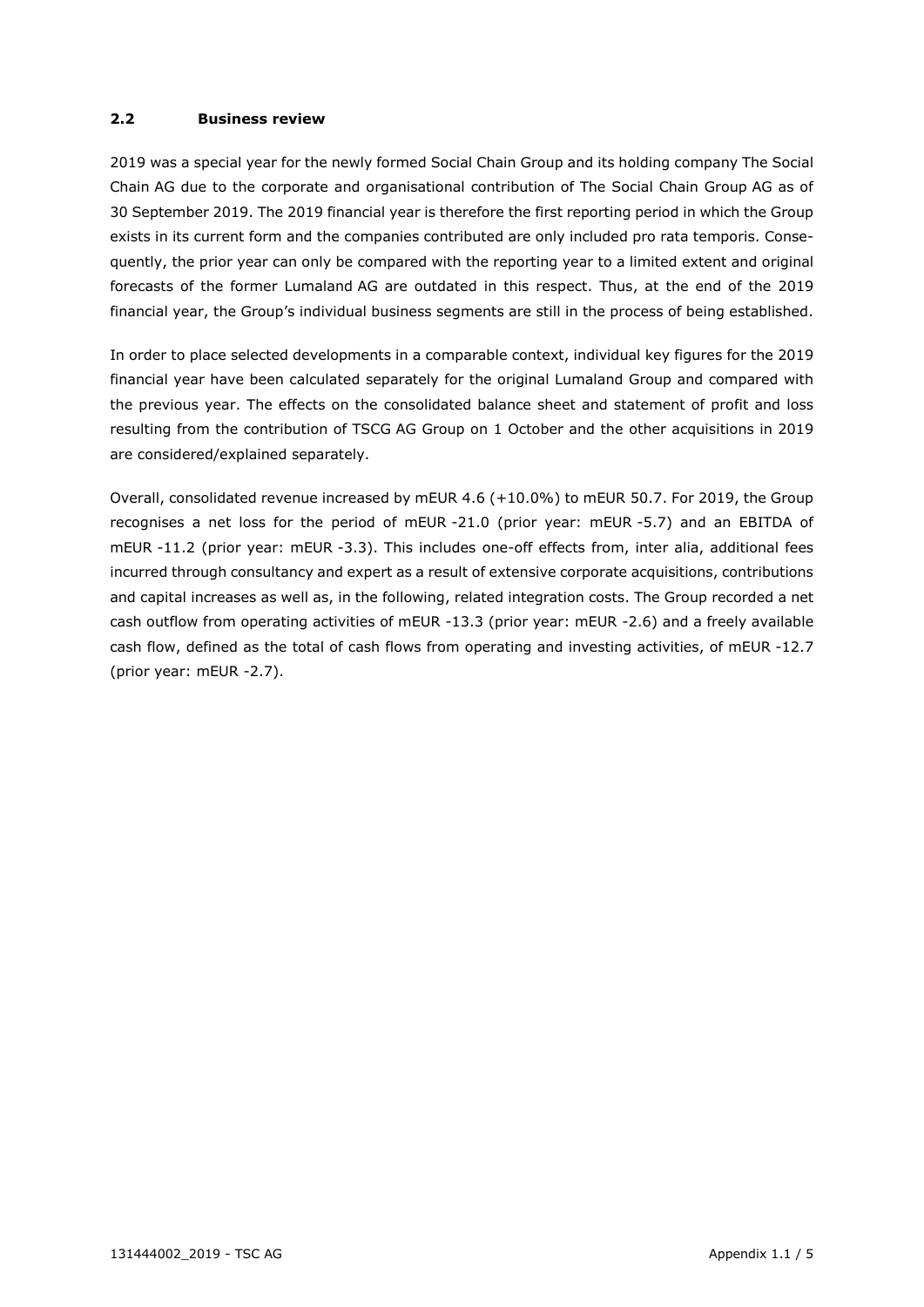## 2.2 Business review

2019 was a special year for the newly formed Social Chain Group and its holding company The Social Chain AG due to the corporate and organisational contribution of The Social Chain Group AG as of 30 September 2019. The 2019 financial year is therefore the first reporting period in which the Group exists in its current form and the companies contributed are only included pro rata temporis. Consequently, the prior year can only be compared with the reporting year to a limited extent and original forecasts of the former Lumaland AG are outdated in this respect. Thus, at the end of the 2019 financial year, the Group's individual business segments are still in the process of being established.

In order to place selected developments in a comparable context, individual key figures for the 2019 financial year have been calculated separately for the original Lumaland Group and compared with the previous year. The effects on the consolidated balance sheet and statement of profit and loss resulting from the contribution of TSCG AG Group on 1 October and the other acquisitions in 2019 are considered/explained separately.

Overall, consolidated revenue increased by mEUR 4.6 (+10.0%) to mEUR 50.7. For 2019, the Group recognises a net loss for the period of mEUR -21.0 (prior year: mEUR -5.7) and an EBITDA of mEUR -11.2 (prior year: mEUR -3.3). This includes one-off effects from, inter alia, additional fees incurred through consultancy and expert as a result of extensive corporate acquisitions, contributions and capital increases as well as, in the following, related integration costs. The Group recorded a net cash outflow from operating activities of mEUR -13.3 (prior year: mEUR -2.6) and a freely available cash flow, defined as the total of cash flows from operating and investing activities, of mEUR -12.7 (prior year: mEUR -2.7).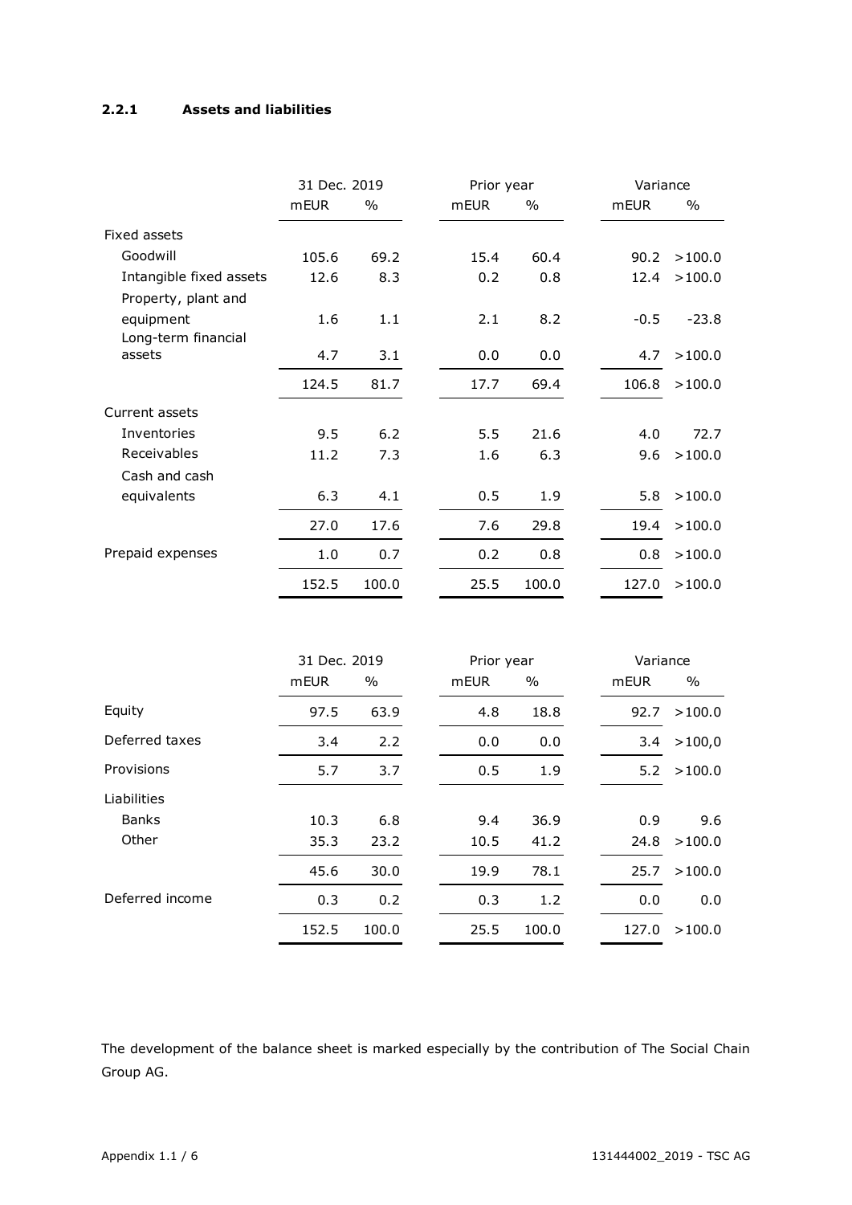#### 2.2.1 Assets and liabilities

| | 31 Dec. 2019 | | Prior year | | Variance | |
|---|---|---|---|---|---|---|
| | mEUR | % | mEUR | % | mEUR | % |
| Fixed assets | | | | | | |
| Goodwill | 105.6 | 69.2 | 15.4 | 60.4 | 90.2 | >100.0 |
| Intangible fixed assets | 12.6 | 8.3 | 0.2 | 0.8 | 12.4 | >100.0 |
| Property, plant and equipment | 1.6 | 1.1 | 2.1 | 8.2 | -0.5 | -23.8 |
| Long-term financial assets | 4.7 | 3.1 | 0.0 | 0.0 | 4.7 | >100.0 |
| | 124.5 | 81.7 | 17.7 | 69.4 | 106.8 | >100.0 |
| Current assets | | | | | | |
| Inventories | 9.5 | 6.2 | 5.5 | 21.6 | 4.0 | 72.7 |
| Receivables | 11.2 | 7.3 | 1.6 | 6.3 | 9.6 | >100.0 |
| Cash and cash equivalents | 6.3 | 4.1 | 0.5 | 1.9 | 5.8 | >100.0 |
| | 27.0 | 17.6 | 7.6 | 29.8 | 19.4 | >100.0 |
| Prepaid expenses | 1.0 | 0.7 | 0.2 | 0.8 | 0.8 | >100.0 |
| | 152.5 | 100.0 | 25.5 | 100.0 | 127.0 | >100.0 |

| | 31 Dec. 2019 | | Prior year | | Variance | |
|---|---|---|---|---|---|---|
| | mEUR | % | mEUR | % | mEUR | % |
| Equity | 97.5 | 63.9 | 4.8 | 18.8 | 92.7 | >100.0 |
| Deferred taxes | 3.4 | 2.2 | 0.0 | 0.0 | 3.4 | >100,0 |
| Provisions | 5.7 | 3.7 | 0.5 | 1.9 | 5.2 | >100.0 |
| Liabilities | | | | | | |
| Banks | 10.3 | 6.8 | 9.4 | 36.9 | 0.9 | 9.6 |
| Other | 35.3 | 23.2 | 10.5 | 41.2 | 24.8 | >100.0 |
| | 45.6 | 30.0 | 19.9 | 78.1 | 25.7 | >100.0 |
| Deferred income | 0.3 | 0.2 | 0.3 | 1.2 | 0.0 | 0.0 |
| | 152.5 | 100.0 | 25.5 | 100.0 | 127.0 | >100.0 |

The development of the balance sheet is marked especially by the contribution of The Social Chain Group AG.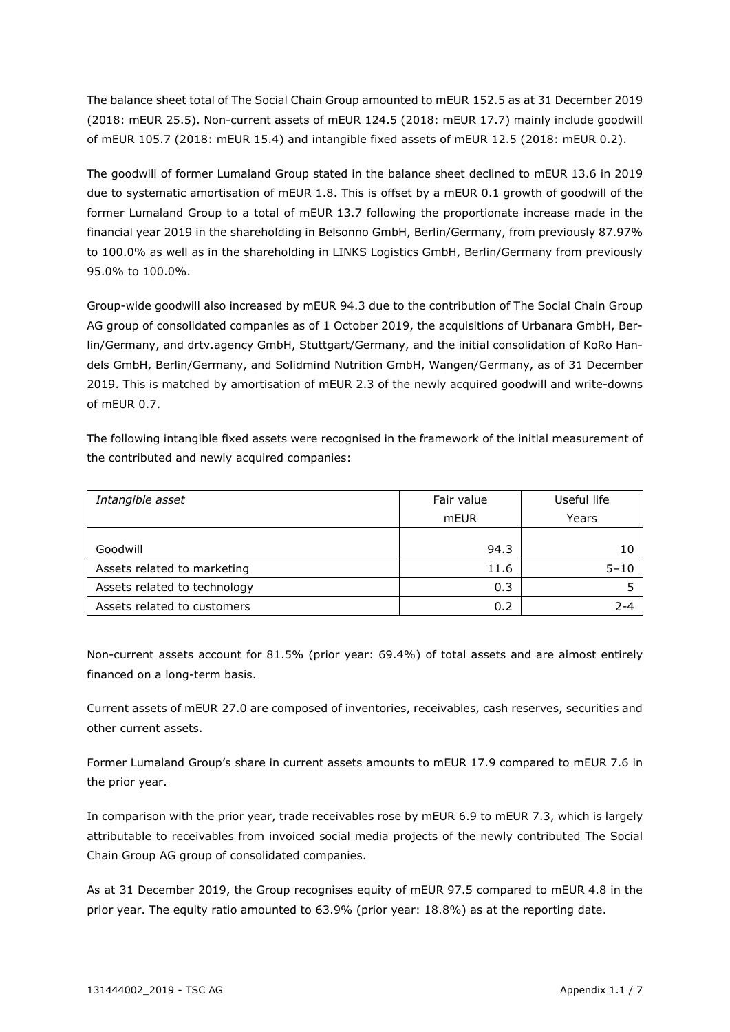The balance sheet total of The Social Chain Group amounted to mEUR 152.5 as at 31 December 2019 (2018: mEUR 25.5). Non-current assets of mEUR 124.5 (2018: mEUR 17.7) mainly include goodwill of mEUR 105.7 (2018: mEUR 15.4) and intangible fixed assets of mEUR 12.5 (2018: mEUR 0.2).

The goodwill of former Lumaland Group stated in the balance sheet declined to mEUR 13.6 in 2019 due to systematic amortisation of mEUR 1.8. This is offset by a mEUR 0.1 growth of goodwill of the former Lumaland Group to a total of mEUR 13.7 following the proportionate increase made in the financial year 2019 in the shareholding in Belsonno GmbH, Berlin/Germany, from previously 87.97% to 100.0% as well as in the shareholding in LINKS Logistics GmbH, Berlin/Germany from previously 95.0% to 100.0%.

Group-wide goodwill also increased by mEUR 94.3 due to the contribution of The Social Chain Group AG group of consolidated companies as of 1 October 2019, the acquisitions of Urbanara GmbH, Berlin/Germany, and drtv.agency GmbH, Stuttgart/Germany, and the initial consolidation of KoRo Handels GmbH, Berlin/Germany, and Solidmind Nutrition GmbH, Wangen/Germany, as of 31 December 2019. This is matched by amortisation of mEUR 2.3 of the newly acquired goodwill and write-downs of mEUR 0.7.

The following intangible fixed assets were recognised in the framework of the initial measurement of the contributed and newly acquired companies:

| *Intangible asset* | Fair value mEUR | Useful life Years |
|---|---:|---:|
| Goodwill | 94.3 | 10 |
| Assets related to marketing | 11.6 | 5–10 |
| Assets related to technology | 0.3 | 5 |
| Assets related to customers | 0.2 | 2-4 |

Non-current assets account for 81.5% (prior year: 69.4%) of total assets and are almost entirely financed on a long-term basis.

Current assets of mEUR 27.0 are composed of inventories, receivables, cash reserves, securities and other current assets.

Former Lumaland Group's share in current assets amounts to mEUR 17.9 compared to mEUR 7.6 in the prior year.

In comparison with the prior year, trade receivables rose by mEUR 6.9 to mEUR 7.3, which is largely attributable to receivables from invoiced social media projects of the newly contributed The Social Chain Group AG group of consolidated companies.

As at 31 December 2019, the Group recognises equity of mEUR 97.5 compared to mEUR 4.8 in the prior year. The equity ratio amounted to 63.9% (prior year: 18.8%) as at the reporting date.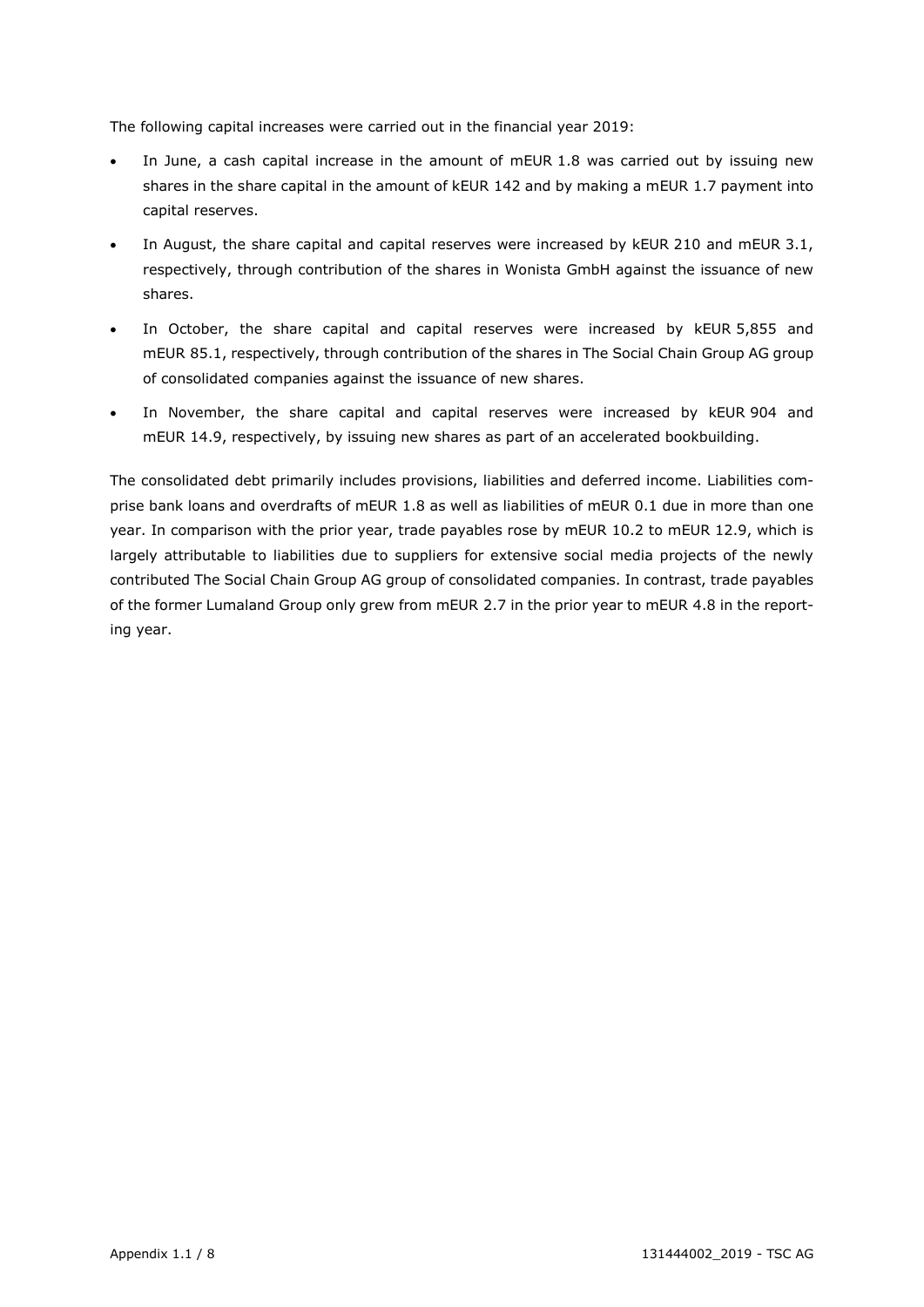The following capital increases were carried out in the financial year 2019:

- In June, a cash capital increase in the amount of mEUR 1.8 was carried out by issuing new shares in the share capital in the amount of kEUR 142 and by making a mEUR 1.7 payment into capital reserves.
- In August, the share capital and capital reserves were increased by kEUR 210 and mEUR 3.1, respectively, through contribution of the shares in Wonista GmbH against the issuance of new shares.
- In October, the share capital and capital reserves were increased by kEUR 5,855 and mEUR 85.1, respectively, through contribution of the shares in The Social Chain Group AG group of consolidated companies against the issuance of new shares.
- In November, the share capital and capital reserves were increased by kEUR 904 and mEUR 14.9, respectively, by issuing new shares as part of an accelerated bookbuilding.

The consolidated debt primarily includes provisions, liabilities and deferred income. Liabilities comprise bank loans and overdrafts of mEUR 1.8 as well as liabilities of mEUR 0.1 due in more than one year. In comparison with the prior year, trade payables rose by mEUR 10.2 to mEUR 12.9, which is largely attributable to liabilities due to suppliers for extensive social media projects of the newly contributed The Social Chain Group AG group of consolidated companies. In contrast, trade payables of the former Lumaland Group only grew from mEUR 2.7 in the prior year to mEUR 4.8 in the reporting year.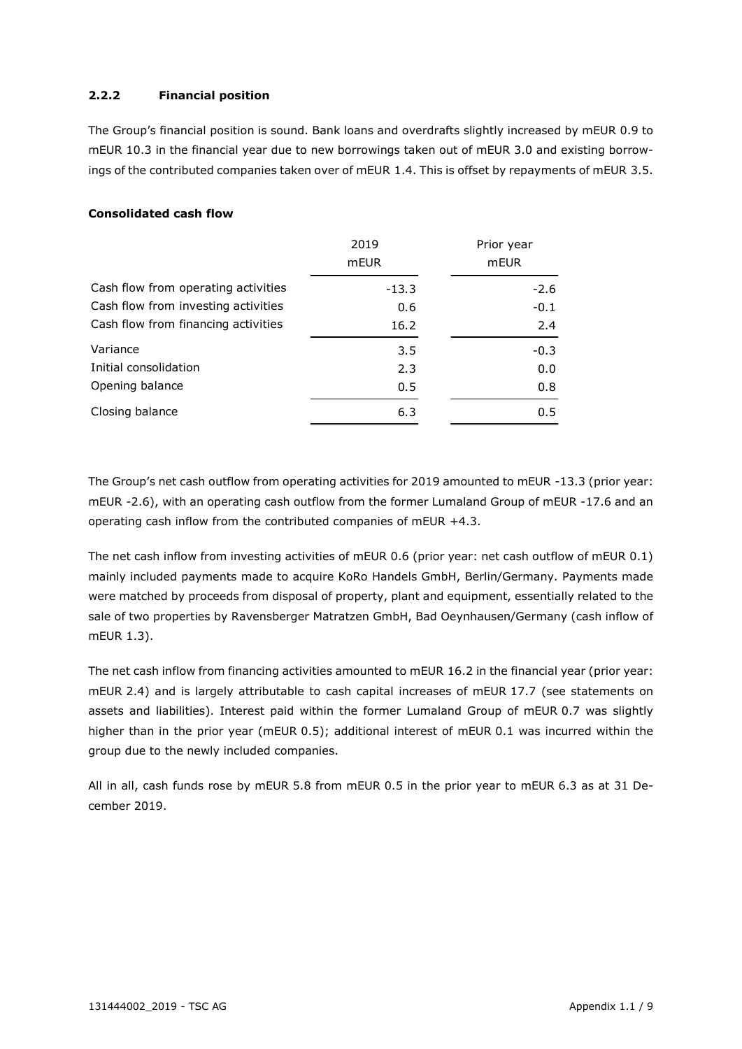### 2.2.2 Financial position

The Group's financial position is sound. Bank loans and overdrafts slightly increased by mEUR 0.9 to mEUR 10.3 in the financial year due to new borrowings taken out of mEUR 3.0 and existing borrowings of the contributed companies taken over of mEUR 1.4. This is offset by repayments of mEUR 3.5.

**Consolidated cash flow**

| | 2019<br>mEUR | Prior year<br>mEUR |
|---|---|---|
| Cash flow from operating activities | -13.3 | -2.6 |
| Cash flow from investing activities | 0.6 | -0.1 |
| Cash flow from financing activities | 16.2 | 2.4 |
| Variance | 3.5 | -0.3 |
| Initial consolidation | 2.3 | 0.0 |
| Opening balance | 0.5 | 0.8 |
| Closing balance | 6.3 | 0.5 |

The Group's net cash outflow from operating activities for 2019 amounted to mEUR -13.3 (prior year: mEUR -2.6), with an operating cash outflow from the former Lumaland Group of mEUR -17.6 and an operating cash inflow from the contributed companies of mEUR +4.3.

The net cash inflow from investing activities of mEUR 0.6 (prior year: net cash outflow of mEUR 0.1) mainly included payments made to acquire KoRo Handels GmbH, Berlin/Germany. Payments made were matched by proceeds from disposal of property, plant and equipment, essentially related to the sale of two properties by Ravensberger Matratzen GmbH, Bad Oeynhausen/Germany (cash inflow of mEUR 1.3).

The net cash inflow from financing activities amounted to mEUR 16.2 in the financial year (prior year: mEUR 2.4) and is largely attributable to cash capital increases of mEUR 17.7 (see statements on assets and liabilities). Interest paid within the former Lumaland Group of mEUR 0.7 was slightly higher than in the prior year (mEUR 0.5); additional interest of mEUR 0.1 was incurred within the group due to the newly included companies.

All in all, cash funds rose by mEUR 5.8 from mEUR 0.5 in the prior year to mEUR 6.3 as at 31 December 2019.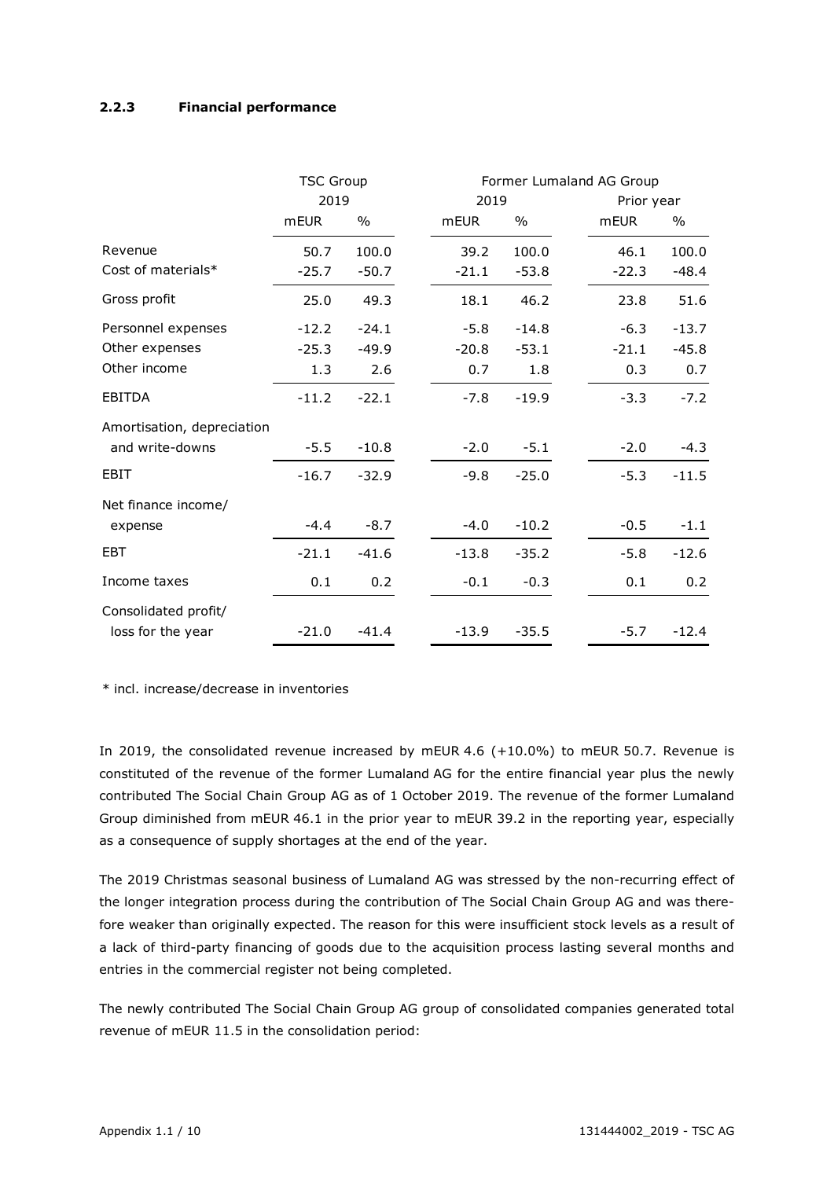### 2.2.3 Financial performance

| | TSC Group | | Former Lumaland AG Group | | | |
|---|---|---|---|---|---|---|
| | 2019 | | 2019 | | Prior year | |
| | mEUR | % | mEUR | % | mEUR | % |
| Revenue | 50.7 | 100.0 | 39.2 | 100.0 | 46.1 | 100.0 |
| Cost of materials* | -25.7 | -50.7 | -21.1 | -53.8 | -22.3 | -48.4 |
| Gross profit | 25.0 | 49.3 | 18.1 | 46.2 | 23.8 | 51.6 |
| Personnel expenses | -12.2 | -24.1 | -5.8 | -14.8 | -6.3 | -13.7 |
| Other expenses | -25.3 | -49.9 | -20.8 | -53.1 | -21.1 | -45.8 |
| Other income | 1.3 | 2.6 | 0.7 | 1.8 | 0.3 | 0.7 |
| EBITDA | -11.2 | -22.1 | -7.8 | -19.9 | -3.3 | -7.2 |
| Amortisation, depreciation and write-downs | -5.5 | -10.8 | -2.0 | -5.1 | -2.0 | -4.3 |
| EBIT | -16.7 | -32.9 | -9.8 | -25.0 | -5.3 | -11.5 |
| Net finance income/ expense | -4.4 | -8.7 | -4.0 | -10.2 | -0.5 | -1.1 |
| EBT | -21.1 | -41.6 | -13.8 | -35.2 | -5.8 | -12.6 |
| Income taxes | 0.1 | 0.2 | -0.1 | -0.3 | 0.1 | 0.2 |
| Consolidated profit/ loss for the year | -21.0 | -41.4 | -13.9 | -35.5 | -5.7 | -12.4 |

* incl. increase/decrease in inventories

In 2019, the consolidated revenue increased by mEUR 4.6 (+10.0%) to mEUR 50.7. Revenue is constituted of the revenue of the former Lumaland AG for the entire financial year plus the newly contributed The Social Chain Group AG as of 1 October 2019. The revenue of the former Lumaland Group diminished from mEUR 46.1 in the prior year to mEUR 39.2 in the reporting year, especially as a consequence of supply shortages at the end of the year.

The 2019 Christmas seasonal business of Lumaland AG was stressed by the non-recurring effect of the longer integration process during the contribution of The Social Chain Group AG and was therefore weaker than originally expected. The reason for this were insufficient stock levels as a result of a lack of third-party financing of goods due to the acquisition process lasting several months and entries in the commercial register not being completed.

The newly contributed The Social Chain Group AG group of consolidated companies generated total revenue of mEUR 11.5 in the consolidation period: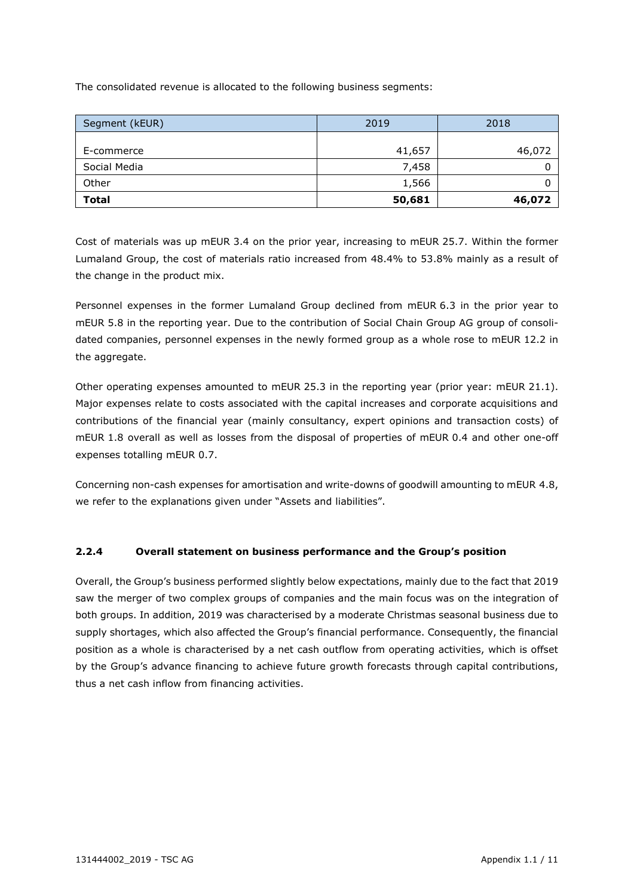The consolidated revenue is allocated to the following business segments:

| Segment (kEUR) | 2019 | 2018 |
|---|---|---|
| E-commerce | 41,657 | 46,072 |
| Social Media | 7,458 | 0 |
| Other | 1,566 | 0 |
| **Total** | **50,681** | **46,072** |

Cost of materials was up mEUR 3.4 on the prior year, increasing to mEUR 25.7. Within the former Lumaland Group, the cost of materials ratio increased from 48.4% to 53.8% mainly as a result of the change in the product mix.

Personnel expenses in the former Lumaland Group declined from mEUR 6.3 in the prior year to mEUR 5.8 in the reporting year. Due to the contribution of Social Chain Group AG group of consolidated companies, personnel expenses in the newly formed group as a whole rose to mEUR 12.2 in the aggregate.

Other operating expenses amounted to mEUR 25.3 in the reporting year (prior year: mEUR 21.1). Major expenses relate to costs associated with the capital increases and corporate acquisitions and contributions of the financial year (mainly consultancy, expert opinions and transaction costs) of mEUR 1.8 overall as well as losses from the disposal of properties of mEUR 0.4 and other one-off expenses totalling mEUR 0.7.

Concerning non-cash expenses for amortisation and write-downs of goodwill amounting to mEUR 4.8, we refer to the explanations given under "Assets and liabilities".

#### 2.2.4 Overall statement on business performance and the Group's position

Overall, the Group's business performed slightly below expectations, mainly due to the fact that 2019 saw the merger of two complex groups of companies and the main focus was on the integration of both groups. In addition, 2019 was characterised by a moderate Christmas seasonal business due to supply shortages, which also affected the Group's financial performance. Consequently, the financial position as a whole is characterised by a net cash outflow from operating activities, which is offset by the Group's advance financing to achieve future growth forecasts through capital contributions, thus a net cash inflow from financing activities.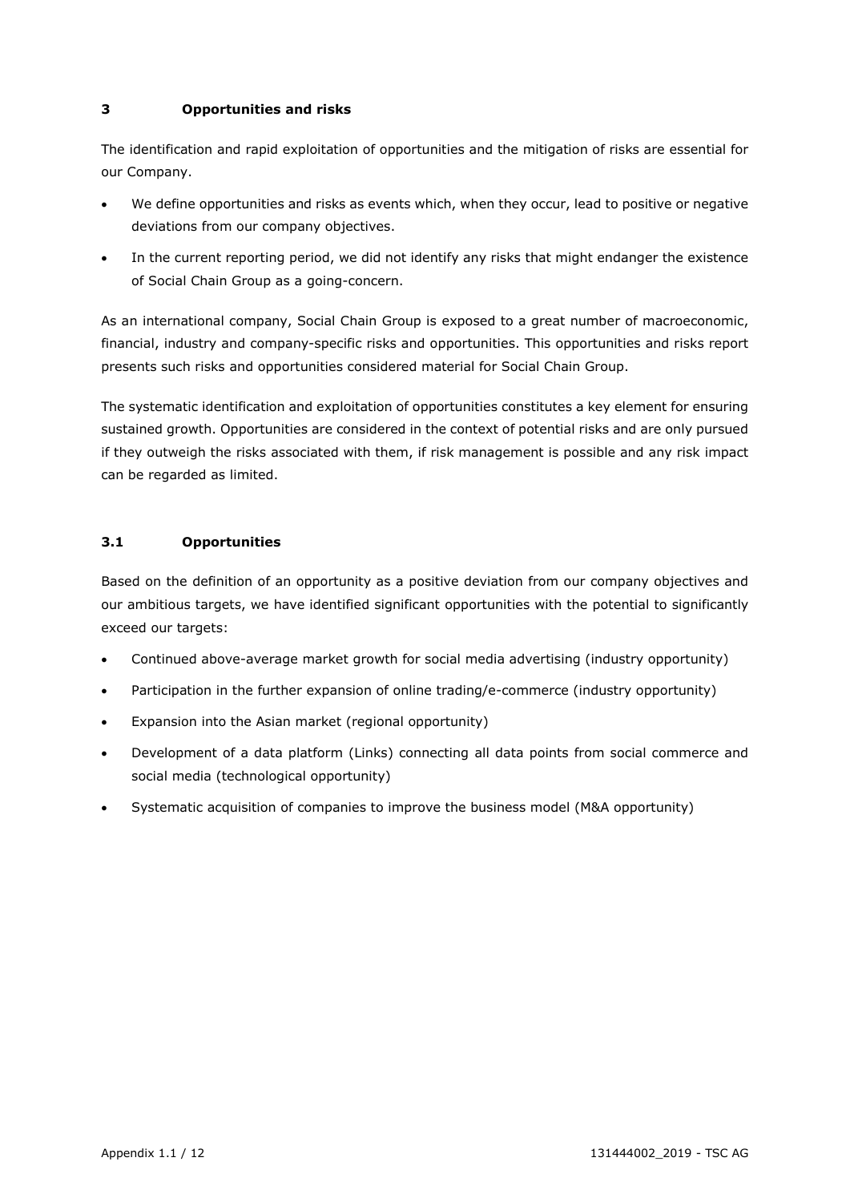## 3 Opportunities and risks

The identification and rapid exploitation of opportunities and the mitigation of risks are essential for our Company.

- We define opportunities and risks as events which, when they occur, lead to positive or negative deviations from our company objectives.
- In the current reporting period, we did not identify any risks that might endanger the existence of Social Chain Group as a going-concern.

As an international company, Social Chain Group is exposed to a great number of macroeconomic, financial, industry and company-specific risks and opportunities. This opportunities and risks report presents such risks and opportunities considered material for Social Chain Group.

The systematic identification and exploitation of opportunities constitutes a key element for ensuring sustained growth. Opportunities are considered in the context of potential risks and are only pursued if they outweigh the risks associated with them, if risk management is possible and any risk impact can be regarded as limited.

### 3.1 Opportunities

Based on the definition of an opportunity as a positive deviation from our company objectives and our ambitious targets, we have identified significant opportunities with the potential to significantly exceed our targets:

- Continued above-average market growth for social media advertising (industry opportunity)
- Participation in the further expansion of online trading/e-commerce (industry opportunity)
- Expansion into the Asian market (regional opportunity)
- Development of a data platform (Links) connecting all data points from social commerce and social media (technological opportunity)
- Systematic acquisition of companies to improve the business model (M&A opportunity)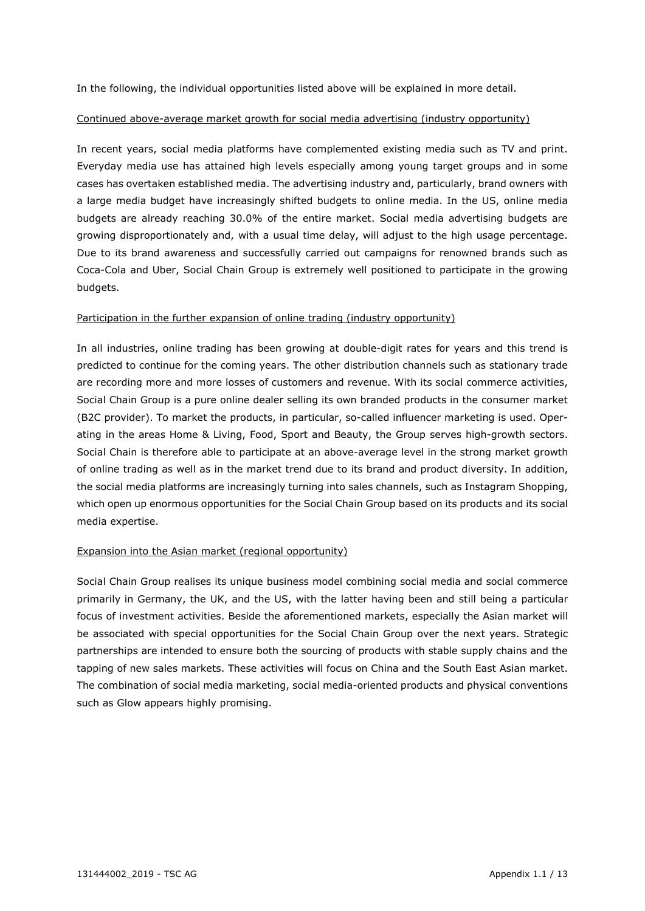In the following, the individual opportunities listed above will be explained in more detail.

Continued above-average market growth for social media advertising (industry opportunity)

In recent years, social media platforms have complemented existing media such as TV and print. Everyday media use has attained high levels especially among young target groups and in some cases has overtaken established media. The advertising industry and, particularly, brand owners with a large media budget have increasingly shifted budgets to online media. In the US, online media budgets are already reaching 30.0% of the entire market. Social media advertising budgets are growing disproportionately and, with a usual time delay, will adjust to the high usage percentage. Due to its brand awareness and successfully carried out campaigns for renowned brands such as Coca-Cola and Uber, Social Chain Group is extremely well positioned to participate in the growing budgets.

Participation in the further expansion of online trading (industry opportunity)

In all industries, online trading has been growing at double-digit rates for years and this trend is predicted to continue for the coming years. The other distribution channels such as stationary trade are recording more and more losses of customers and revenue. With its social commerce activities, Social Chain Group is a pure online dealer selling its own branded products in the consumer market (B2C provider). To market the products, in particular, so-called influencer marketing is used. Operating in the areas Home & Living, Food, Sport and Beauty, the Group serves high-growth sectors. Social Chain is therefore able to participate at an above-average level in the strong market growth of online trading as well as in the market trend due to its brand and product diversity. In addition, the social media platforms are increasingly turning into sales channels, such as Instagram Shopping, which open up enormous opportunities for the Social Chain Group based on its products and its social media expertise.

Expansion into the Asian market (regional opportunity)

Social Chain Group realises its unique business model combining social media and social commerce primarily in Germany, the UK, and the US, with the latter having been and still being a particular focus of investment activities. Beside the aforementioned markets, especially the Asian market will be associated with special opportunities for the Social Chain Group over the next years. Strategic partnerships are intended to ensure both the sourcing of products with stable supply chains and the tapping of new sales markets. These activities will focus on China and the South East Asian market. The combination of social media marketing, social media-oriented products and physical conventions such as Glow appears highly promising.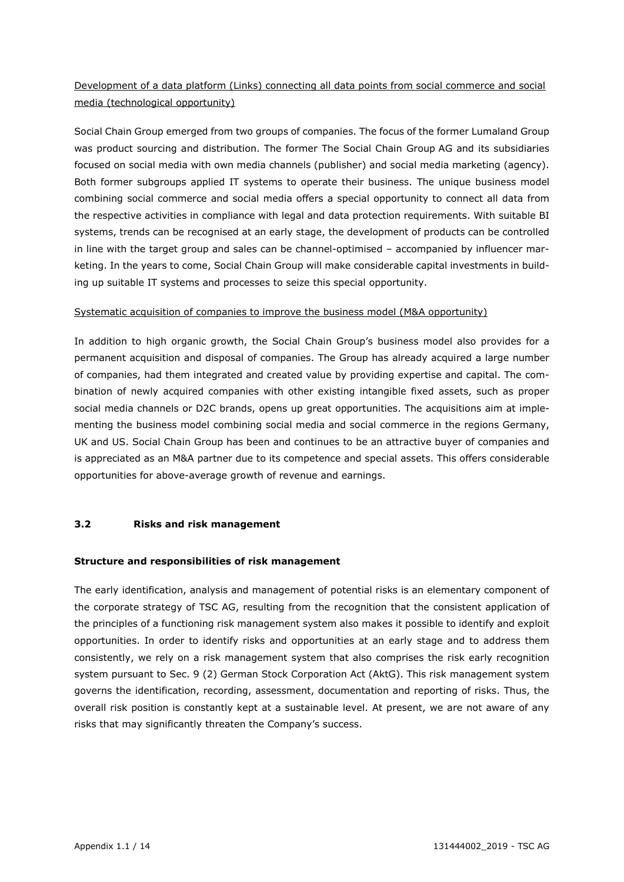Development of a data platform (Links) connecting all data points from social commerce and social media (technological opportunity)

Social Chain Group emerged from two groups of companies. The focus of the former Lumaland Group was product sourcing and distribution. The former The Social Chain Group AG and its subsidiaries focused on social media with own media channels (publisher) and social media marketing (agency). Both former subgroups applied IT systems to operate their business. The unique business model combining social commerce and social media offers a special opportunity to connect all data from the respective activities in compliance with legal and data protection requirements. With suitable BI systems, trends can be recognised at an early stage, the development of products can be controlled in line with the target group and sales can be channel-optimised – accompanied by influencer marketing. In the years to come, Social Chain Group will make considerable capital investments in building up suitable IT systems and processes to seize this special opportunity.

Systematic acquisition of companies to improve the business model (M&A opportunity)

In addition to high organic growth, the Social Chain Group's business model also provides for a permanent acquisition and disposal of companies. The Group has already acquired a large number of companies, had them integrated and created value by providing expertise and capital. The combination of newly acquired companies with other existing intangible fixed assets, such as proper social media channels or D2C brands, opens up great opportunities. The acquisitions aim at implementing the business model combining social media and social commerce in the regions Germany, UK and US. Social Chain Group has been and continues to be an attractive buyer of companies and is appreciated as an M&A partner due to its competence and special assets. This offers considerable opportunities for above-average growth of revenue and earnings.

### 3.2 Risks and risk management

**Structure and responsibilities of risk management**

The early identification, analysis and management of potential risks is an elementary component of the corporate strategy of TSC AG, resulting from the recognition that the consistent application of the principles of a functioning risk management system also makes it possible to identify and exploit opportunities. In order to identify risks and opportunities at an early stage and to address them consistently, we rely on a risk management system that also comprises the risk early recognition system pursuant to Sec. 9 (2) German Stock Corporation Act (AktG). This risk management system governs the identification, recording, assessment, documentation and reporting of risks. Thus, the overall risk position is constantly kept at a sustainable level. At present, we are not aware of any risks that may significantly threaten the Company's success.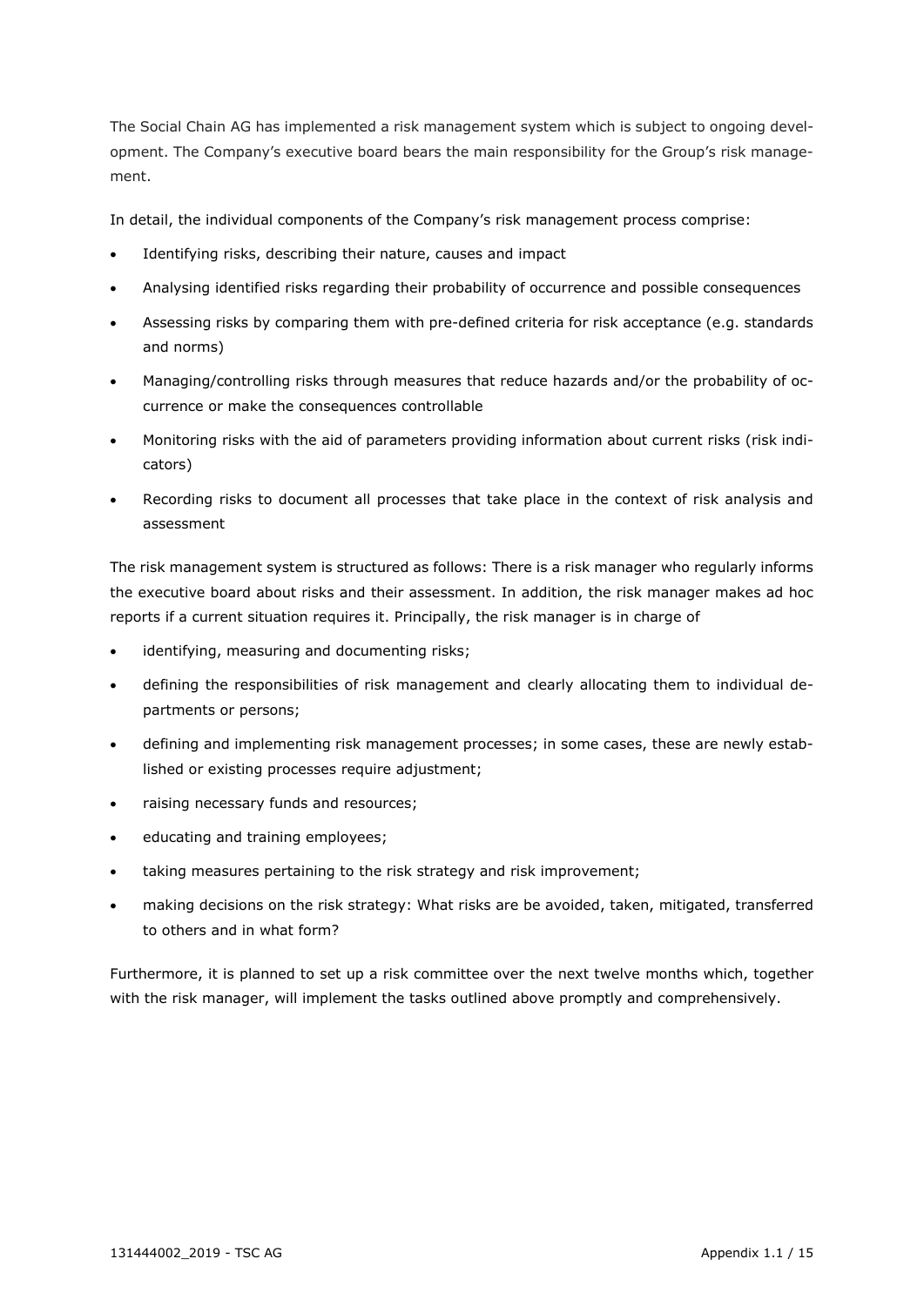The Social Chain AG has implemented a risk management system which is subject to ongoing development. The Company's executive board bears the main responsibility for the Group's risk management.

In detail, the individual components of the Company's risk management process comprise:

- Identifying risks, describing their nature, causes and impact
- Analysing identified risks regarding their probability of occurrence and possible consequences
- Assessing risks by comparing them with pre-defined criteria for risk acceptance (e.g. standards and norms)
- Managing/controlling risks through measures that reduce hazards and/or the probability of occurrence or make the consequences controllable
- Monitoring risks with the aid of parameters providing information about current risks (risk indicators)
- Recording risks to document all processes that take place in the context of risk analysis and assessment

The risk management system is structured as follows: There is a risk manager who regularly informs the executive board about risks and their assessment. In addition, the risk manager makes ad hoc reports if a current situation requires it. Principally, the risk manager is in charge of

- identifying, measuring and documenting risks;
- defining the responsibilities of risk management and clearly allocating them to individual departments or persons;
- defining and implementing risk management processes; in some cases, these are newly established or existing processes require adjustment;
- raising necessary funds and resources;
- educating and training employees;
- taking measures pertaining to the risk strategy and risk improvement;
- making decisions on the risk strategy: What risks are be avoided, taken, mitigated, transferred to others and in what form?

Furthermore, it is planned to set up a risk committee over the next twelve months which, together with the risk manager, will implement the tasks outlined above promptly and comprehensively.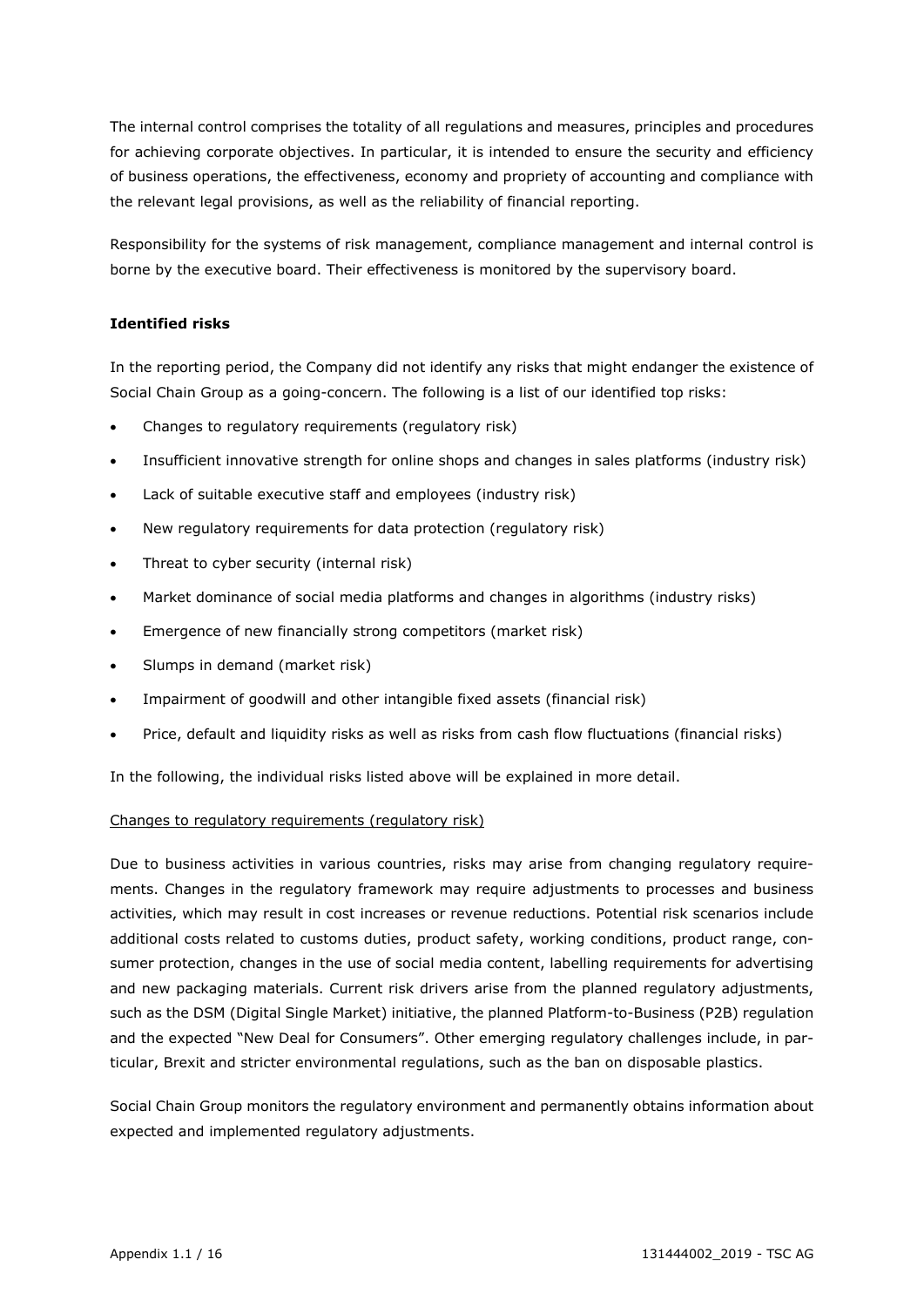The internal control comprises the totality of all regulations and measures, principles and procedures for achieving corporate objectives. In particular, it is intended to ensure the security and efficiency of business operations, the effectiveness, economy and propriety of accounting and compliance with the relevant legal provisions, as well as the reliability of financial reporting.

Responsibility for the systems of risk management, compliance management and internal control is borne by the executive board. Their effectiveness is monitored by the supervisory board.

**Identified risks**

In the reporting period, the Company did not identify any risks that might endanger the existence of Social Chain Group as a going-concern. The following is a list of our identified top risks:

- Changes to regulatory requirements (regulatory risk)
- Insufficient innovative strength for online shops and changes in sales platforms (industry risk)
- Lack of suitable executive staff and employees (industry risk)
- New regulatory requirements for data protection (regulatory risk)
- Threat to cyber security (internal risk)
- Market dominance of social media platforms and changes in algorithms (industry risks)
- Emergence of new financially strong competitors (market risk)
- Slumps in demand (market risk)
- Impairment of goodwill and other intangible fixed assets (financial risk)
- Price, default and liquidity risks as well as risks from cash flow fluctuations (financial risks)

In the following, the individual risks listed above will be explained in more detail.

Changes to regulatory requirements (regulatory risk)

Due to business activities in various countries, risks may arise from changing regulatory requirements. Changes in the regulatory framework may require adjustments to processes and business activities, which may result in cost increases or revenue reductions. Potential risk scenarios include additional costs related to customs duties, product safety, working conditions, product range, consumer protection, changes in the use of social media content, labelling requirements for advertising and new packaging materials. Current risk drivers arise from the planned regulatory adjustments, such as the DSM (Digital Single Market) initiative, the planned Platform-to-Business (P2B) regulation and the expected "New Deal for Consumers". Other emerging regulatory challenges include, in particular, Brexit and stricter environmental regulations, such as the ban on disposable plastics.

Social Chain Group monitors the regulatory environment and permanently obtains information about expected and implemented regulatory adjustments.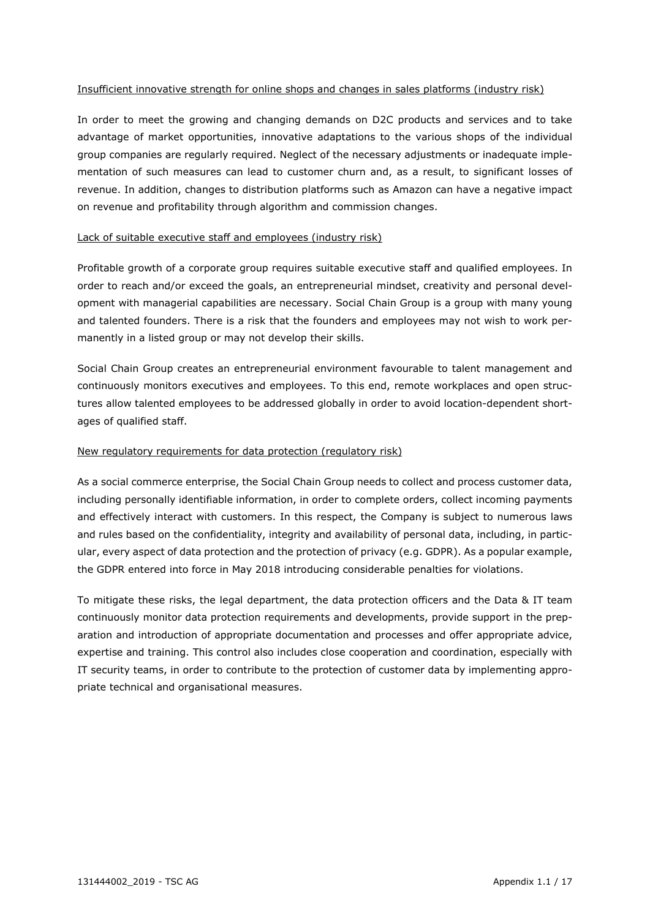Insufficient innovative strength for online shops and changes in sales platforms (industry risk)

In order to meet the growing and changing demands on D2C products and services and to take advantage of market opportunities, innovative adaptations to the various shops of the individual group companies are regularly required. Neglect of the necessary adjustments or inadequate implementation of such measures can lead to customer churn and, as a result, to significant losses of revenue. In addition, changes to distribution platforms such as Amazon can have a negative impact on revenue and profitability through algorithm and commission changes.

Lack of suitable executive staff and employees (industry risk)

Profitable growth of a corporate group requires suitable executive staff and qualified employees. In order to reach and/or exceed the goals, an entrepreneurial mindset, creativity and personal development with managerial capabilities are necessary. Social Chain Group is a group with many young and talented founders. There is a risk that the founders and employees may not wish to work permanently in a listed group or may not develop their skills.

Social Chain Group creates an entrepreneurial environment favourable to talent management and continuously monitors executives and employees. To this end, remote workplaces and open structures allow talented employees to be addressed globally in order to avoid location-dependent shortages of qualified staff.

New regulatory requirements for data protection (regulatory risk)

As a social commerce enterprise, the Social Chain Group needs to collect and process customer data, including personally identifiable information, in order to complete orders, collect incoming payments and effectively interact with customers. In this respect, the Company is subject to numerous laws and rules based on the confidentiality, integrity and availability of personal data, including, in particular, every aspect of data protection and the protection of privacy (e.g. GDPR). As a popular example, the GDPR entered into force in May 2018 introducing considerable penalties for violations.

To mitigate these risks, the legal department, the data protection officers and the Data & IT team continuously monitor data protection requirements and developments, provide support in the preparation and introduction of appropriate documentation and processes and offer appropriate advice, expertise and training. This control also includes close cooperation and coordination, especially with IT security teams, in order to contribute to the protection of customer data by implementing appropriate technical and organisational measures.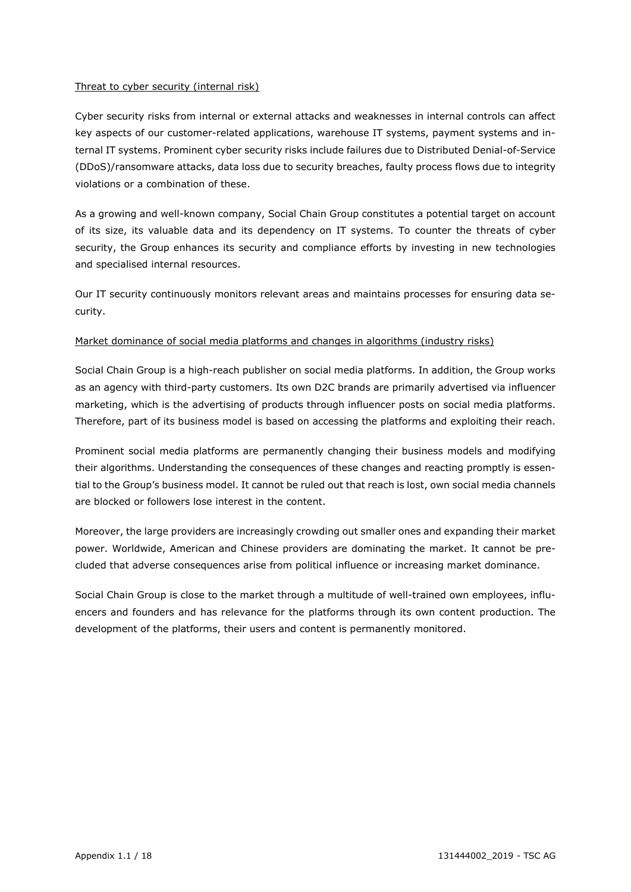Threat to cyber security (internal risk)

Cyber security risks from internal or external attacks and weaknesses in internal controls can affect key aspects of our customer-related applications, warehouse IT systems, payment systems and internal IT systems. Prominent cyber security risks include failures due to Distributed Denial-of-Service (DDoS)/ransomware attacks, data loss due to security breaches, faulty process flows due to integrity violations or a combination of these.

As a growing and well-known company, Social Chain Group constitutes a potential target on account of its size, its valuable data and its dependency on IT systems. To counter the threats of cyber security, the Group enhances its security and compliance efforts by investing in new technologies and specialised internal resources.

Our IT security continuously monitors relevant areas and maintains processes for ensuring data security.

Market dominance of social media platforms and changes in algorithms (industry risks)

Social Chain Group is a high-reach publisher on social media platforms. In addition, the Group works as an agency with third-party customers. Its own D2C brands are primarily advertised via influencer marketing, which is the advertising of products through influencer posts on social media platforms. Therefore, part of its business model is based on accessing the platforms and exploiting their reach.

Prominent social media platforms are permanently changing their business models and modifying their algorithms. Understanding the consequences of these changes and reacting promptly is essential to the Group's business model. It cannot be ruled out that reach is lost, own social media channels are blocked or followers lose interest in the content.

Moreover, the large providers are increasingly crowding out smaller ones and expanding their market power. Worldwide, American and Chinese providers are dominating the market. It cannot be precluded that adverse consequences arise from political influence or increasing market dominance.

Social Chain Group is close to the market through a multitude of well-trained own employees, influencers and founders and has relevance for the platforms through its own content production. The development of the platforms, their users and content is permanently monitored.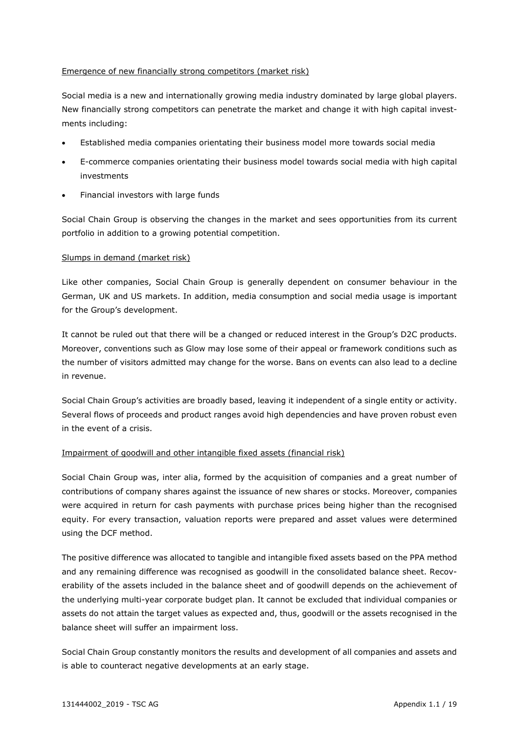Emergence of new financially strong competitors (market risk)

Social media is a new and internationally growing media industry dominated by large global players. New financially strong competitors can penetrate the market and change it with high capital investments including:

- Established media companies orientating their business model more towards social media
- E-commerce companies orientating their business model towards social media with high capital investments
- Financial investors with large funds

Social Chain Group is observing the changes in the market and sees opportunities from its current portfolio in addition to a growing potential competition.

Slumps in demand (market risk)

Like other companies, Social Chain Group is generally dependent on consumer behaviour in the German, UK and US markets. In addition, media consumption and social media usage is important for the Group's development.

It cannot be ruled out that there will be a changed or reduced interest in the Group's D2C products. Moreover, conventions such as Glow may lose some of their appeal or framework conditions such as the number of visitors admitted may change for the worse. Bans on events can also lead to a decline in revenue.

Social Chain Group's activities are broadly based, leaving it independent of a single entity or activity. Several flows of proceeds and product ranges avoid high dependencies and have proven robust even in the event of a crisis.

Impairment of goodwill and other intangible fixed assets (financial risk)

Social Chain Group was, inter alia, formed by the acquisition of companies and a great number of contributions of company shares against the issuance of new shares or stocks. Moreover, companies were acquired in return for cash payments with purchase prices being higher than the recognised equity. For every transaction, valuation reports were prepared and asset values were determined using the DCF method.

The positive difference was allocated to tangible and intangible fixed assets based on the PPA method and any remaining difference was recognised as goodwill in the consolidated balance sheet. Recoverability of the assets included in the balance sheet and of goodwill depends on the achievement of the underlying multi-year corporate budget plan. It cannot be excluded that individual companies or assets do not attain the target values as expected and, thus, goodwill or the assets recognised in the balance sheet will suffer an impairment loss.

Social Chain Group constantly monitors the results and development of all companies and assets and is able to counteract negative developments at an early stage.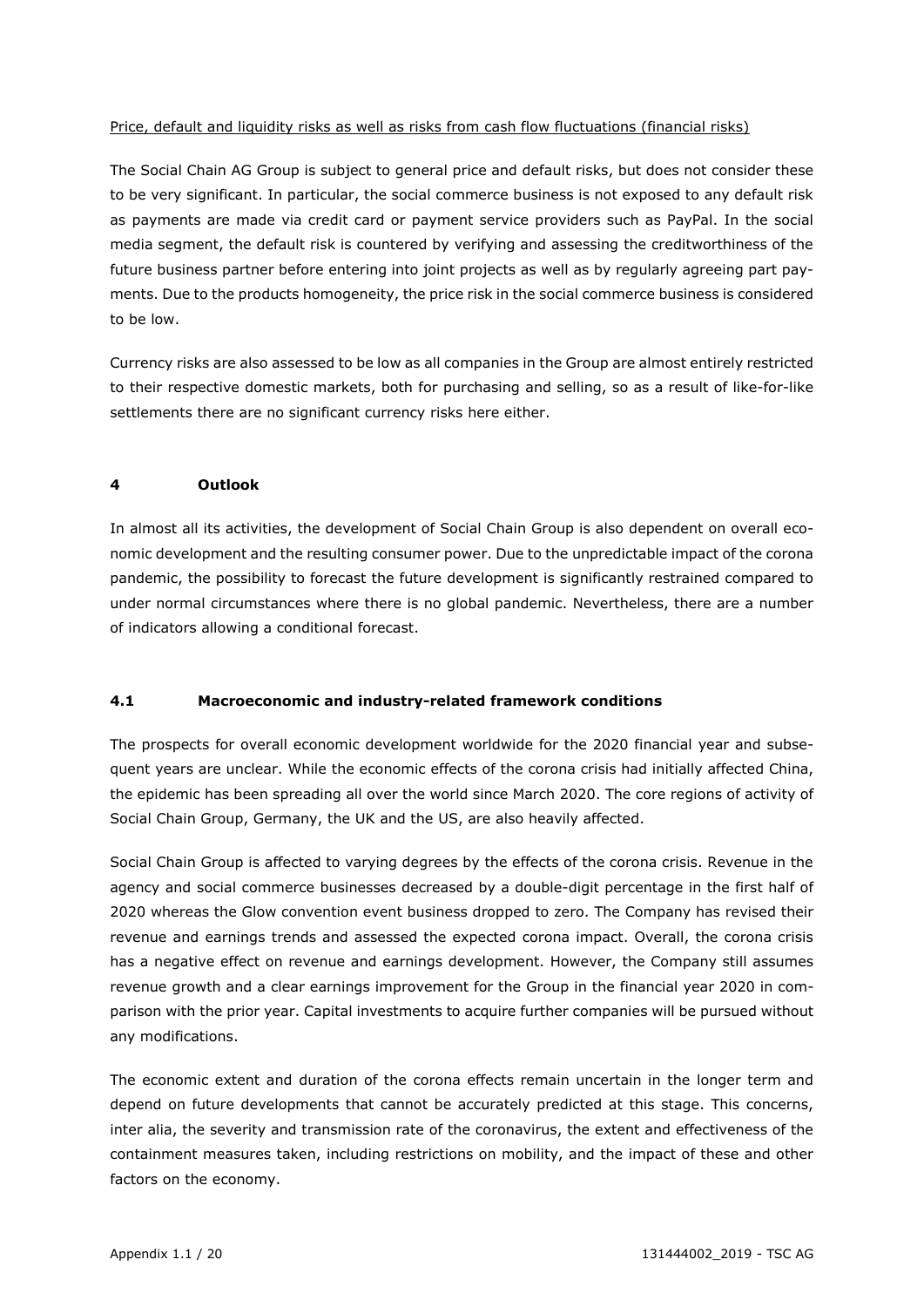Price, default and liquidity risks as well as risks from cash flow fluctuations (financial risks)

The Social Chain AG Group is subject to general price and default risks, but does not consider these to be very significant. In particular, the social commerce business is not exposed to any default risk as payments are made via credit card or payment service providers such as PayPal. In the social media segment, the default risk is countered by verifying and assessing the creditworthiness of the future business partner before entering into joint projects as well as by regularly agreeing part payments. Due to the products homogeneity, the price risk in the social commerce business is considered to be low.

Currency risks are also assessed to be low as all companies in the Group are almost entirely restricted to their respective domestic markets, both for purchasing and selling, so as a result of like-for-like settlements there are no significant currency risks here either.

## 4 Outlook

In almost all its activities, the development of Social Chain Group is also dependent on overall economic development and the resulting consumer power. Due to the unpredictable impact of the corona pandemic, the possibility to forecast the future development is significantly restrained compared to under normal circumstances where there is no global pandemic. Nevertheless, there are a number of indicators allowing a conditional forecast.

### 4.1 Macroeconomic and industry-related framework conditions

The prospects for overall economic development worldwide for the 2020 financial year and subsequent years are unclear. While the economic effects of the corona crisis had initially affected China, the epidemic has been spreading all over the world since March 2020. The core regions of activity of Social Chain Group, Germany, the UK and the US, are also heavily affected.

Social Chain Group is affected to varying degrees by the effects of the corona crisis. Revenue in the agency and social commerce businesses decreased by a double-digit percentage in the first half of 2020 whereas the Glow convention event business dropped to zero. The Company has revised their revenue and earnings trends and assessed the expected corona impact. Overall, the corona crisis has a negative effect on revenue and earnings development. However, the Company still assumes revenue growth and a clear earnings improvement for the Group in the financial year 2020 in comparison with the prior year. Capital investments to acquire further companies will be pursued without any modifications.

The economic extent and duration of the corona effects remain uncertain in the longer term and depend on future developments that cannot be accurately predicted at this stage. This concerns, inter alia, the severity and transmission rate of the coronavirus, the extent and effectiveness of the containment measures taken, including restrictions on mobility, and the impact of these and other factors on the economy.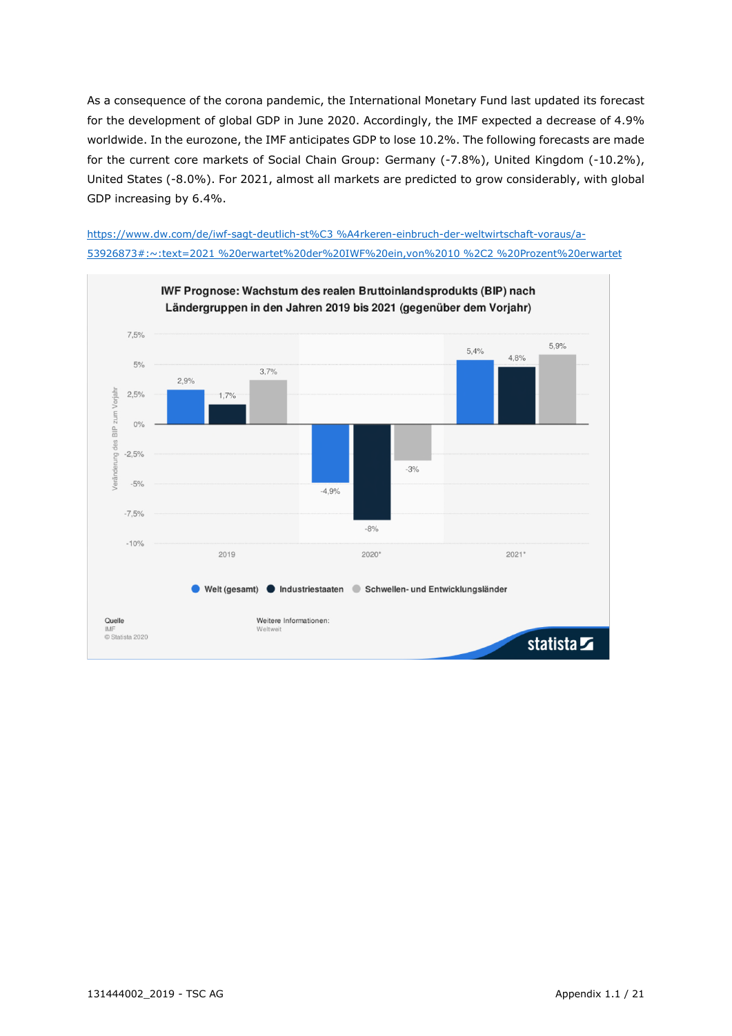As a consequence of the corona pandemic, the International Monetary Fund last updated its forecast for the development of global GDP in June 2020. Accordingly, the IMF expected a decrease of 4.9% worldwide. In the eurozone, the IMF anticipates GDP to lose 10.2%. The following forecasts are made for the current core markets of Social Chain Group: Germany (-7.8%), United Kingdom (-10.2%), United States (-8.0%). For 2021, almost all markets are predicted to grow considerably, with global GDP increasing by 6.4%.

https://www.dw.com/de/iwf-sagt-deutlich-st%C3 %A4rkeren-einbruch-der-weltwirtschaft-voraus/a-53926873#:~:text=2021 %20erwartet%20der%20IWF%20ein,von%2010 %2C2 %20Prozent%20erwartet

**IWF Prognose: Wachstum des realen Bruttoinlandsprodukts (BIP) nach Ländergruppen in den Jahren 2019 bis 2021 (gegenüber dem Vorjahr)**

| Veränderung des BIP zum Vorjahr | 2019 | 2020* | 2021* |
|---|---|---|---|
| Welt (gesamt) | 2,9% | -4,9% | 5,4% |
| Industriestaaten | 1,7% | -8% | 4,8% |
| Schwellen- und Entwicklungsländer | 3,7% | -3% | 5,9% |

Quelle: IMF
© Statista 2020

Weitere Informationen: Weltweit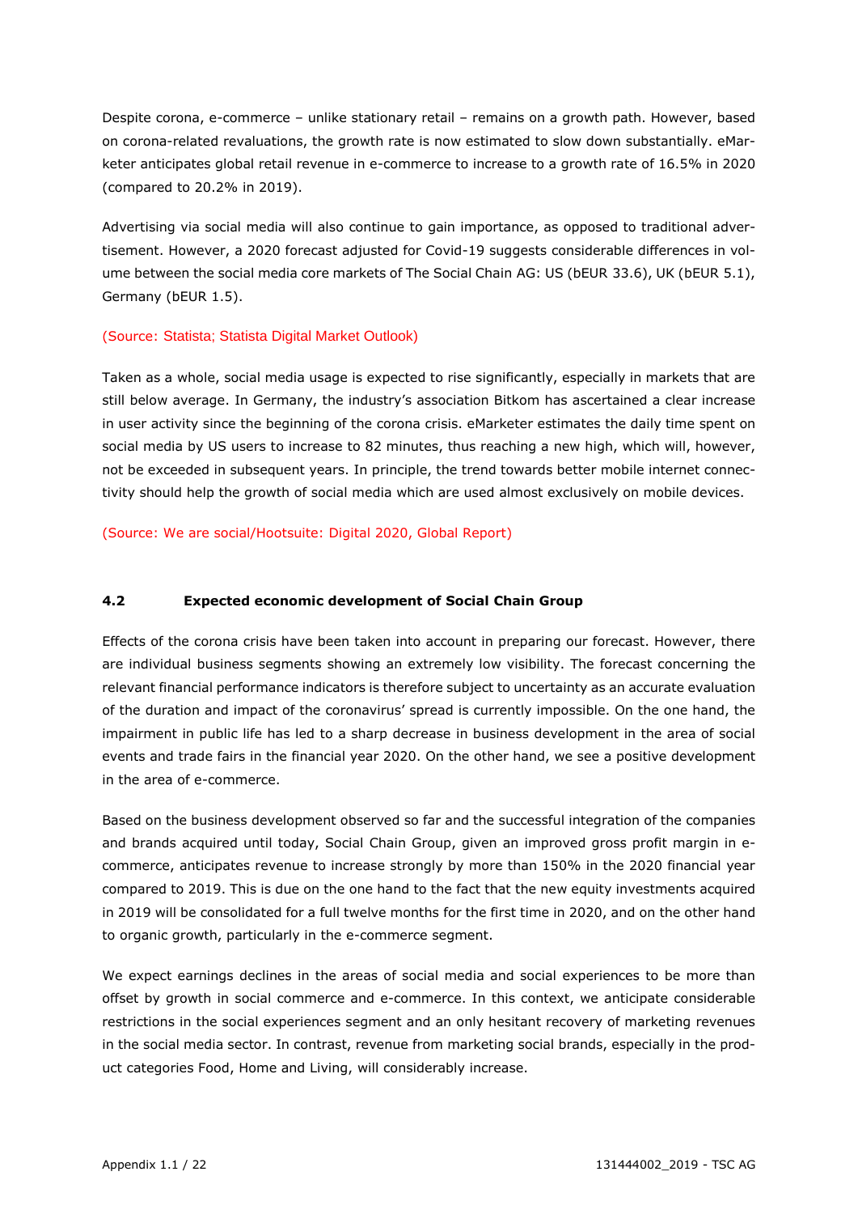Despite corona, e-commerce – unlike stationary retail – remains on a growth path. However, based on corona-related revaluations, the growth rate is now estimated to slow down substantially. eMarketer anticipates global retail revenue in e-commerce to increase to a growth rate of 16.5% in 2020 (compared to 20.2% in 2019).

Advertising via social media will also continue to gain importance, as opposed to traditional advertisement. However, a 2020 forecast adjusted for Covid-19 suggests considerable differences in volume between the social media core markets of The Social Chain AG: US (bEUR 33.6), UK (bEUR 5.1), Germany (bEUR 1.5).

(Source: Statista; Statista Digital Market Outlook)

Taken as a whole, social media usage is expected to rise significantly, especially in markets that are still below average. In Germany, the industry's association Bitkom has ascertained a clear increase in user activity since the beginning of the corona crisis. eMarketer estimates the daily time spent on social media by US users to increase to 82 minutes, thus reaching a new high, which will, however, not be exceeded in subsequent years. In principle, the trend towards better mobile internet connectivity should help the growth of social media which are used almost exclusively on mobile devices.

(Source: We are social/Hootsuite: Digital 2020, Global Report)

### 4.2 Expected economic development of Social Chain Group

Effects of the corona crisis have been taken into account in preparing our forecast. However, there are individual business segments showing an extremely low visibility. The forecast concerning the relevant financial performance indicators is therefore subject to uncertainty as an accurate evaluation of the duration and impact of the coronavirus' spread is currently impossible. On the one hand, the impairment in public life has led to a sharp decrease in business development in the area of social events and trade fairs in the financial year 2020. On the other hand, we see a positive development in the area of e-commerce.

Based on the business development observed so far and the successful integration of the companies and brands acquired until today, Social Chain Group, given an improved gross profit margin in e-commerce, anticipates revenue to increase strongly by more than 150% in the 2020 financial year compared to 2019. This is due on the one hand to the fact that the new equity investments acquired in 2019 will be consolidated for a full twelve months for the first time in 2020, and on the other hand to organic growth, particularly in the e-commerce segment.

We expect earnings declines in the areas of social media and social experiences to be more than offset by growth in social commerce and e-commerce. In this context, we anticipate considerable restrictions in the social experiences segment and an only hesitant recovery of marketing revenues in the social media sector. In contrast, revenue from marketing social brands, especially in the product categories Food, Home and Living, will considerably increase.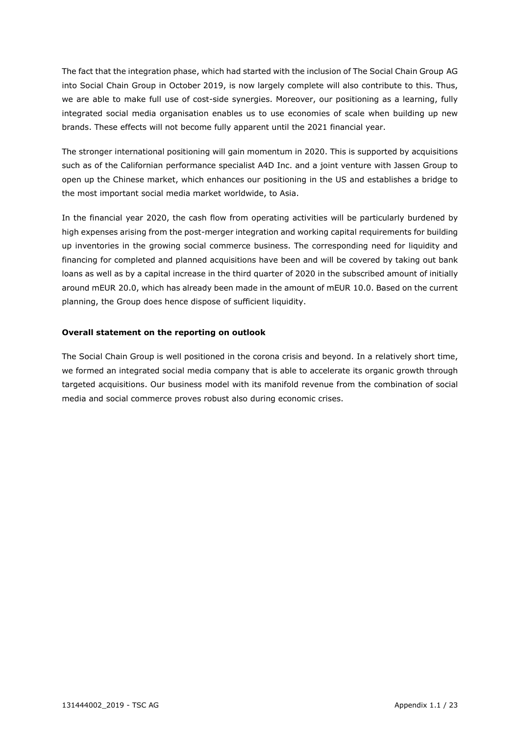The fact that the integration phase, which had started with the inclusion of The Social Chain Group AG into Social Chain Group in October 2019, is now largely complete will also contribute to this. Thus, we are able to make full use of cost-side synergies. Moreover, our positioning as a learning, fully integrated social media organisation enables us to use economies of scale when building up new brands. These effects will not become fully apparent until the 2021 financial year.

The stronger international positioning will gain momentum in 2020. This is supported by acquisitions such as of the Californian performance specialist A4D Inc. and a joint venture with Jassen Group to open up the Chinese market, which enhances our positioning in the US and establishes a bridge to the most important social media market worldwide, to Asia.

In the financial year 2020, the cash flow from operating activities will be particularly burdened by high expenses arising from the post-merger integration and working capital requirements for building up inventories in the growing social commerce business. The corresponding need for liquidity and financing for completed and planned acquisitions have been and will be covered by taking out bank loans as well as by a capital increase in the third quarter of 2020 in the subscribed amount of initially around mEUR 20.0, which has already been made in the amount of mEUR 10.0. Based on the current planning, the Group does hence dispose of sufficient liquidity.

**Overall statement on the reporting on outlook**

The Social Chain Group is well positioned in the corona crisis and beyond. In a relatively short time, we formed an integrated social media company that is able to accelerate its organic growth through targeted acquisitions. Our business model with its manifold revenue from the combination of social media and social commerce proves robust also during economic crises.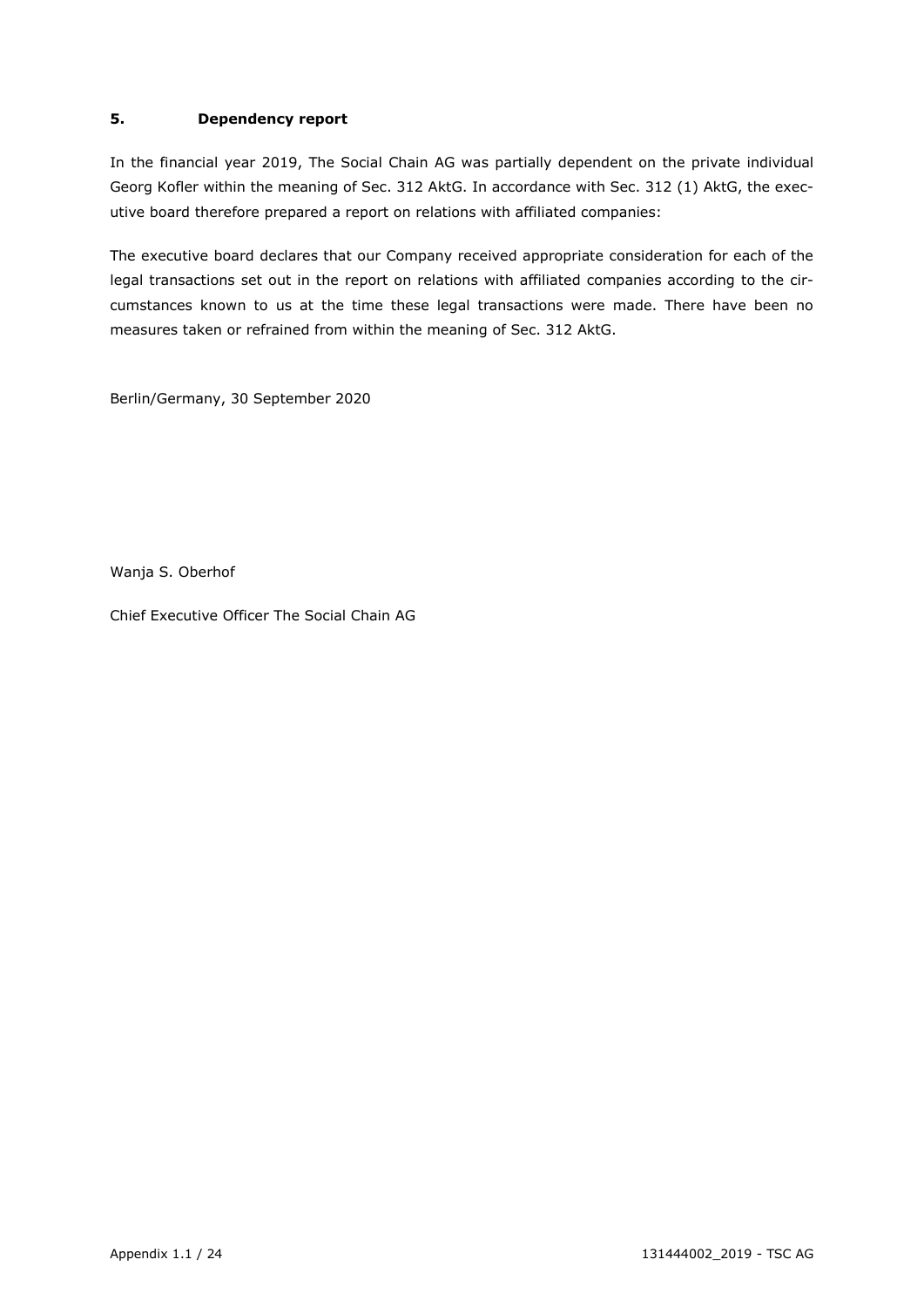## 5. Dependency report

In the financial year 2019, The Social Chain AG was partially dependent on the private individual Georg Kofler within the meaning of Sec. 312 AktG. In accordance with Sec. 312 (1) AktG, the executive board therefore prepared a report on relations with affiliated companies:

The executive board declares that our Company received appropriate consideration for each of the legal transactions set out in the report on relations with affiliated companies according to the circumstances known to us at the time these legal transactions were made. There have been no measures taken or refrained from within the meaning of Sec. 312 AktG.

Berlin/Germany, 30 September 2020

Wanja S. Oberhof

Chief Executive Officer The Social Chain AG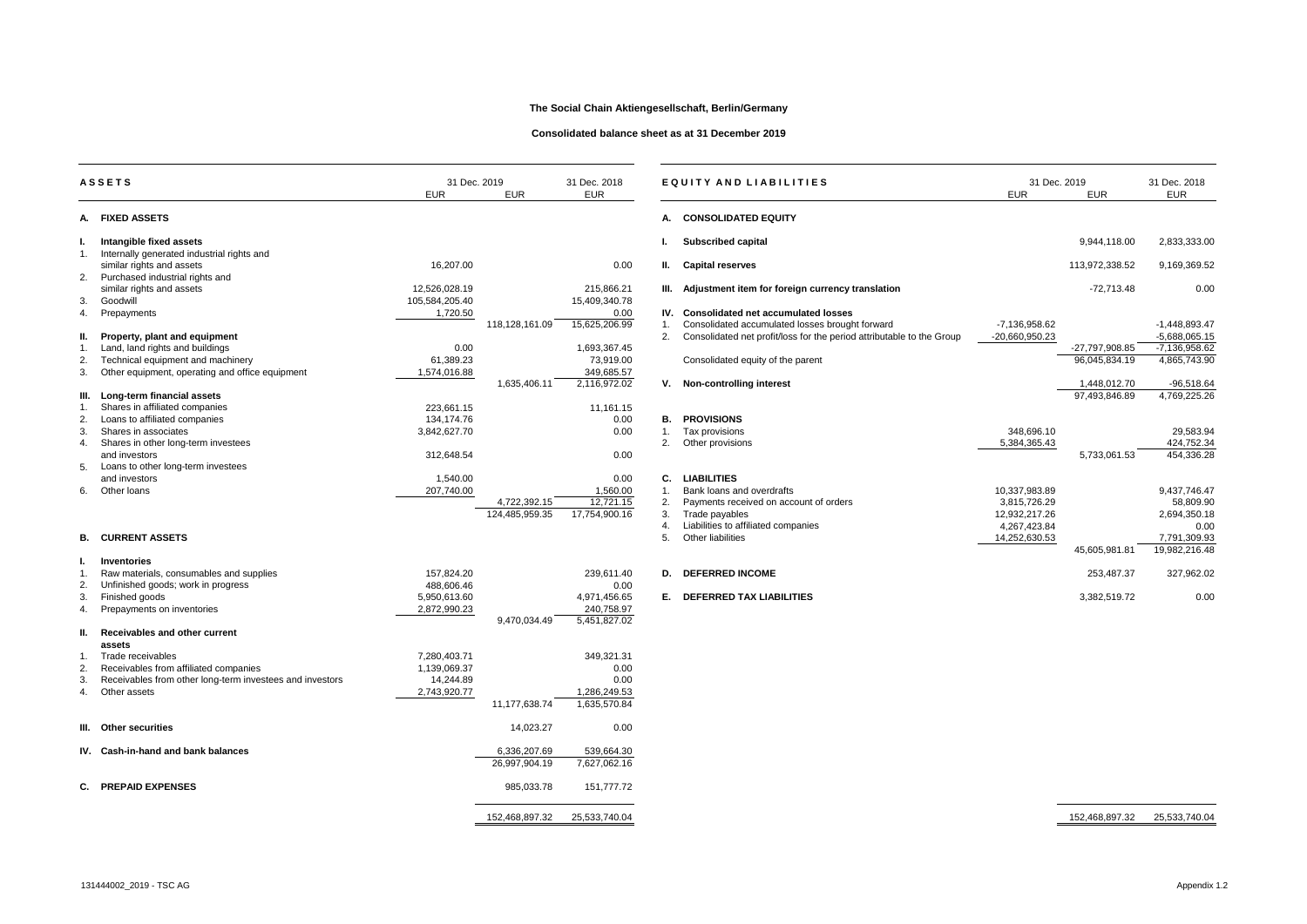# The Social Chain Aktiengesellschaft, Berlin/Germany

## Consolidated balance sheet as at 31 December 2019

| ASSETS | 31 Dec. 2019 EUR | 31 Dec. 2019 EUR | 31 Dec. 2018 EUR |
|---|---|---|---|
| **A. FIXED ASSETS** | | | |
| **I. Intangible fixed assets** | | | |
| 1. Internally generated industrial rights and similar rights and assets | 16,207.00 | | 0.00 |
| 2. Purchased industrial rights and similar rights and assets | 12,526,028.19 | | 215,866.21 |
| 3. Goodwill | 105,584,205.40 | | 15,409,340.78 |
| 4. Prepayments | 1,720.50 | | 0.00 |
| | | 118,128,161.09 | 15,625,206.99 |
| **II. Property, plant and equipment** | | | |
| 1. Land, land rights and buildings | 0.00 | | 1,693,367.45 |
| 2. Technical equipment and machinery | 61,389.23 | | 73,919.00 |
| 3. Other equipment, operating and office equipment | 1,574,016.88 | | 349,685.57 |
| | | 1,635,406.11 | 2,116,972.02 |
| **III. Long-term financial assets** | | | |
| 1. Shares in affiliated companies | 223,661.15 | | 11,161.15 |
| 2. Loans to affiliated companies | 134,174.76 | | 0.00 |
| 3. Shares in associates | 3,842,627.70 | | 0.00 |
| 4. Shares in other long-term investees and investors | 312,648.54 | | 0.00 |
| 5. Loans to other long-term investees and investors | 1,540.00 | | 0.00 |
| 6. Other loans | 207,740.00 | | 1,560.00 |
| | | 4,722,392.15 | 12,721.15 |
| | | 124,485,959.35 | 17,754,900.16 |
| **B. CURRENT ASSETS** | | | |
| **I. Inventories** | | | |
| 1. Raw materials, consumables and supplies | 157,824.20 | | 239,611.40 |
| 2. Unfinished goods; work in progress | 488,606.46 | | 0.00 |
| 3. Finished goods | 5,950,613.60 | | 4,971,456.65 |
| 4. Prepayments on inventories | 2,872,990.23 | | 240,758.97 |
| | | 9,470,034.49 | 5,451,827.02 |
| **II. Receivables and other current assets** | | | |
| 1. Trade receivables | 7,280,403.71 | | 349,321.31 |
| 2. Receivables from affiliated companies | 1,139,069.37 | | 0.00 |
| 3. Receivables from other long-term investees and investors | 14,244.89 | | 0.00 |
| 4. Other assets | 2,743,920.77 | | 1,286,249.53 |
| | | 11,177,638.74 | 1,635,570.84 |
| **III. Other securities** | | 14,023.27 | 0.00 |
| **IV. Cash-in-hand and bank balances** | | 6,336,207.69 | 539,664.30 |
| | | 26,997,904.19 | 7,627,062.16 |
| **C. PREPAID EXPENSES** | | 985,033.78 | 151,777.72 |
| | | 152,468,897.32 | 25,533,740.04 |

| EQUITY AND LIABILITIES | 31 Dec. 2019 EUR | 31 Dec. 2019 EUR | 31 Dec. 2018 EUR |
|---|---|---|---|
| **A. CONSOLIDATED EQUITY** | | | |
| **I. Subscribed capital** | | 9,944,118.00 | 2,833,333.00 |
| **II. Capital reserves** | | 113,972,338.52 | 9,169,369.52 |
| **III. Adjustment item for foreign currency translation** | | -72,713.48 | 0.00 |
| **IV. Consolidated net accumulated losses** | | | |
| 1. Consolidated accumulated losses brought forward | -7,136,958.62 | | -1,448,893.47 |
| 2. Consolidated net profit/loss for the period attributable to the Group | -20,660,950.23 | | -5,688,065.15 |
| | | -27,797,908.85 | -7,136,958.62 |
| Consolidated equity of the parent | | 96,045,834.19 | 4,865,743.90 |
| **V. Non-controlling interest** | | 1,448,012.70 | -96,518.64 |
| | | 97,493,846.89 | 4,769,225.26 |
| **B. PROVISIONS** | | | |
| 1. Tax provisions | 348,696.10 | | 29,583.94 |
| 2. Other provisions | 5,384,365.43 | | 424,752.34 |
| | | 5,733,061.53 | 454,336.28 |
| **C. LIABILITIES** | | | |
| 1. Bank loans and overdrafts | 10,337,983.89 | | 9,437,746.47 |
| 2. Payments received on account of orders | 3,815,726.29 | | 58,809.90 |
| 3. Trade payables | 12,932,217.26 | | 2,694,350.18 |
| 4. Liabilities to affiliated companies | 4,267,423.84 | | 0.00 |
| 5. Other liabilities | 14,252,630.53 | | 7,791,309.93 |
| | | 45,605,981.81 | 19,982,216.48 |
| **D. DEFERRED INCOME** | | 253,487.37 | 327,962.02 |
| **E. DEFERRED TAX LIABILITIES** | | 3,382,519.72 | 0.00 |
| | | 152,468,897.32 | 25,533,740.04 |

131444002_2019 - TSC AG

Appendix 1.2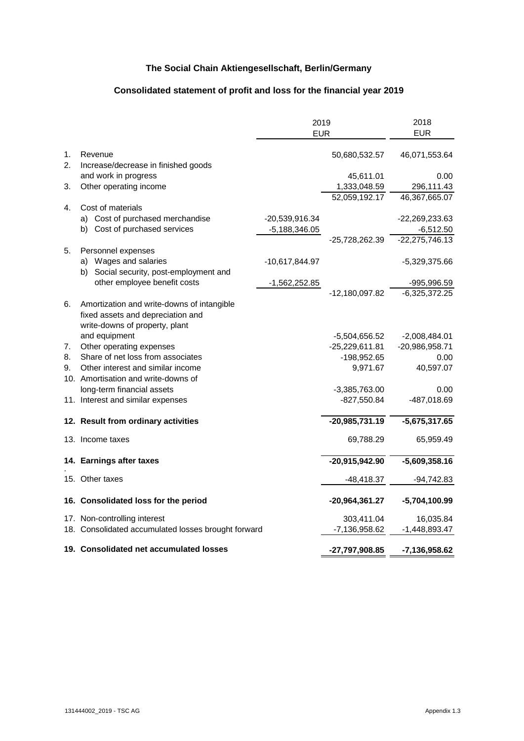# The Social Chain Aktiengesellschaft, Berlin/Germany

## Consolidated statement of profit and loss for the financial year 2019

| | | 2019 EUR | | 2018 EUR |
|---|---|---|---|---|
| 1. | Revenue | | 50,680,532.57 | 46,071,553.64 |
| 2. | Increase/decrease in finished goods and work in progress | | 45,611.01 | 0.00 |
| 3. | Other operating income | | 1,333,048.59 | 296,111.43 |
| | | | 52,059,192.17 | 46,367,665.07 |
| 4. | Cost of materials | | | |
| | a) Cost of purchased merchandise | -20,539,916.34 | | -22,269,233.63 |
| | b) Cost of purchased services | -5,188,346.05 | | -6,512.50 |
| | | | -25,728,262.39 | -22,275,746.13 |
| 5. | Personnel expenses | | | |
| | a) Wages and salaries | -10,617,844.97 | | -5,329,375.66 |
| | b) Social security, post-employment and other employee benefit costs | -1,562,252.85 | | -995,996.59 |
| | | | -12,180,097.82 | -6,325,372.25 |
| 6. | Amortization and write-downs of intangible fixed assets and depreciation and write-downs of property, plant and equipment | | -5,504,656.52 | -2,008,484.01 |
| 7. | Other operating expenses | | -25,229,611.81 | -20,986,958.71 |
| 8. | Share of net loss from associates | | -198,952.65 | 0.00 |
| 9. | Other interest and similar income | | 9,971.67 | 40,597.07 |
| 10. | Amortisation and write-downs of long-term financial assets | | -3,385,763.00 | 0.00 |
| 11. | Interest and similar expenses | | -827,550.84 | -487,018.69 |
| **12.** | **Result from ordinary activities** | | **-20,985,731.19** | **-5,675,317.65** |
| 13. | Income taxes | | 69,788.29 | 65,959.49 |
| **14.** | **Earnings after taxes** | | **-20,915,942.90** | **-5,609,358.16** |
| 15. | Other taxes | | -48,418.37 | -94,742.83 |
| **16.** | **Consolidated loss for the period** | | **-20,964,361.27** | **-5,704,100.99** |
| 17. | Non-controlling interest | | 303,411.04 | 16,035.84 |
| 18. | Consolidated accumulated losses brought forward | | -7,136,958.62 | -1,448,893.47 |
| **19.** | **Consolidated net accumulated losses** | | **-27,797,908.85** | **-7,136,958.62** |

131444002_2019 - TSC AG

Appendix 1.3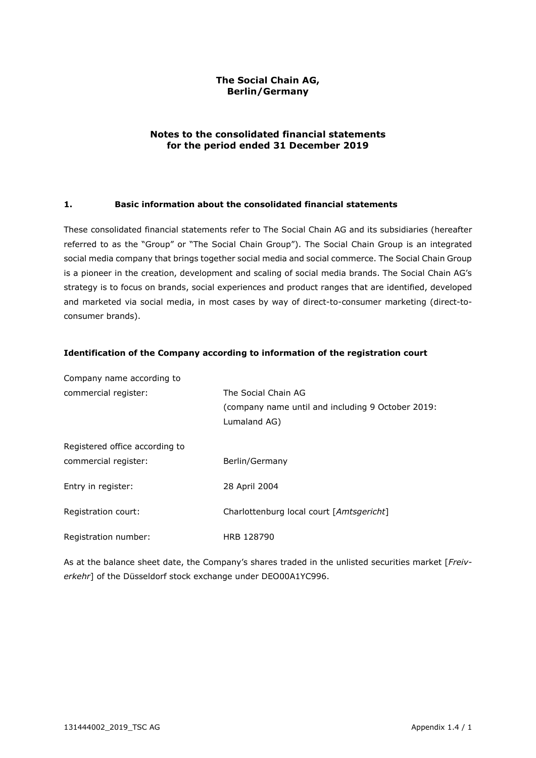**The Social Chain AG, Berlin/Germany**

# Notes to the consolidated financial statements for the period ended 31 December 2019

## 1. Basic information about the consolidated financial statements

These consolidated financial statements refer to The Social Chain AG and its subsidiaries (hereafter referred to as the "Group" or "The Social Chain Group"). The Social Chain Group is an integrated social media company that brings together social media and social commerce. The Social Chain Group is a pioneer in the creation, development and scaling of social media brands. The Social Chain AG's strategy is to focus on brands, social experiences and product ranges that are identified, developed and marketed via social media, in most cases by way of direct-to-consumer marketing (direct-to-consumer brands).

### Identification of the Company according to information of the registration court

| | |
|---|---|
| Company name according to commercial register: | The Social Chain AG (company name until and including 9 October 2019: Lumaland AG) |
| Registered office according to commercial register: | Berlin/Germany |
| Entry in register: | 28 April 2004 |
| Registration court: | Charlottenburg local court [*Amtsgericht*] |
| Registration number: | HRB 128790 |

As at the balance sheet date, the Company's shares traded in the unlisted securities market [*Freiverkehr*] of the Düsseldorf stock exchange under DEO00A1YC996.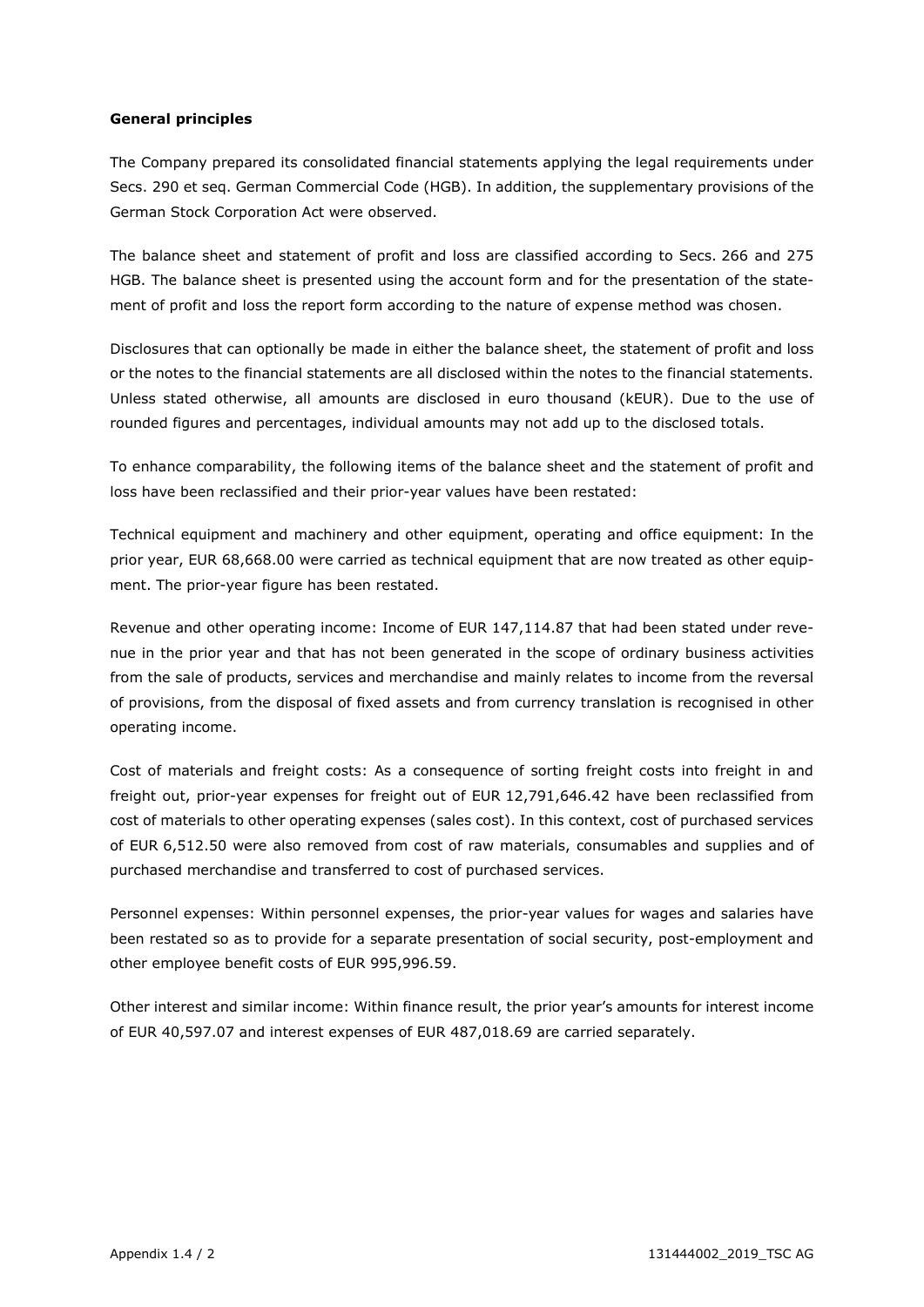**General principles**

The Company prepared its consolidated financial statements applying the legal requirements under Secs. 290 et seq. German Commercial Code (HGB). In addition, the supplementary provisions of the German Stock Corporation Act were observed.

The balance sheet and statement of profit and loss are classified according to Secs. 266 and 275 HGB. The balance sheet is presented using the account form and for the presentation of the statement of profit and loss the report form according to the nature of expense method was chosen.

Disclosures that can optionally be made in either the balance sheet, the statement of profit and loss or the notes to the financial statements are all disclosed within the notes to the financial statements. Unless stated otherwise, all amounts are disclosed in euro thousand (kEUR). Due to the use of rounded figures and percentages, individual amounts may not add up to the disclosed totals.

To enhance comparability, the following items of the balance sheet and the statement of profit and loss have been reclassified and their prior-year values have been restated:

Technical equipment and machinery and other equipment, operating and office equipment: In the prior year, EUR 68,668.00 were carried as technical equipment that are now treated as other equipment. The prior-year figure has been restated.

Revenue and other operating income: Income of EUR 147,114.87 that had been stated under revenue in the prior year and that has not been generated in the scope of ordinary business activities from the sale of products, services and merchandise and mainly relates to income from the reversal of provisions, from the disposal of fixed assets and from currency translation is recognised in other operating income.

Cost of materials and freight costs: As a consequence of sorting freight costs into freight in and freight out, prior-year expenses for freight out of EUR 12,791,646.42 have been reclassified from cost of materials to other operating expenses (sales cost). In this context, cost of purchased services of EUR 6,512.50 were also removed from cost of raw materials, consumables and supplies and of purchased merchandise and transferred to cost of purchased services.

Personnel expenses: Within personnel expenses, the prior-year values for wages and salaries have been restated so as to provide for a separate presentation of social security, post-employment and other employee benefit costs of EUR 995,996.59.

Other interest and similar income: Within finance result, the prior year's amounts for interest income of EUR 40,597.07 and interest expenses of EUR 487,018.69 are carried separately.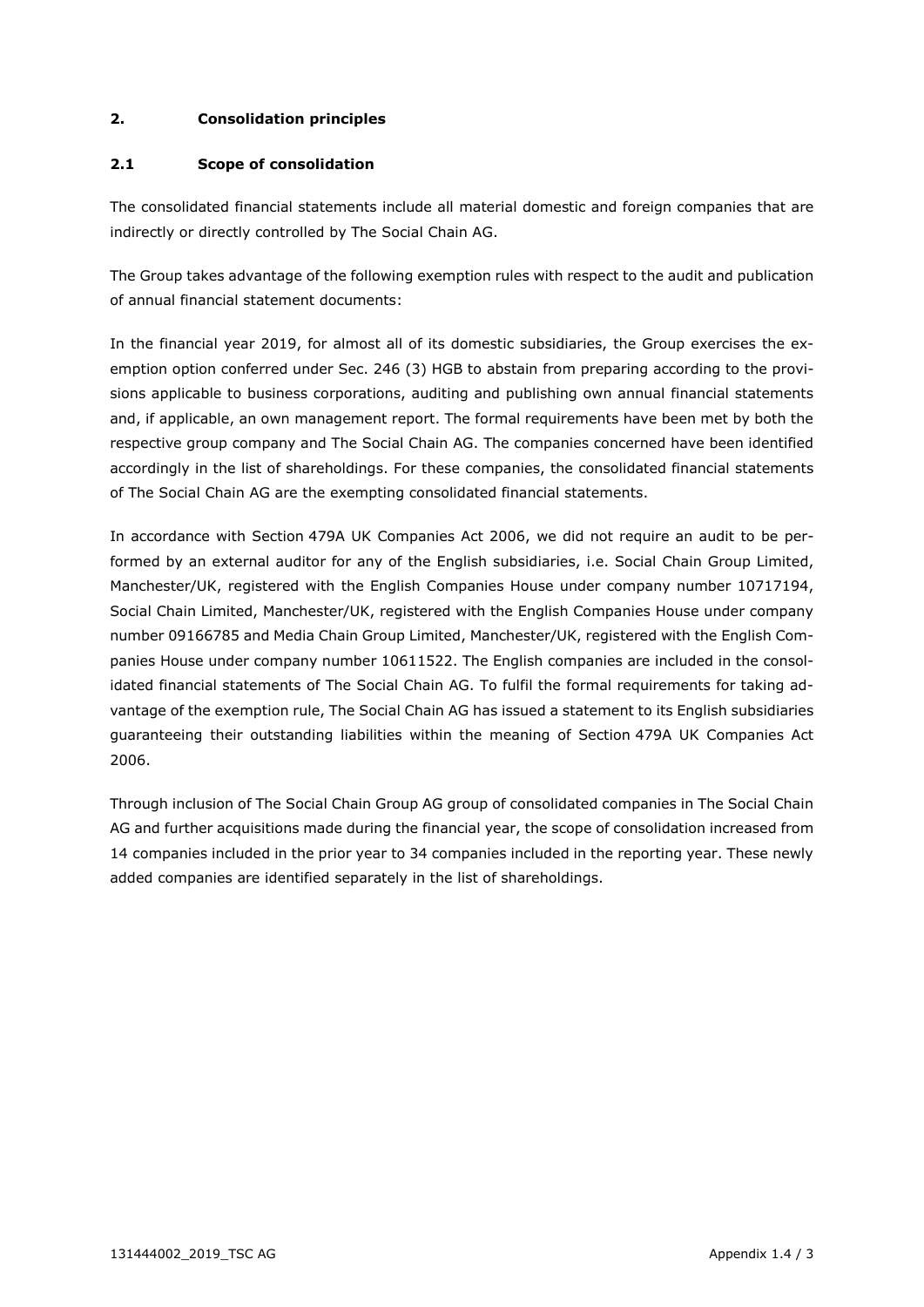## 2. Consolidation principles

### 2.1 Scope of consolidation

The consolidated financial statements include all material domestic and foreign companies that are indirectly or directly controlled by The Social Chain AG.

The Group takes advantage of the following exemption rules with respect to the audit and publication of annual financial statement documents:

In the financial year 2019, for almost all of its domestic subsidiaries, the Group exercises the exemption option conferred under Sec. 246 (3) HGB to abstain from preparing according to the provisions applicable to business corporations, auditing and publishing own annual financial statements and, if applicable, an own management report. The formal requirements have been met by both the respective group company and The Social Chain AG. The companies concerned have been identified accordingly in the list of shareholdings. For these companies, the consolidated financial statements of The Social Chain AG are the exempting consolidated financial statements.

In accordance with Section 479A UK Companies Act 2006, we did not require an audit to be performed by an external auditor for any of the English subsidiaries, i.e. Social Chain Group Limited, Manchester/UK, registered with the English Companies House under company number 10717194, Social Chain Limited, Manchester/UK, registered with the English Companies House under company number 09166785 and Media Chain Group Limited, Manchester/UK, registered with the English Companies House under company number 10611522. The English companies are included in the consolidated financial statements of The Social Chain AG. To fulfil the formal requirements for taking advantage of the exemption rule, The Social Chain AG has issued a statement to its English subsidiaries guaranteeing their outstanding liabilities within the meaning of Section 479A UK Companies Act 2006.

Through inclusion of The Social Chain Group AG group of consolidated companies in The Social Chain AG and further acquisitions made during the financial year, the scope of consolidation increased from 14 companies included in the prior year to 34 companies included in the reporting year. These newly added companies are identified separately in the list of shareholdings.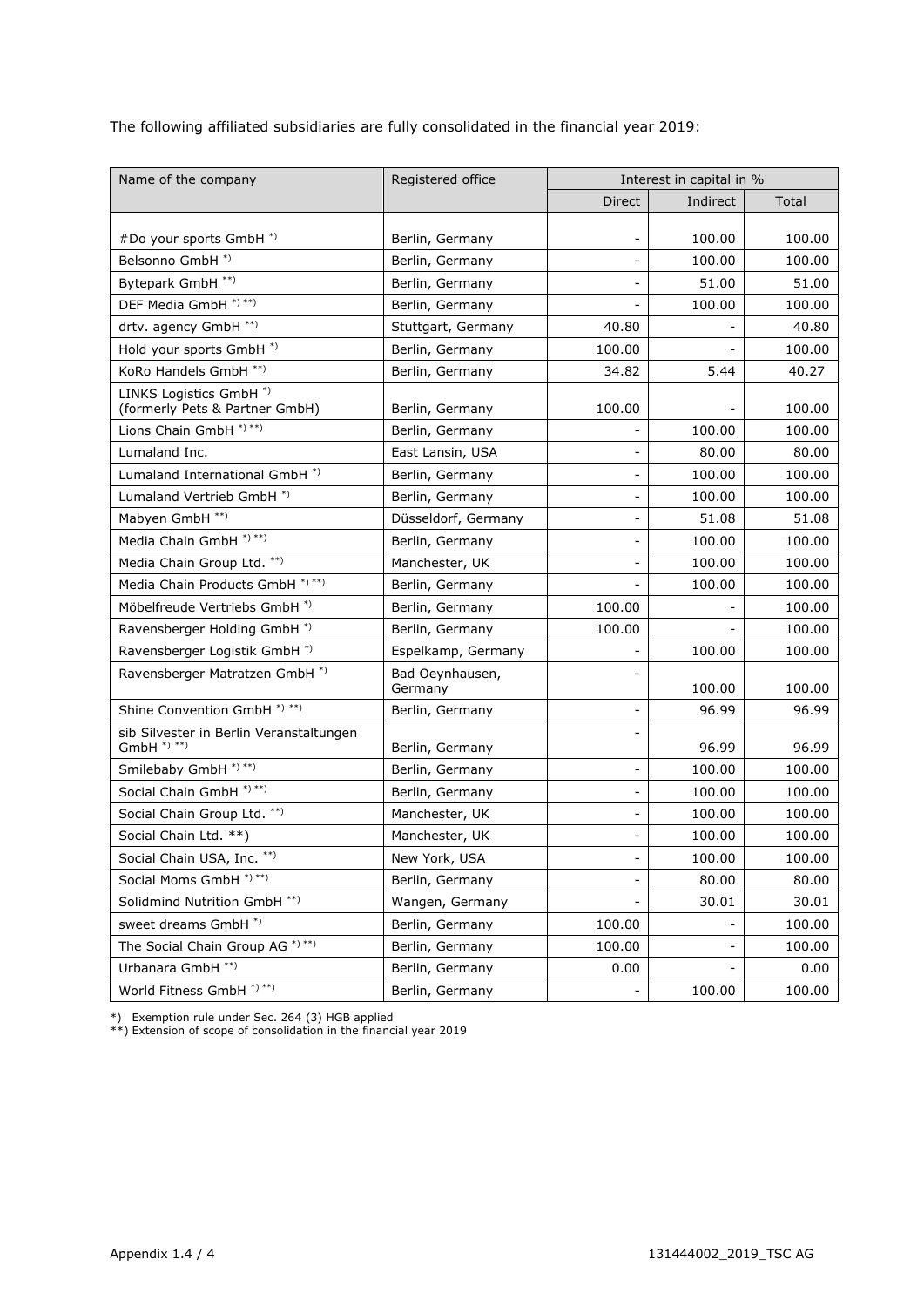The following affiliated subsidiaries are fully consolidated in the financial year 2019:

| Name of the company | Registered office | Interest in capital in % | | |
|---|---|---|---|---|
| | | Direct | Indirect | Total |
| #Do your sports GmbH *) | Berlin, Germany | - | 100.00 | 100.00 |
| Belsonno GmbH *) | Berlin, Germany | - | 100.00 | 100.00 |
| Bytepark GmbH **) | Berlin, Germany | - | 51.00 | 51.00 |
| DEF Media GmbH *) **) | Berlin, Germany | - | 100.00 | 100.00 |
| drtv. agency GmbH **) | Stuttgart, Germany | 40.80 | - | 40.80 |
| Hold your sports GmbH *) | Berlin, Germany | 100.00 | - | 100.00 |
| KoRo Handels GmbH **) | Berlin, Germany | 34.82 | 5.44 | 40.27 |
| LINKS Logistics GmbH *) (formerly Pets & Partner GmbH) | Berlin, Germany | 100.00 | - | 100.00 |
| Lions Chain GmbH *) **) | Berlin, Germany | - | 100.00 | 100.00 |
| Lumaland Inc. | East Lansin, USA | - | 80.00 | 80.00 |
| Lumaland International GmbH *) | Berlin, Germany | - | 100.00 | 100.00 |
| Lumaland Vertrieb GmbH *) | Berlin, Germany | - | 100.00 | 100.00 |
| Mabyen GmbH **) | Düsseldorf, Germany | - | 51.08 | 51.08 |
| Media Chain GmbH *) **) | Berlin, Germany | - | 100.00 | 100.00 |
| Media Chain Group Ltd. **) | Manchester, UK | - | 100.00 | 100.00 |
| Media Chain Products GmbH *) **) | Berlin, Germany | - | 100.00 | 100.00 |
| Möbelfreude Vertriebs GmbH *) | Berlin, Germany | 100.00 | - | 100.00 |
| Ravensberger Holding GmbH *) | Berlin, Germany | 100.00 | - | 100.00 |
| Ravensberger Logistik GmbH *) | Espelkamp, Germany | - | 100.00 | 100.00 |
| Ravensberger Matratzen GmbH *) | Bad Oeynhausen, Germany | - | 100.00 | 100.00 |
| Shine Convention GmbH *) **) | Berlin, Germany | - | 96.99 | 96.99 |
| sib Silvester in Berlin Veranstaltungen GmbH *) **) | Berlin, Germany | - | 96.99 | 96.99 |
| Smilebaby GmbH *) **) | Berlin, Germany | - | 100.00 | 100.00 |
| Social Chain GmbH *) **) | Berlin, Germany | - | 100.00 | 100.00 |
| Social Chain Group Ltd. **) | Manchester, UK | - | 100.00 | 100.00 |
| Social Chain Ltd. **) | Manchester, UK | - | 100.00 | 100.00 |
| Social Chain USA, Inc. **) | New York, USA | - | 100.00 | 100.00 |
| Social Moms GmbH *) **) | Berlin, Germany | - | 80.00 | 80.00 |
| Solidmind Nutrition GmbH **) | Wangen, Germany | - | 30.01 | 30.01 |
| sweet dreams GmbH *) | Berlin, Germany | 100.00 | - | 100.00 |
| The Social Chain Group AG *) **) | Berlin, Germany | 100.00 | - | 100.00 |
| Urbanara GmbH **) | Berlin, Germany | 0.00 | - | 0.00 |
| World Fitness GmbH *) **) | Berlin, Germany | - | 100.00 | 100.00 |

*) Exemption rule under Sec. 264 (3) HGB applied
**) Extension of scope of consolidation in the financial year 2019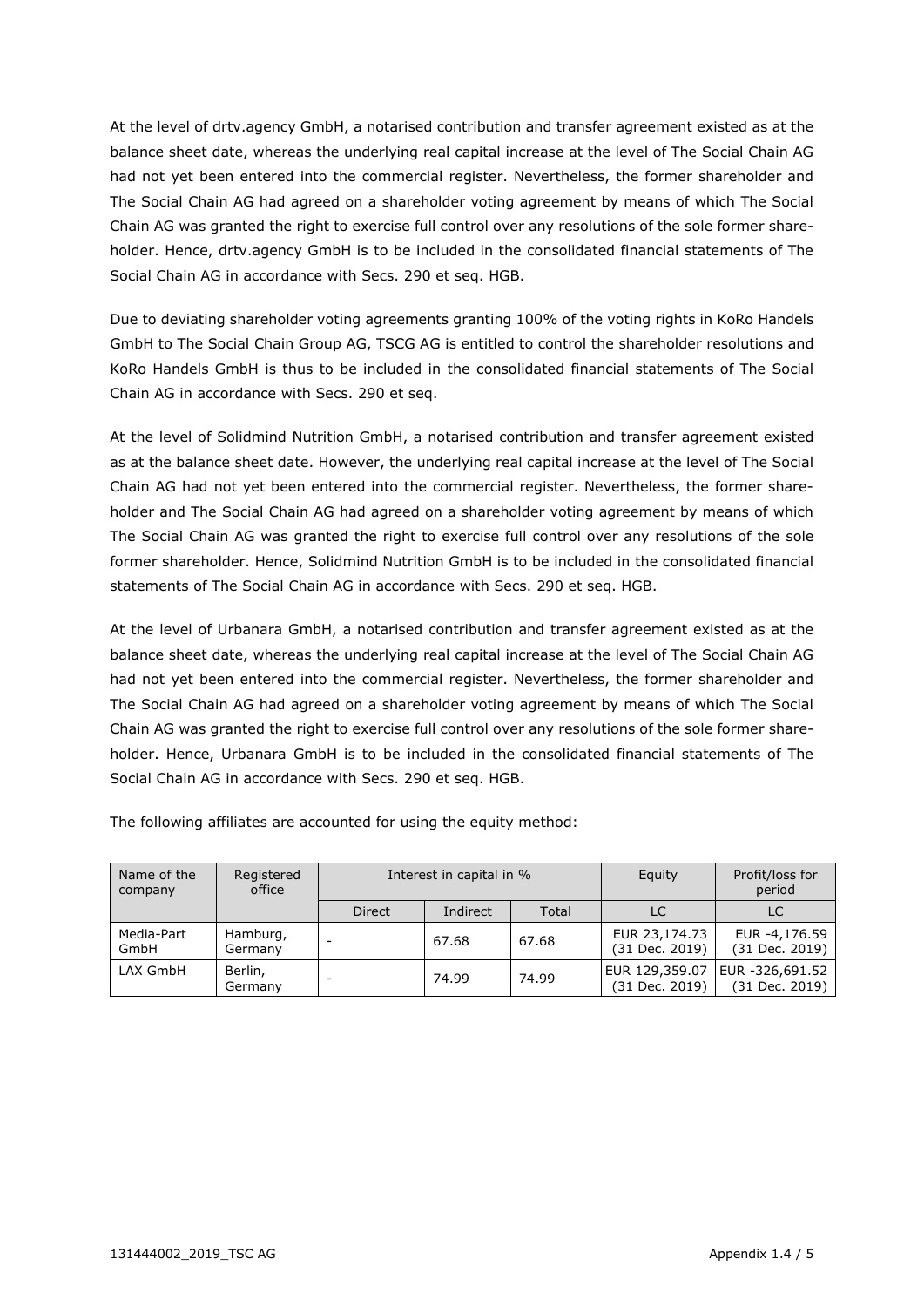At the level of drtv.agency GmbH, a notarised contribution and transfer agreement existed as at the balance sheet date, whereas the underlying real capital increase at the level of The Social Chain AG had not yet been entered into the commercial register. Nevertheless, the former shareholder and The Social Chain AG had agreed on a shareholder voting agreement by means of which The Social Chain AG was granted the right to exercise full control over any resolutions of the sole former shareholder. Hence, drtv.agency GmbH is to be included in the consolidated financial statements of The Social Chain AG in accordance with Secs. 290 et seq. HGB.

Due to deviating shareholder voting agreements granting 100% of the voting rights in KoRo Handels GmbH to The Social Chain Group AG, TSCG AG is entitled to control the shareholder resolutions and KoRo Handels GmbH is thus to be included in the consolidated financial statements of The Social Chain AG in accordance with Secs. 290 et seq.

At the level of Solidmind Nutrition GmbH, a notarised contribution and transfer agreement existed as at the balance sheet date. However, the underlying real capital increase at the level of The Social Chain AG had not yet been entered into the commercial register. Nevertheless, the former shareholder and The Social Chain AG had agreed on a shareholder voting agreement by means of which The Social Chain AG was granted the right to exercise full control over any resolutions of the sole former shareholder. Hence, Solidmind Nutrition GmbH is to be included in the consolidated financial statements of The Social Chain AG in accordance with Secs. 290 et seq. HGB.

At the level of Urbanara GmbH, a notarised contribution and transfer agreement existed as at the balance sheet date, whereas the underlying real capital increase at the level of The Social Chain AG had not yet been entered into the commercial register. Nevertheless, the former shareholder and The Social Chain AG had agreed on a shareholder voting agreement by means of which The Social Chain AG was granted the right to exercise full control over any resolutions of the sole former shareholder. Hence, Urbanara GmbH is to be included in the consolidated financial statements of The Social Chain AG in accordance with Secs. 290 et seq. HGB.

The following affiliates are accounted for using the equity method:

| Name of the company | Registered office | Interest in capital in % | | | Equity | Profit/loss for period |
|---|---|---|---|---|---|---|
| | | Direct | Indirect | Total | LC | LC |
| Media-Part GmbH | Hamburg, Germany | - | 67.68 | 67.68 | EUR 23,174.73 (31 Dec. 2019) | EUR -4,176.59 (31 Dec. 2019) |
| LAX GmbH | Berlin, Germany | - | 74.99 | 74.99 | EUR 129,359.07 (31 Dec. 2019) | EUR -326,691.52 (31 Dec. 2019) |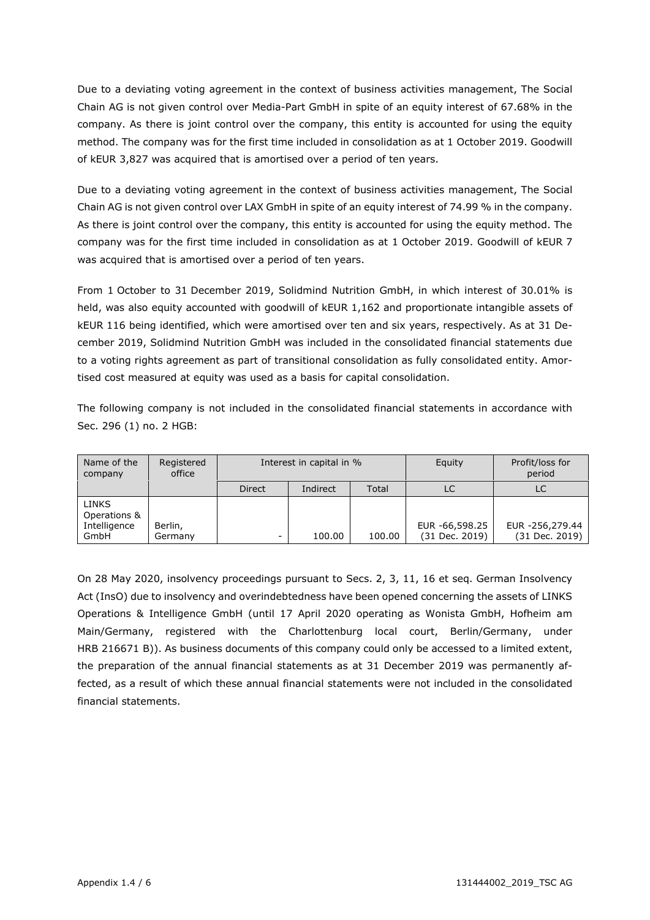Due to a deviating voting agreement in the context of business activities management, The Social Chain AG is not given control over Media-Part GmbH in spite of an equity interest of 67.68% in the company. As there is joint control over the company, this entity is accounted for using the equity method. The company was for the first time included in consolidation as at 1 October 2019. Goodwill of kEUR 3,827 was acquired that is amortised over a period of ten years.

Due to a deviating voting agreement in the context of business activities management, The Social Chain AG is not given control over LAX GmbH in spite of an equity interest of 74.99 % in the company. As there is joint control over the company, this entity is accounted for using the equity method. The company was for the first time included in consolidation as at 1 October 2019. Goodwill of kEUR 7 was acquired that is amortised over a period of ten years.

From 1 October to 31 December 2019, Solidmind Nutrition GmbH, in which interest of 30.01% is held, was also equity accounted with goodwill of kEUR 1,162 and proportionate intangible assets of kEUR 116 being identified, which were amortised over ten and six years, respectively. As at 31 December 2019, Solidmind Nutrition GmbH was included in the consolidated financial statements due to a voting rights agreement as part of transitional consolidation as fully consolidated entity. Amortised cost measured at equity was used as a basis for capital consolidation.

The following company is not included in the consolidated financial statements in accordance with Sec. 296 (1) no. 2 HGB:

| Name of the company | Registered office | Interest in capital in % | | | Equity | Profit/loss for period |
|---|---|---|---|---|---|---|
| | | Direct | Indirect | Total | LC | LC |
| LINKS Operations & Intelligence GmbH | Berlin, Germany | - | 100.00 | 100.00 | EUR -66,598.25 (31 Dec. 2019) | EUR -256,279.44 (31 Dec. 2019) |

On 28 May 2020, insolvency proceedings pursuant to Secs. 2, 3, 11, 16 et seq. German Insolvency Act (InsO) due to insolvency and overindebtedness have been opened concerning the assets of LINKS Operations & Intelligence GmbH (until 17 April 2020 operating as Wonista GmbH, Hofheim am Main/Germany, registered with the Charlottenburg local court, Berlin/Germany, under HRB 216671 B)). As business documents of this company could only be accessed to a limited extent, the preparation of the annual financial statements as at 31 December 2019 was permanently affected, as a result of which these annual financial statements were not included in the consolidated financial statements.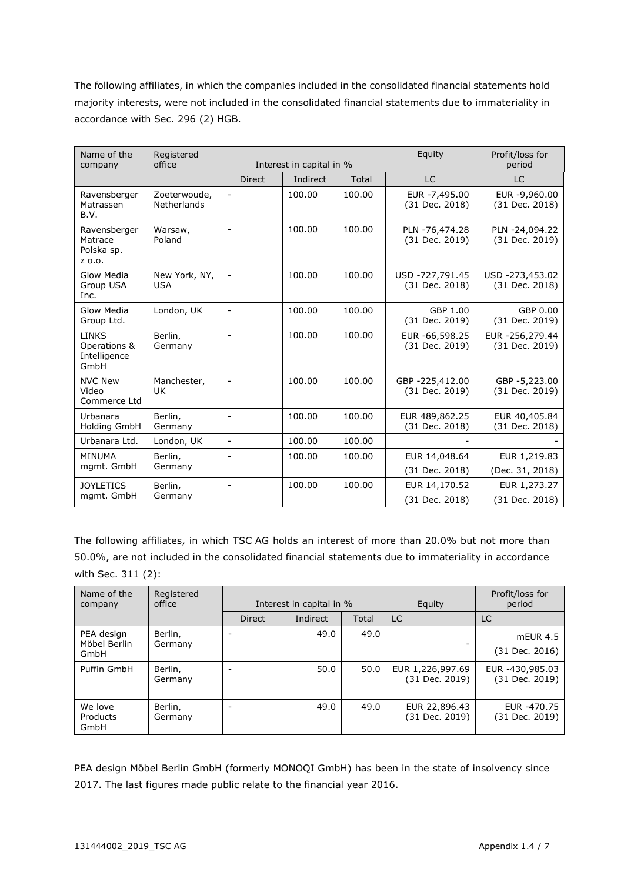The following affiliates, in which the companies included in the consolidated financial statements hold majority interests, were not included in the consolidated financial statements due to immateriality in accordance with Sec. 296 (2) HGB.

| Name of the company | Registered office | Interest in capital in % | | | Equity | Profit/loss for period |
|---|---|---|---|---|---|---|
| | | Direct | Indirect | Total | LC | LC |
| Ravensberger Matrassen B.V. | Zoeterwoude, Netherlands | - | 100.00 | 100.00 | EUR -7,495.00 (31 Dec. 2018) | EUR -9,960.00 (31 Dec. 2018) |
| Ravensberger Matrace Polska sp. z o.o. | Warsaw, Poland | - | 100.00 | 100.00 | PLN -76,474.28 (31 Dec. 2019) | PLN -24,094.22 (31 Dec. 2019) |
| Glow Media Group USA Inc. | New York, NY, USA | - | 100.00 | 100.00 | USD -727,791.45 (31 Dec. 2018) | USD -273,453.02 (31 Dec. 2018) |
| Glow Media Group Ltd. | London, UK | - | 100.00 | 100.00 | GBP 1.00 (31 Dec. 2019) | GBP 0.00 (31 Dec. 2019) |
| LINKS Operations & Intelligence GmbH | Berlin, Germany | - | 100.00 | 100.00 | EUR -66,598.25 (31 Dec. 2019) | EUR -256,279.44 (31 Dec. 2019) |
| NVC New Video Commerce Ltd | Manchester, UK | - | 100.00 | 100.00 | GBP -225,412.00 (31 Dec. 2019) | GBP -5,223.00 (31 Dec. 2019) |
| Urbanara Holding GmbH | Berlin, Germany | - | 100.00 | 100.00 | EUR 489,862.25 (31 Dec. 2018) | EUR 40,405.84 (31 Dec. 2018) |
| Urbanara Ltd. | London, UK | - | 100.00 | 100.00 | - | - |
| MINUMA mgmt. GmbH | Berlin, Germany | - | 100.00 | 100.00 | EUR 14,048.64 (31 Dec. 2018) | EUR 1,219.83 (Dec. 31, 2018) |
| JOYLETICS mgmt. GmbH | Berlin, Germany | - | 100.00 | 100.00 | EUR 14,170.52 (31 Dec. 2018) | EUR 1,273.27 (31 Dec. 2018) |

The following affiliates, in which TSC AG holds an interest of more than 20.0% but not more than 50.0%, are not included in the consolidated financial statements due to immateriality in accordance with Sec. 311 (2):

| Name of the company | Registered office | Interest in capital in % | | | Equity | Profit/loss for period |
|---|---|---|---|---|---|---|
| | | Direct | Indirect | Total | LC | LC |
| PEA design Möbel Berlin GmbH | Berlin, Germany | - | 49.0 | 49.0 | - | mEUR 4.5 (31 Dec. 2016) |
| Puffin GmbH | Berlin, Germany | - | 50.0 | 50.0 | EUR 1,226,997.69 (31 Dec. 2019) | EUR -430,985.03 (31 Dec. 2019) |
| We love Products GmbH | Berlin, Germany | - | 49.0 | 49.0 | EUR 22,896.43 (31 Dec. 2019) | EUR -470.75 (31 Dec. 2019) |

PEA design Möbel Berlin GmbH (formerly MONOQI GmbH) has been in the state of insolvency since 2017. The last figures made public relate to the financial year 2016.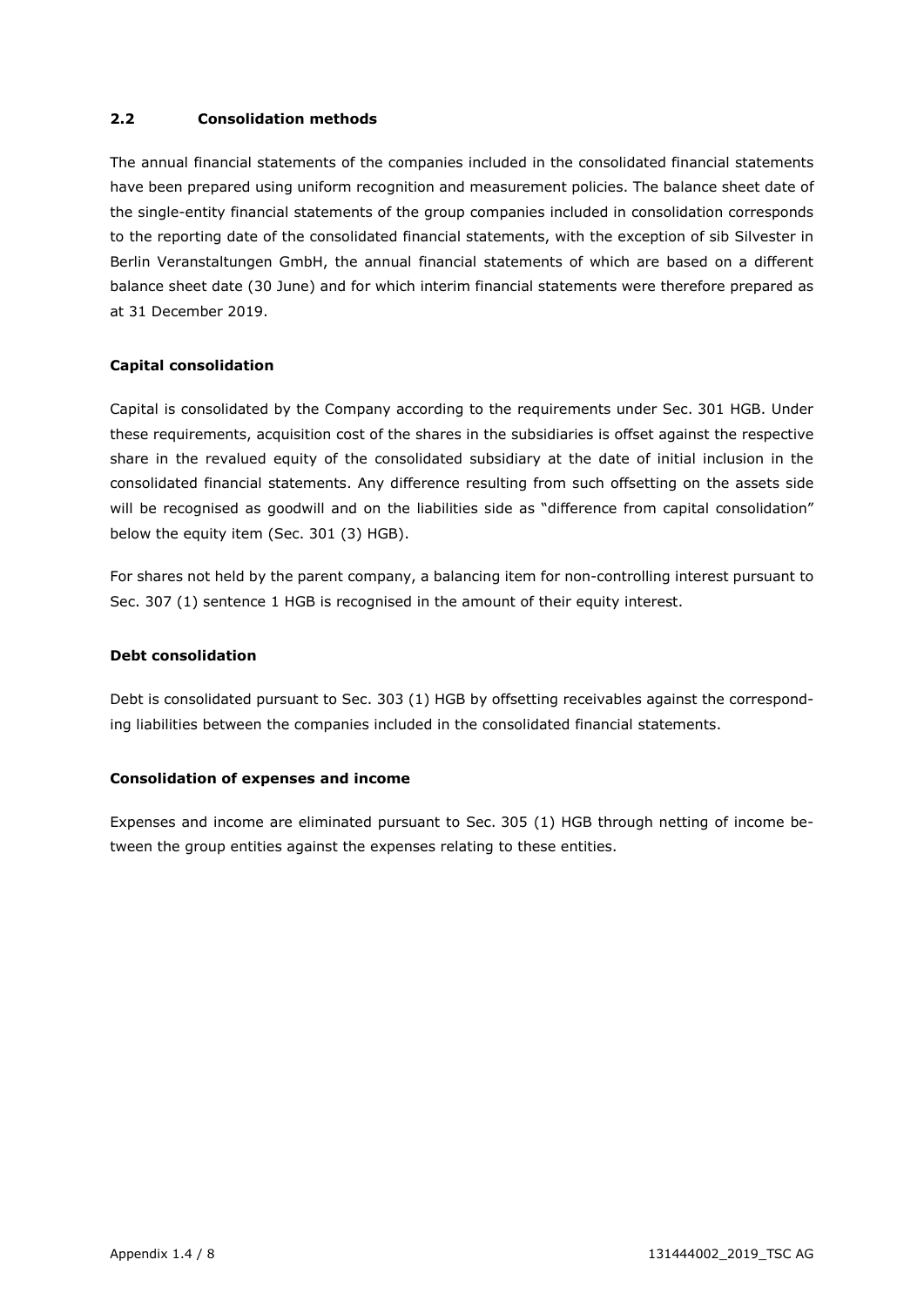## 2.2 Consolidation methods

The annual financial statements of the companies included in the consolidated financial statements have been prepared using uniform recognition and measurement policies. The balance sheet date of the single-entity financial statements of the group companies included in consolidation corresponds to the reporting date of the consolidated financial statements, with the exception of sib Silvester in Berlin Veranstaltungen GmbH, the annual financial statements of which are based on a different balance sheet date (30 June) and for which interim financial statements were therefore prepared as at 31 December 2019.

**Capital consolidation**

Capital is consolidated by the Company according to the requirements under Sec. 301 HGB. Under these requirements, acquisition cost of the shares in the subsidiaries is offset against the respective share in the revalued equity of the consolidated subsidiary at the date of initial inclusion in the consolidated financial statements. Any difference resulting from such offsetting on the assets side will be recognised as goodwill and on the liabilities side as "difference from capital consolidation" below the equity item (Sec. 301 (3) HGB).

For shares not held by the parent company, a balancing item for non-controlling interest pursuant to Sec. 307 (1) sentence 1 HGB is recognised in the amount of their equity interest.

**Debt consolidation**

Debt is consolidated pursuant to Sec. 303 (1) HGB by offsetting receivables against the corresponding liabilities between the companies included in the consolidated financial statements.

**Consolidation of expenses and income**

Expenses and income are eliminated pursuant to Sec. 305 (1) HGB through netting of income between the group entities against the expenses relating to these entities.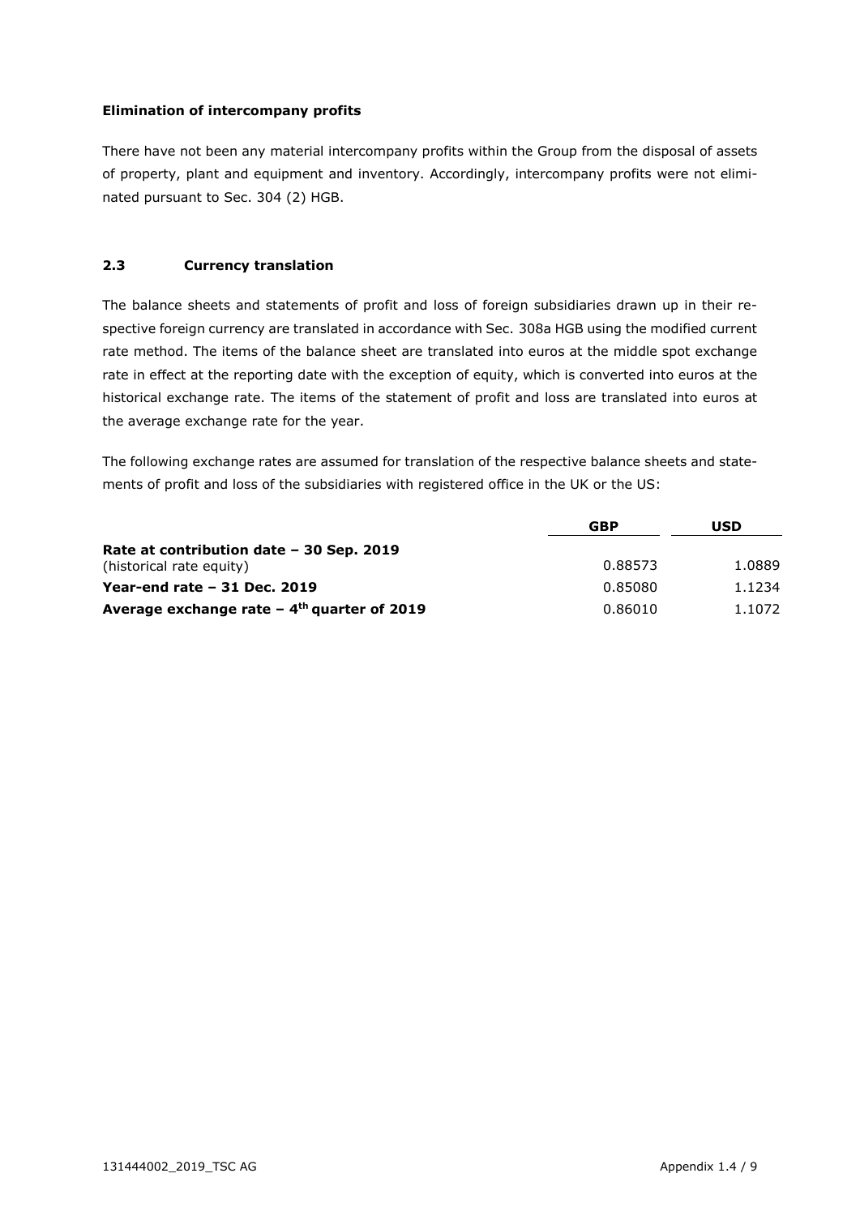**Elimination of intercompany profits**

There have not been any material intercompany profits within the Group from the disposal of assets of property, plant and equipment and inventory. Accordingly, intercompany profits were not eliminated pursuant to Sec. 304 (2) HGB.

## 2.3 Currency translation

The balance sheets and statements of profit and loss of foreign subsidiaries drawn up in their respective foreign currency are translated in accordance with Sec. 308a HGB using the modified current rate method. The items of the balance sheet are translated into euros at the middle spot exchange rate in effect at the reporting date with the exception of equity, which is converted into euros at the historical exchange rate. The items of the statement of profit and loss are translated into euros at the average exchange rate for the year.

The following exchange rates are assumed for translation of the respective balance sheets and statements of profit and loss of the subsidiaries with registered office in the UK or the US:

| | **GBP** | **USD** |
|---|---|---|
| **Rate at contribution date – 30 Sep. 2019** (historical rate equity) | 0.88573 | 1.0889 |
| **Year-end rate – 31 Dec. 2019** | 0.85080 | 1.1234 |
| **Average exchange rate – 4th quarter of 2019** | 0.86010 | 1.1072 |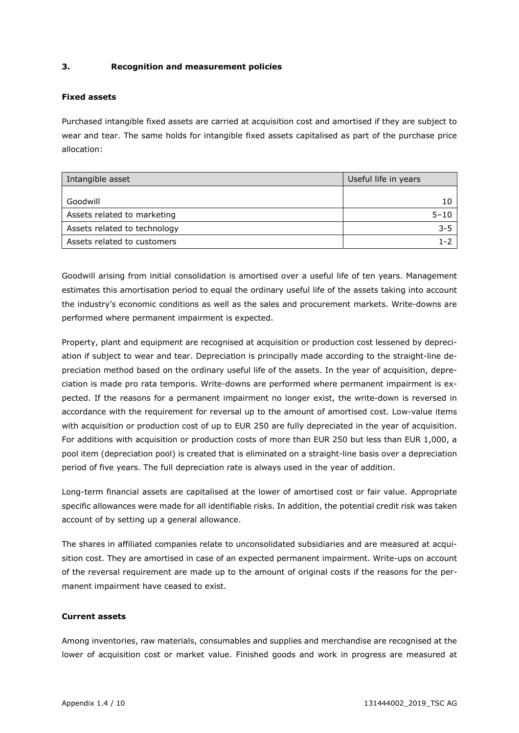## 3. Recognition and measurement policies

### Fixed assets

Purchased intangible fixed assets are carried at acquisition cost and amortised if they are subject to wear and tear. The same holds for intangible fixed assets capitalised as part of the purchase price allocation:

| Intangible asset | Useful life in years |
|---|---|
| Goodwill | 10 |
| Assets related to marketing | 5–10 |
| Assets related to technology | 3-5 |
| Assets related to customers | 1-2 |

Goodwill arising from initial consolidation is amortised over a useful life of ten years. Management estimates this amortisation period to equal the ordinary useful life of the assets taking into account the industry's economic conditions as well as the sales and procurement markets. Write-downs are performed where permanent impairment is expected.

Property, plant and equipment are recognised at acquisition or production cost lessened by depreciation if subject to wear and tear. Depreciation is principally made according to the straight-line depreciation method based on the ordinary useful life of the assets. In the year of acquisition, depreciation is made pro rata temporis. Write-downs are performed where permanent impairment is expected. If the reasons for a permanent impairment no longer exist, the write-down is reversed in accordance with the requirement for reversal up to the amount of amortised cost. Low-value items with acquisition or production cost of up to EUR 250 are fully depreciated in the year of acquisition. For additions with acquisition or production costs of more than EUR 250 but less than EUR 1,000, a pool item (depreciation pool) is created that is eliminated on a straight-line basis over a depreciation period of five years. The full depreciation rate is always used in the year of addition.

Long-term financial assets are capitalised at the lower of amortised cost or fair value. Appropriate specific allowances were made for all identifiable risks. In addition, the potential credit risk was taken account of by setting up a general allowance.

The shares in affiliated companies relate to unconsolidated subsidiaries and are measured at acquisition cost. They are amortised in case of an expected permanent impairment. Write-ups on account of the reversal requirement are made up to the amount of original costs if the reasons for the permanent impairment have ceased to exist.

### Current assets

Among inventories, raw materials, consumables and supplies and merchandise are recognised at the lower of acquisition cost or market value. Finished goods and work in progress are measured at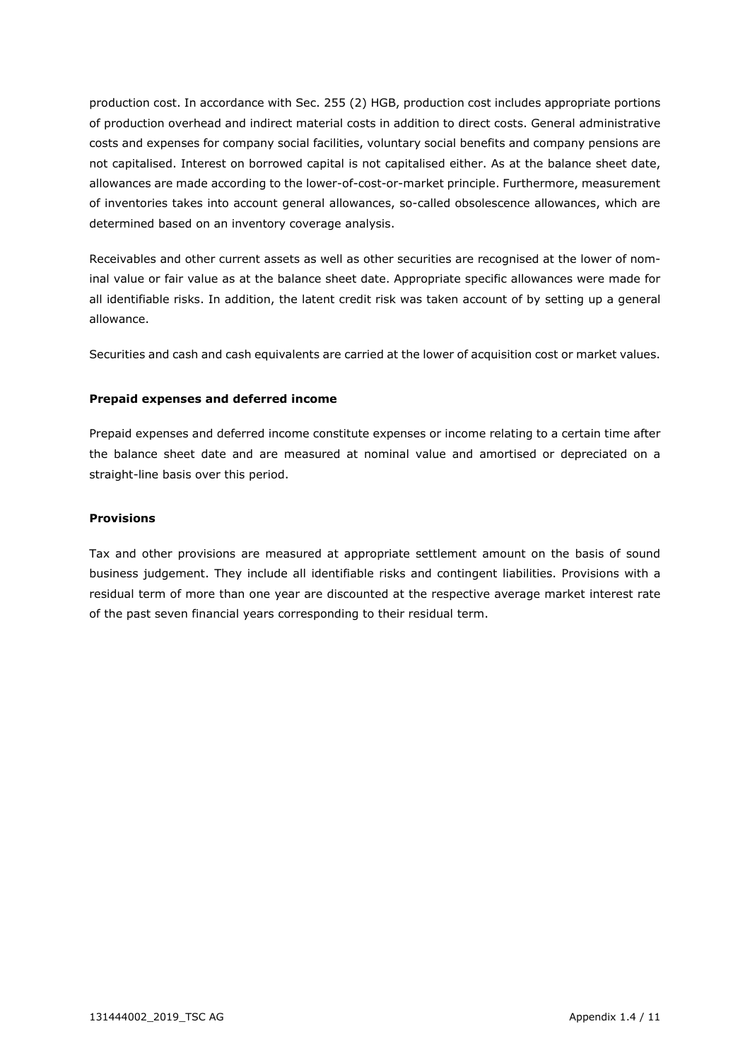production cost. In accordance with Sec. 255 (2) HGB, production cost includes appropriate portions of production overhead and indirect material costs in addition to direct costs. General administrative costs and expenses for company social facilities, voluntary social benefits and company pensions are not capitalised. Interest on borrowed capital is not capitalised either. As at the balance sheet date, allowances are made according to the lower-of-cost-or-market principle. Furthermore, measurement of inventories takes into account general allowances, so-called obsolescence allowances, which are determined based on an inventory coverage analysis.

Receivables and other current assets as well as other securities are recognised at the lower of nominal value or fair value as at the balance sheet date. Appropriate specific allowances were made for all identifiable risks. In addition, the latent credit risk was taken account of by setting up a general allowance.

Securities and cash and cash equivalents are carried at the lower of acquisition cost or market values.

**Prepaid expenses and deferred income**

Prepaid expenses and deferred income constitute expenses or income relating to a certain time after the balance sheet date and are measured at nominal value and amortised or depreciated on a straight-line basis over this period.

**Provisions**

Tax and other provisions are measured at appropriate settlement amount on the basis of sound business judgement. They include all identifiable risks and contingent liabilities. Provisions with a residual term of more than one year are discounted at the respective average market interest rate of the past seven financial years corresponding to their residual term.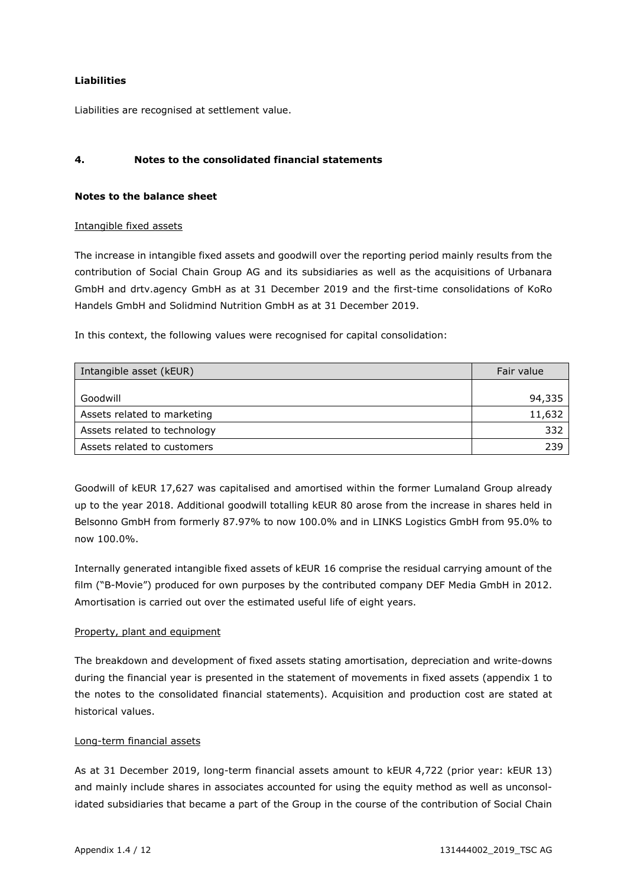**Liabilities**

Liabilities are recognised at settlement value.

## 4. Notes to the consolidated financial statements

### Notes to the balance sheet

Intangible fixed assets

The increase in intangible fixed assets and goodwill over the reporting period mainly results from the contribution of Social Chain Group AG and its subsidiaries as well as the acquisitions of Urbanara GmbH and drtv.agency GmbH as at 31 December 2019 and the first-time consolidations of KoRo Handels GmbH and Solidmind Nutrition GmbH as at 31 December 2019.

In this context, the following values were recognised for capital consolidation:

| Intangible asset (kEUR) | Fair value |
| --- | --- |
| Goodwill | 94,335 |
| Assets related to marketing | 11,632 |
| Assets related to technology | 332 |
| Assets related to customers | 239 |

Goodwill of kEUR 17,627 was capitalised and amortised within the former Lumaland Group already up to the year 2018. Additional goodwill totalling kEUR 80 arose from the increase in shares held in Belsonno GmbH from formerly 87.97% to now 100.0% and in LINKS Logistics GmbH from 95.0% to now 100.0%.

Internally generated intangible fixed assets of kEUR 16 comprise the residual carrying amount of the film ("B-Movie") produced for own purposes by the contributed company DEF Media GmbH in 2012. Amortisation is carried out over the estimated useful life of eight years.

Property, plant and equipment

The breakdown and development of fixed assets stating amortisation, depreciation and write-downs during the financial year is presented in the statement of movements in fixed assets (appendix 1 to the notes to the consolidated financial statements). Acquisition and production cost are stated at historical values.

Long-term financial assets

As at 31 December 2019, long-term financial assets amount to kEUR 4,722 (prior year: kEUR 13) and mainly include shares in associates accounted for using the equity method as well as unconsolidated subsidiaries that became a part of the Group in the course of the contribution of Social Chain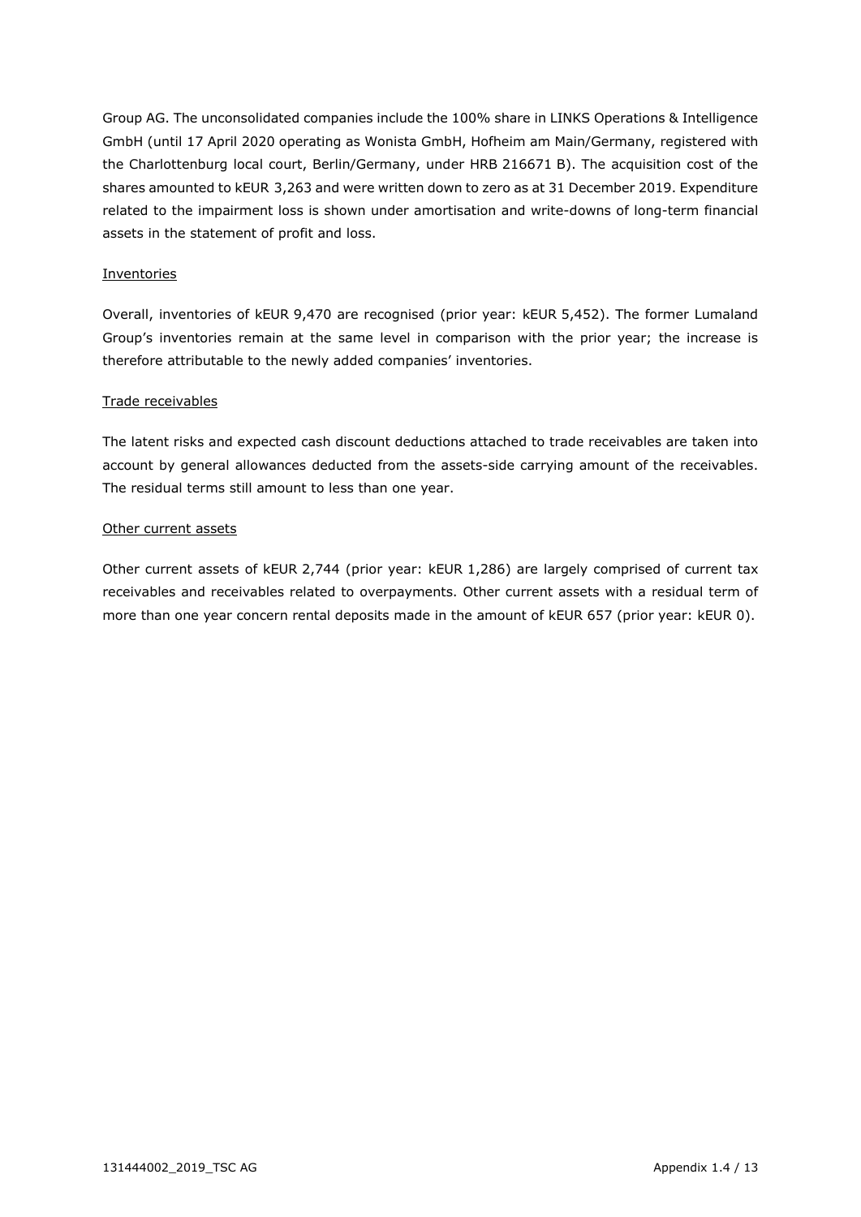Group AG. The unconsolidated companies include the 100% share in LINKS Operations & Intelligence GmbH (until 17 April 2020 operating as Wonista GmbH, Hofheim am Main/Germany, registered with the Charlottenburg local court, Berlin/Germany, under HRB 216671 B). The acquisition cost of the shares amounted to kEUR 3,263 and were written down to zero as at 31 December 2019. Expenditure related to the impairment loss is shown under amortisation and write-downs of long-term financial assets in the statement of profit and loss.

Inventories

Overall, inventories of kEUR 9,470 are recognised (prior year: kEUR 5,452). The former Lumaland Group's inventories remain at the same level in comparison with the prior year; the increase is therefore attributable to the newly added companies' inventories.

Trade receivables

The latent risks and expected cash discount deductions attached to trade receivables are taken into account by general allowances deducted from the assets-side carrying amount of the receivables. The residual terms still amount to less than one year.

Other current assets

Other current assets of kEUR 2,744 (prior year: kEUR 1,286) are largely comprised of current tax receivables and receivables related to overpayments. Other current assets with a residual term of more than one year concern rental deposits made in the amount of kEUR 657 (prior year: kEUR 0).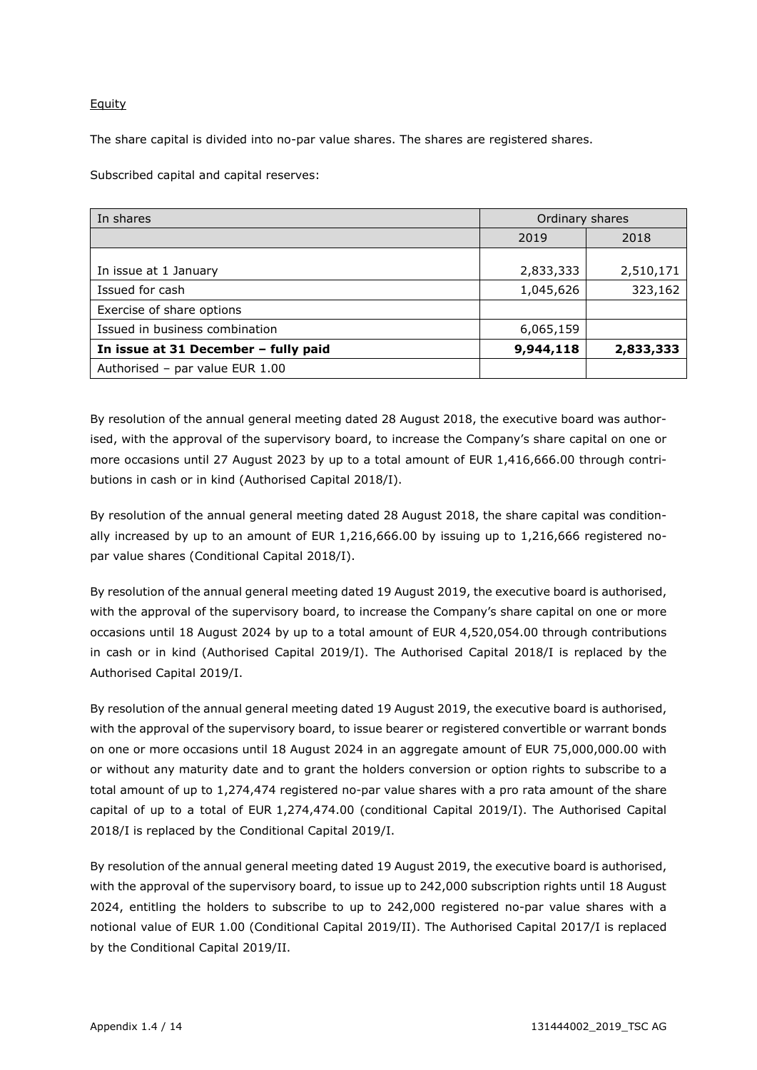Equity

The share capital is divided into no-par value shares. The shares are registered shares.

Subscribed capital and capital reserves:

| In shares | Ordinary shares | |
|---|---|---|
| | 2019 | 2018 |
| In issue at 1 January | 2,833,333 | 2,510,171 |
| Issued for cash | 1,045,626 | 323,162 |
| Exercise of share options | | |
| Issued in business combination | 6,065,159 | |
| **In issue at 31 December – fully paid** | **9,944,118** | **2,833,333** |
| Authorised – par value EUR 1.00 | | |

By resolution of the annual general meeting dated 28 August 2018, the executive board was authorised, with the approval of the supervisory board, to increase the Company's share capital on one or more occasions until 27 August 2023 by up to a total amount of EUR 1,416,666.00 through contributions in cash or in kind (Authorised Capital 2018/I).

By resolution of the annual general meeting dated 28 August 2018, the share capital was conditionally increased by up to an amount of EUR 1,216,666.00 by issuing up to 1,216,666 registered no-par value shares (Conditional Capital 2018/I).

By resolution of the annual general meeting dated 19 August 2019, the executive board is authorised, with the approval of the supervisory board, to increase the Company's share capital on one or more occasions until 18 August 2024 by up to a total amount of EUR 4,520,054.00 through contributions in cash or in kind (Authorised Capital 2019/I). The Authorised Capital 2018/I is replaced by the Authorised Capital 2019/I.

By resolution of the annual general meeting dated 19 August 2019, the executive board is authorised, with the approval of the supervisory board, to issue bearer or registered convertible or warrant bonds on one or more occasions until 18 August 2024 in an aggregate amount of EUR 75,000,000.00 with or without any maturity date and to grant the holders conversion or option rights to subscribe to a total amount of up to 1,274,474 registered no-par value shares with a pro rata amount of the share capital of up to a total of EUR 1,274,474.00 (conditional Capital 2019/I). The Authorised Capital 2018/I is replaced by the Conditional Capital 2019/I.

By resolution of the annual general meeting dated 19 August 2019, the executive board is authorised, with the approval of the supervisory board, to issue up to 242,000 subscription rights until 18 August 2024, entitling the holders to subscribe to up to 242,000 registered no-par value shares with a notional value of EUR 1.00 (Conditional Capital 2019/II). The Authorised Capital 2017/I is replaced by the Conditional Capital 2019/II.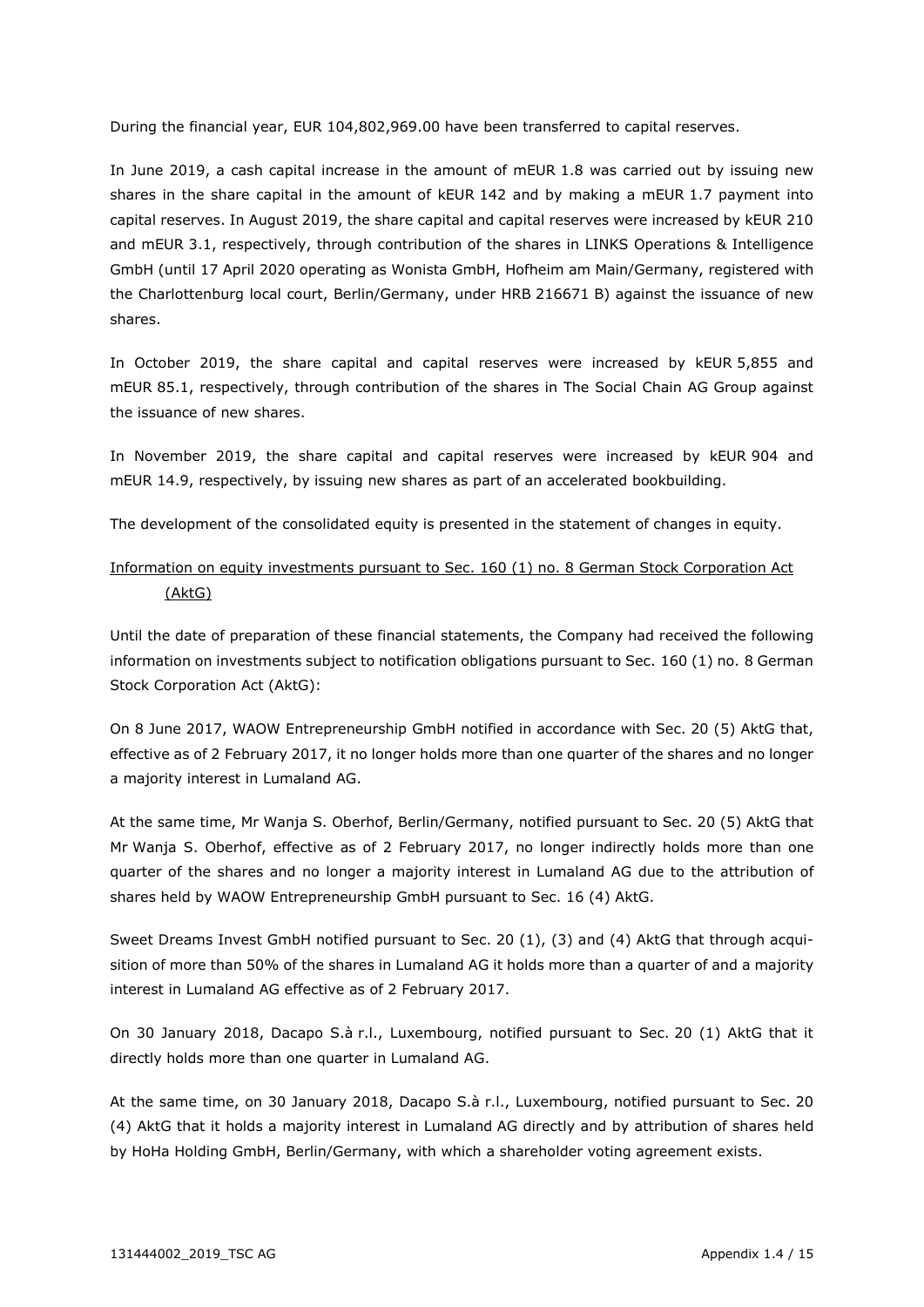During the financial year, EUR 104,802,969.00 have been transferred to capital reserves.

In June 2019, a cash capital increase in the amount of mEUR 1.8 was carried out by issuing new shares in the share capital in the amount of kEUR 142 and by making a mEUR 1.7 payment into capital reserves. In August 2019, the share capital and capital reserves were increased by kEUR 210 and mEUR 3.1, respectively, through contribution of the shares in LINKS Operations & Intelligence GmbH (until 17 April 2020 operating as Wonista GmbH, Hofheim am Main/Germany, registered with the Charlottenburg local court, Berlin/Germany, under HRB 216671 B) against the issuance of new shares.

In October 2019, the share capital and capital reserves were increased by kEUR 5,855 and mEUR 85.1, respectively, through contribution of the shares in The Social Chain AG Group against the issuance of new shares.

In November 2019, the share capital and capital reserves were increased by kEUR 904 and mEUR 14.9, respectively, by issuing new shares as part of an accelerated bookbuilding.

The development of the consolidated equity is presented in the statement of changes in equity.

Information on equity investments pursuant to Sec. 160 (1) no. 8 German Stock Corporation Act (AktG)

Until the date of preparation of these financial statements, the Company had received the following information on investments subject to notification obligations pursuant to Sec. 160 (1) no. 8 German Stock Corporation Act (AktG):

On 8 June 2017, WAOW Entrepreneurship GmbH notified in accordance with Sec. 20 (5) AktG that, effective as of 2 February 2017, it no longer holds more than one quarter of the shares and no longer a majority interest in Lumaland AG.

At the same time, Mr Wanja S. Oberhof, Berlin/Germany, notified pursuant to Sec. 20 (5) AktG that Mr Wanja S. Oberhof, effective as of 2 February 2017, no longer indirectly holds more than one quarter of the shares and no longer a majority interest in Lumaland AG due to the attribution of shares held by WAOW Entrepreneurship GmbH pursuant to Sec. 16 (4) AktG.

Sweet Dreams Invest GmbH notified pursuant to Sec. 20 (1), (3) and (4) AktG that through acquisition of more than 50% of the shares in Lumaland AG it holds more than a quarter of and a majority interest in Lumaland AG effective as of 2 February 2017.

On 30 January 2018, Dacapo S.à r.l., Luxembourg, notified pursuant to Sec. 20 (1) AktG that it directly holds more than one quarter in Lumaland AG.

At the same time, on 30 January 2018, Dacapo S.à r.l., Luxembourg, notified pursuant to Sec. 20 (4) AktG that it holds a majority interest in Lumaland AG directly and by attribution of shares held by HoHa Holding GmbH, Berlin/Germany, with which a shareholder voting agreement exists.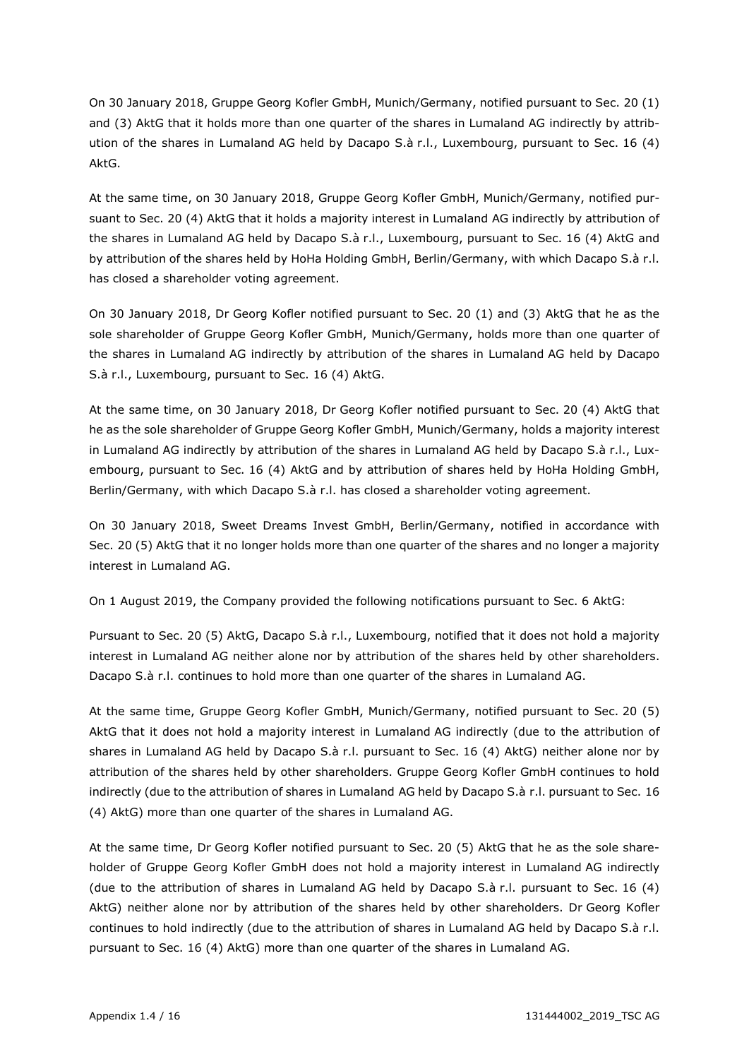On 30 January 2018, Gruppe Georg Kofler GmbH, Munich/Germany, notified pursuant to Sec. 20 (1) and (3) AktG that it holds more than one quarter of the shares in Lumaland AG indirectly by attribution of the shares in Lumaland AG held by Dacapo S.à r.l., Luxembourg, pursuant to Sec. 16 (4) AktG.

At the same time, on 30 January 2018, Gruppe Georg Kofler GmbH, Munich/Germany, notified pursuant to Sec. 20 (4) AktG that it holds a majority interest in Lumaland AG indirectly by attribution of the shares in Lumaland AG held by Dacapo S.à r.l., Luxembourg, pursuant to Sec. 16 (4) AktG and by attribution of the shares held by HoHa Holding GmbH, Berlin/Germany, with which Dacapo S.à r.l. has closed a shareholder voting agreement.

On 30 January 2018, Dr Georg Kofler notified pursuant to Sec. 20 (1) and (3) AktG that he as the sole shareholder of Gruppe Georg Kofler GmbH, Munich/Germany, holds more than one quarter of the shares in Lumaland AG indirectly by attribution of the shares in Lumaland AG held by Dacapo S.à r.l., Luxembourg, pursuant to Sec. 16 (4) AktG.

At the same time, on 30 January 2018, Dr Georg Kofler notified pursuant to Sec. 20 (4) AktG that he as the sole shareholder of Gruppe Georg Kofler GmbH, Munich/Germany, holds a majority interest in Lumaland AG indirectly by attribution of the shares in Lumaland AG held by Dacapo S.à r.l., Luxembourg, pursuant to Sec. 16 (4) AktG and by attribution of shares held by HoHa Holding GmbH, Berlin/Germany, with which Dacapo S.à r.l. has closed a shareholder voting agreement.

On 30 January 2018, Sweet Dreams Invest GmbH, Berlin/Germany, notified in accordance with Sec. 20 (5) AktG that it no longer holds more than one quarter of the shares and no longer a majority interest in Lumaland AG.

On 1 August 2019, the Company provided the following notifications pursuant to Sec. 6 AktG:

Pursuant to Sec. 20 (5) AktG, Dacapo S.à r.l., Luxembourg, notified that it does not hold a majority interest in Lumaland AG neither alone nor by attribution of the shares held by other shareholders. Dacapo S.à r.l. continues to hold more than one quarter of the shares in Lumaland AG.

At the same time, Gruppe Georg Kofler GmbH, Munich/Germany, notified pursuant to Sec. 20 (5) AktG that it does not hold a majority interest in Lumaland AG indirectly (due to the attribution of shares in Lumaland AG held by Dacapo S.à r.l. pursuant to Sec. 16 (4) AktG) neither alone nor by attribution of the shares held by other shareholders. Gruppe Georg Kofler GmbH continues to hold indirectly (due to the attribution of shares in Lumaland AG held by Dacapo S.à r.l. pursuant to Sec. 16 (4) AktG) more than one quarter of the shares in Lumaland AG.

At the same time, Dr Georg Kofler notified pursuant to Sec. 20 (5) AktG that he as the sole shareholder of Gruppe Georg Kofler GmbH does not hold a majority interest in Lumaland AG indirectly (due to the attribution of shares in Lumaland AG held by Dacapo S.à r.l. pursuant to Sec. 16 (4) AktG) neither alone nor by attribution of the shares held by other shareholders. Dr Georg Kofler continues to hold indirectly (due to the attribution of shares in Lumaland AG held by Dacapo S.à r.l. pursuant to Sec. 16 (4) AktG) more than one quarter of the shares in Lumaland AG.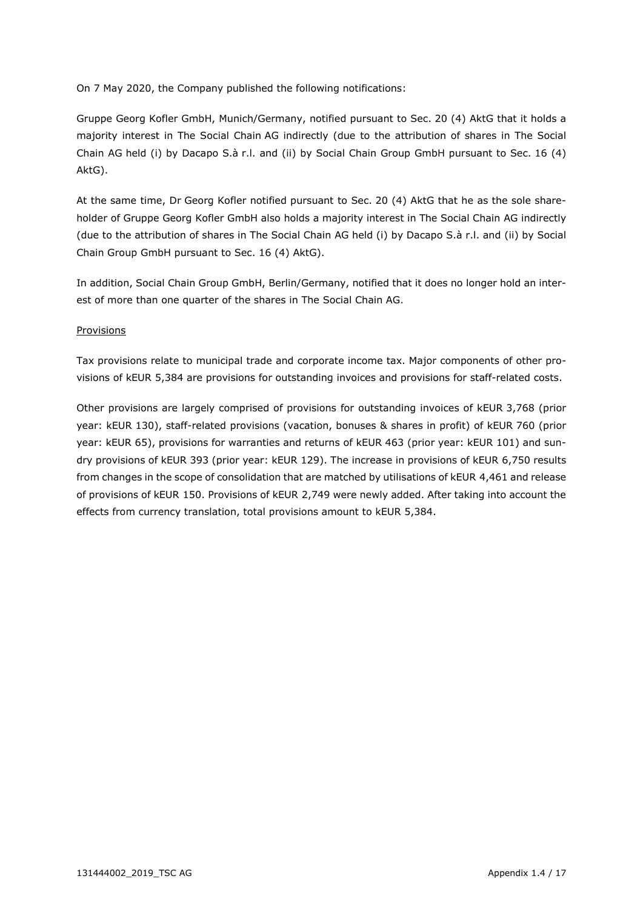On 7 May 2020, the Company published the following notifications:

Gruppe Georg Kofler GmbH, Munich/Germany, notified pursuant to Sec. 20 (4) AktG that it holds a majority interest in The Social Chain AG indirectly (due to the attribution of shares in The Social Chain AG held (i) by Dacapo S.à r.l. and (ii) by Social Chain Group GmbH pursuant to Sec. 16 (4) AktG).

At the same time, Dr Georg Kofler notified pursuant to Sec. 20 (4) AktG that he as the sole shareholder of Gruppe Georg Kofler GmbH also holds a majority interest in The Social Chain AG indirectly (due to the attribution of shares in The Social Chain AG held (i) by Dacapo S.à r.l. and (ii) by Social Chain Group GmbH pursuant to Sec. 16 (4) AktG).

In addition, Social Chain Group GmbH, Berlin/Germany, notified that it does no longer hold an interest of more than one quarter of the shares in The Social Chain AG.

<u>Provisions</u>

Tax provisions relate to municipal trade and corporate income tax. Major components of other provisions of kEUR 5,384 are provisions for outstanding invoices and provisions for staff-related costs.

Other provisions are largely comprised of provisions for outstanding invoices of kEUR 3,768 (prior year: kEUR 130), staff-related provisions (vacation, bonuses & shares in profit) of kEUR 760 (prior year: kEUR 65), provisions for warranties and returns of kEUR 463 (prior year: kEUR 101) and sundry provisions of kEUR 393 (prior year: kEUR 129). The increase in provisions of kEUR 6,750 results from changes in the scope of consolidation that are matched by utilisations of kEUR 4,461 and release of provisions of kEUR 150. Provisions of kEUR 2,749 were newly added. After taking into account the effects from currency translation, total provisions amount to kEUR 5,384.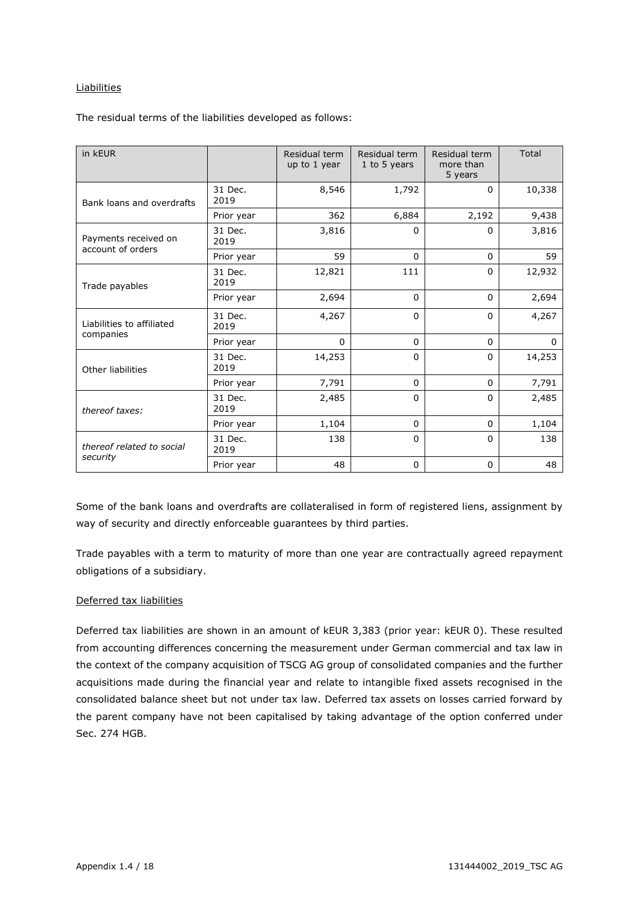Liabilities

The residual terms of the liabilities developed as follows:

| in kEUR | | Residual term up to 1 year | Residual term 1 to 5 years | Residual term more than 5 years | Total |
|---|---|---|---|---|---|
| Bank loans and overdrafts | 31 Dec. 2019 | 8,546 | 1,792 | 0 | 10,338 |
| | Prior year | 362 | 6,884 | 2,192 | 9,438 |
| Payments received on account of orders | 31 Dec. 2019 | 3,816 | 0 | 0 | 3,816 |
| | Prior year | 59 | 0 | 0 | 59 |
| Trade payables | 31 Dec. 2019 | 12,821 | 111 | 0 | 12,932 |
| | Prior year | 2,694 | 0 | 0 | 2,694 |
| Liabilities to affiliated companies | 31 Dec. 2019 | 4,267 | 0 | 0 | 4,267 |
| | Prior year | 0 | 0 | 0 | 0 |
| Other liabilities | 31 Dec. 2019 | 14,253 | 0 | 0 | 14,253 |
| | Prior year | 7,791 | 0 | 0 | 7,791 |
| *thereof taxes:* | 31 Dec. 2019 | 2,485 | 0 | 0 | 2,485 |
| | Prior year | 1,104 | 0 | 0 | 1,104 |
| *thereof related to social security* | 31 Dec. 2019 | 138 | 0 | 0 | 138 |
| | Prior year | 48 | 0 | 0 | 48 |

Some of the bank loans and overdrafts are collateralised in form of registered liens, assignment by way of security and directly enforceable guarantees by third parties.

Trade payables with a term to maturity of more than one year are contractually agreed repayment obligations of a subsidiary.

Deferred tax liabilities

Deferred tax liabilities are shown in an amount of kEUR 3,383 (prior year: kEUR 0). These resulted from accounting differences concerning the measurement under German commercial and tax law in the context of the company acquisition of TSCG AG group of consolidated companies and the further acquisitions made during the financial year and relate to intangible fixed assets recognised in the consolidated balance sheet but not under tax law. Deferred tax assets on losses carried forward by the parent company have not been capitalised by taking advantage of the option conferred under Sec. 274 HGB.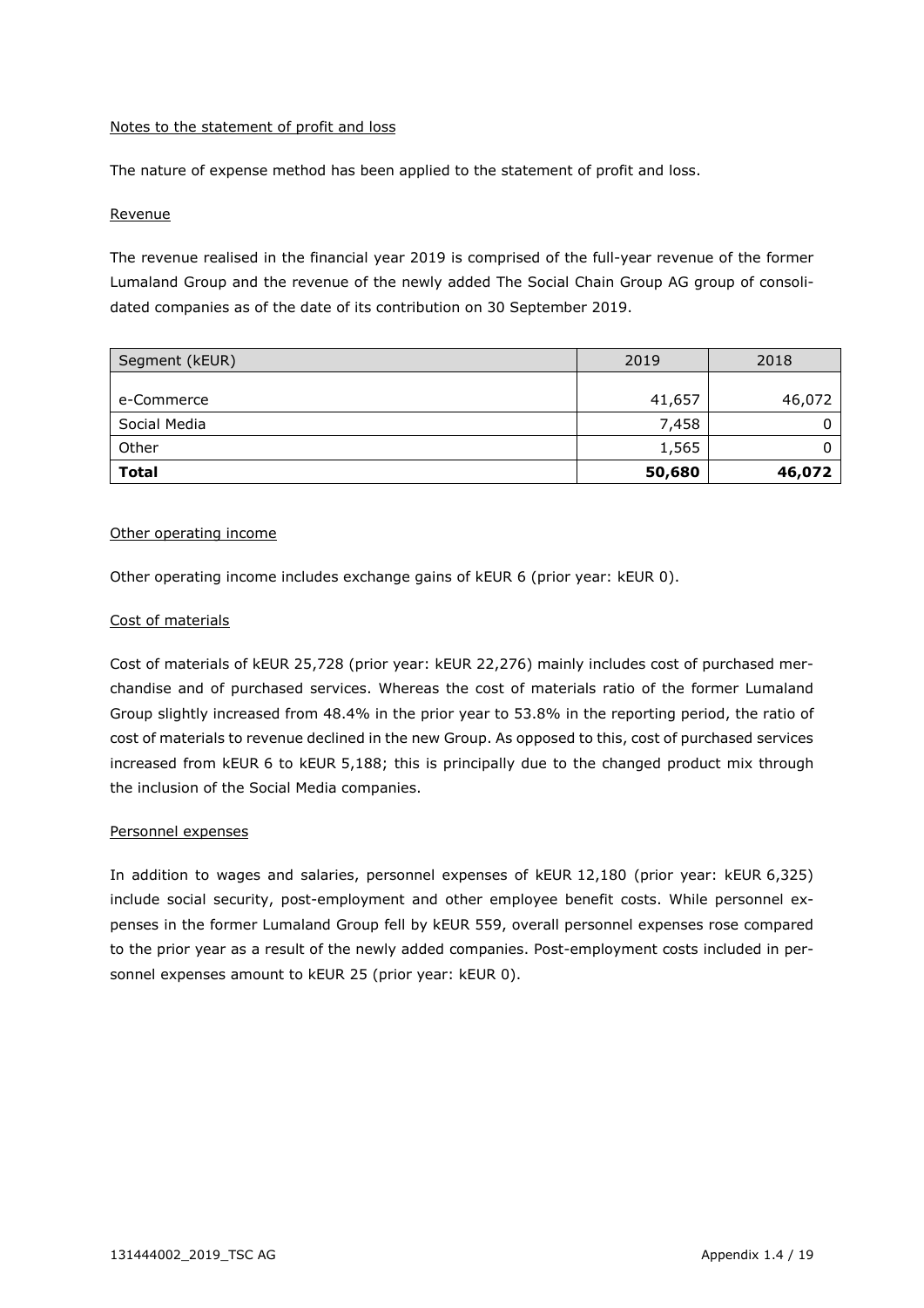## Notes to the statement of profit and loss

The nature of expense method has been applied to the statement of profit and loss.

### Revenue

The revenue realised in the financial year 2019 is comprised of the full-year revenue of the former Lumaland Group and the revenue of the newly added The Social Chain Group AG group of consolidated companies as of the date of its contribution on 30 September 2019.

| Segment (kEUR) | 2019 | 2018 |
|---|---|---|
| e-Commerce | 41,657 | 46,072 |
| Social Media | 7,458 | 0 |
| Other | 1,565 | 0 |
| **Total** | **50,680** | **46,072** |

### Other operating income

Other operating income includes exchange gains of kEUR 6 (prior year: kEUR 0).

### Cost of materials

Cost of materials of kEUR 25,728 (prior year: kEUR 22,276) mainly includes cost of purchased merchandise and of purchased services. Whereas the cost of materials ratio of the former Lumaland Group slightly increased from 48.4% in the prior year to 53.8% in the reporting period, the ratio of cost of materials to revenue declined in the new Group. As opposed to this, cost of purchased services increased from kEUR 6 to kEUR 5,188; this is principally due to the changed product mix through the inclusion of the Social Media companies.

### Personnel expenses

In addition to wages and salaries, personnel expenses of kEUR 12,180 (prior year: kEUR 6,325) include social security, post-employment and other employee benefit costs. While personnel expenses in the former Lumaland Group fell by kEUR 559, overall personnel expenses rose compared to the prior year as a result of the newly added companies. Post-employment costs included in personnel expenses amount to kEUR 25 (prior year: kEUR 0).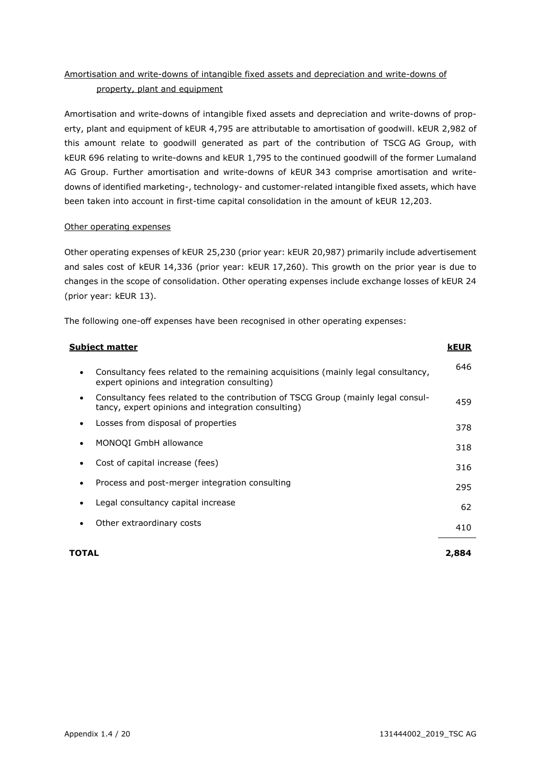Amortisation and write-downs of intangible fixed assets and depreciation and write-downs of property, plant and equipment

Amortisation and write-downs of intangible fixed assets and depreciation and write-downs of property, plant and equipment of kEUR 4,795 are attributable to amortisation of goodwill. kEUR 2,982 of this amount relate to goodwill generated as part of the contribution of TSCG AG Group, with kEUR 696 relating to write-downs and kEUR 1,795 to the continued goodwill of the former Lumaland AG Group. Further amortisation and write-downs of kEUR 343 comprise amortisation and write-downs of identified marketing-, technology- and customer-related intangible fixed assets, which have been taken into account in first-time capital consolidation in the amount of kEUR 12,203.

Other operating expenses

Other operating expenses of kEUR 25,230 (prior year: kEUR 20,987) primarily include advertisement and sales cost of kEUR 14,336 (prior year: kEUR 17,260). This growth on the prior year is due to changes in the scope of consolidation. Other operating expenses include exchange losses of kEUR 24 (prior year: kEUR 13).

The following one-off expenses have been recognised in other operating expenses:

| **Subject matter** | **kEUR** |
|---|---|
| • Consultancy fees related to the remaining acquisitions (mainly legal consultancy, expert opinions and integration consulting) | 646 |
| • Consultancy fees related to the contribution of TSCG Group (mainly legal consultancy, expert opinions and integration consulting) | 459 |
| • Losses from disposal of properties | 378 |
| • MONOQI GmbH allowance | 318 |
| • Cost of capital increase (fees) | 316 |
| • Process and post-merger integration consulting | 295 |
| • Legal consultancy capital increase | 62 |
| • Other extraordinary costs | 410 |
| **TOTAL** | **2,884** |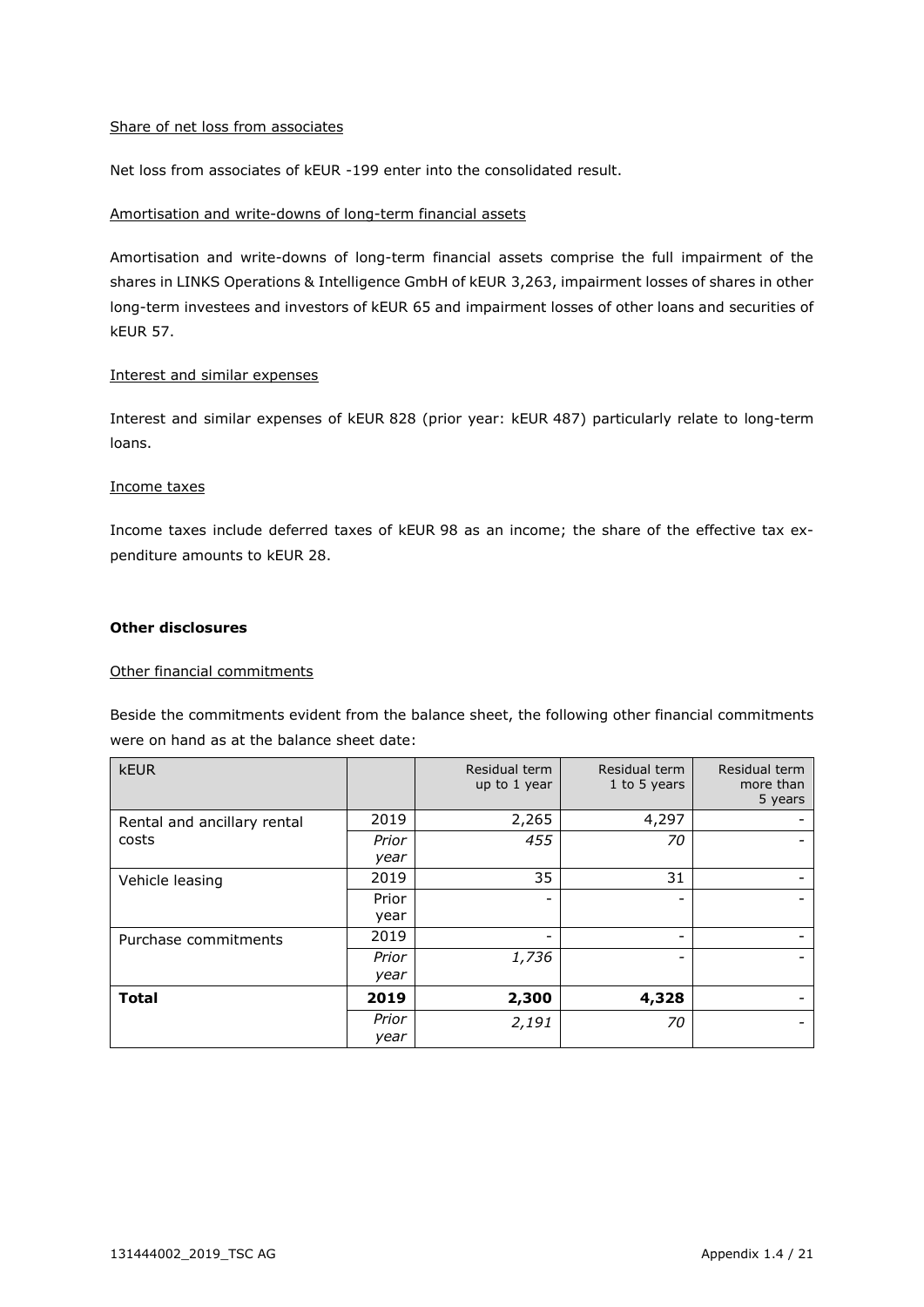Share of net loss from associates

Net loss from associates of kEUR -199 enter into the consolidated result.

Amortisation and write-downs of long-term financial assets

Amortisation and write-downs of long-term financial assets comprise the full impairment of the shares in LINKS Operations & Intelligence GmbH of kEUR 3,263, impairment losses of shares in other long-term investees and investors of kEUR 65 and impairment losses of other loans and securities of kEUR 57.

Interest and similar expenses

Interest and similar expenses of kEUR 828 (prior year: kEUR 487) particularly relate to long-term loans.

Income taxes

Income taxes include deferred taxes of kEUR 98 as an income; the share of the effective tax expenditure amounts to kEUR 28.

**Other disclosures**

Other financial commitments

Beside the commitments evident from the balance sheet, the following other financial commitments were on hand as at the balance sheet date:

| kEUR | | Residual term up to 1 year | Residual term 1 to 5 years | Residual term more than 5 years |
|---|---|---|---|---|
| Rental and ancillary rental costs | 2019 | 2,265 | 4,297 | - |
| | *Prior year* | *455* | *70* | - |
| Vehicle leasing | 2019 | 35 | 31 | - |
| | Prior year | - | - | - |
| Purchase commitments | 2019 | - | - | - |
| | *Prior year* | *1,736* | - | - |
| **Total** | **2019** | **2,300** | **4,328** | - |
| | *Prior year* | *2,191* | *70* | - |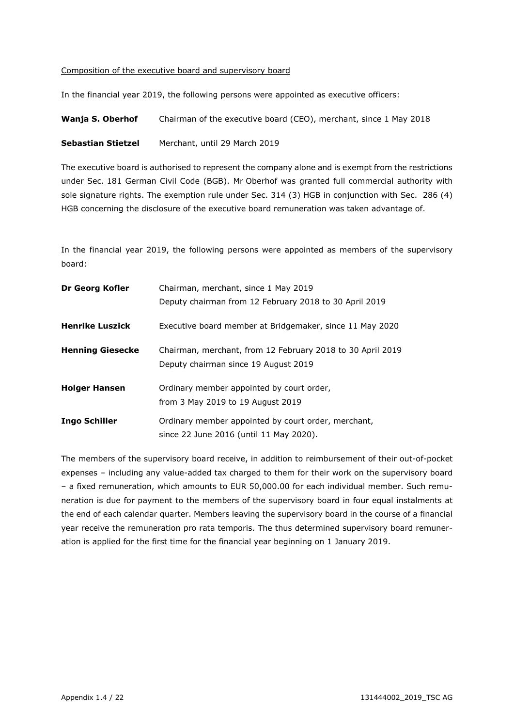Composition of the executive board and supervisory board

In the financial year 2019, the following persons were appointed as executive officers:

| | |
|---|---|
| **Wanja S. Oberhof** | Chairman of the executive board (CEO), merchant, since 1 May 2018 |
| **Sebastian Stietzel** | Merchant, until 29 March 2019 |

The executive board is authorised to represent the company alone and is exempt from the restrictions under Sec. 181 German Civil Code (BGB). Mr Oberhof was granted full commercial authority with sole signature rights. The exemption rule under Sec. 314 (3) HGB in conjunction with Sec. 286 (4) HGB concerning the disclosure of the executive board remuneration was taken advantage of.

In the financial year 2019, the following persons were appointed as members of the supervisory board:

| | |
|---|---|
| **Dr Georg Kofler** | Chairman, merchant, since 1 May 2019<br>Deputy chairman from 12 February 2018 to 30 April 2019 |
| **Henrike Luszick** | Executive board member at Bridgemaker, since 11 May 2020 |
| **Henning Giesecke** | Chairman, merchant, from 12 February 2018 to 30 April 2019<br>Deputy chairman since 19 August 2019 |
| **Holger Hansen** | Ordinary member appointed by court order,<br>from 3 May 2019 to 19 August 2019 |
| **Ingo Schiller** | Ordinary member appointed by court order, merchant,<br>since 22 June 2016 (until 11 May 2020). |

The members of the supervisory board receive, in addition to reimbursement of their out-of-pocket expenses – including any value-added tax charged to them for their work on the supervisory board – a fixed remuneration, which amounts to EUR 50,000.00 for each individual member. Such remuneration is due for payment to the members of the supervisory board in four equal instalments at the end of each calendar quarter. Members leaving the supervisory board in the course of a financial year receive the remuneration pro rata temporis. The thus determined supervisory board remuneration is applied for the first time for the financial year beginning on 1 January 2019.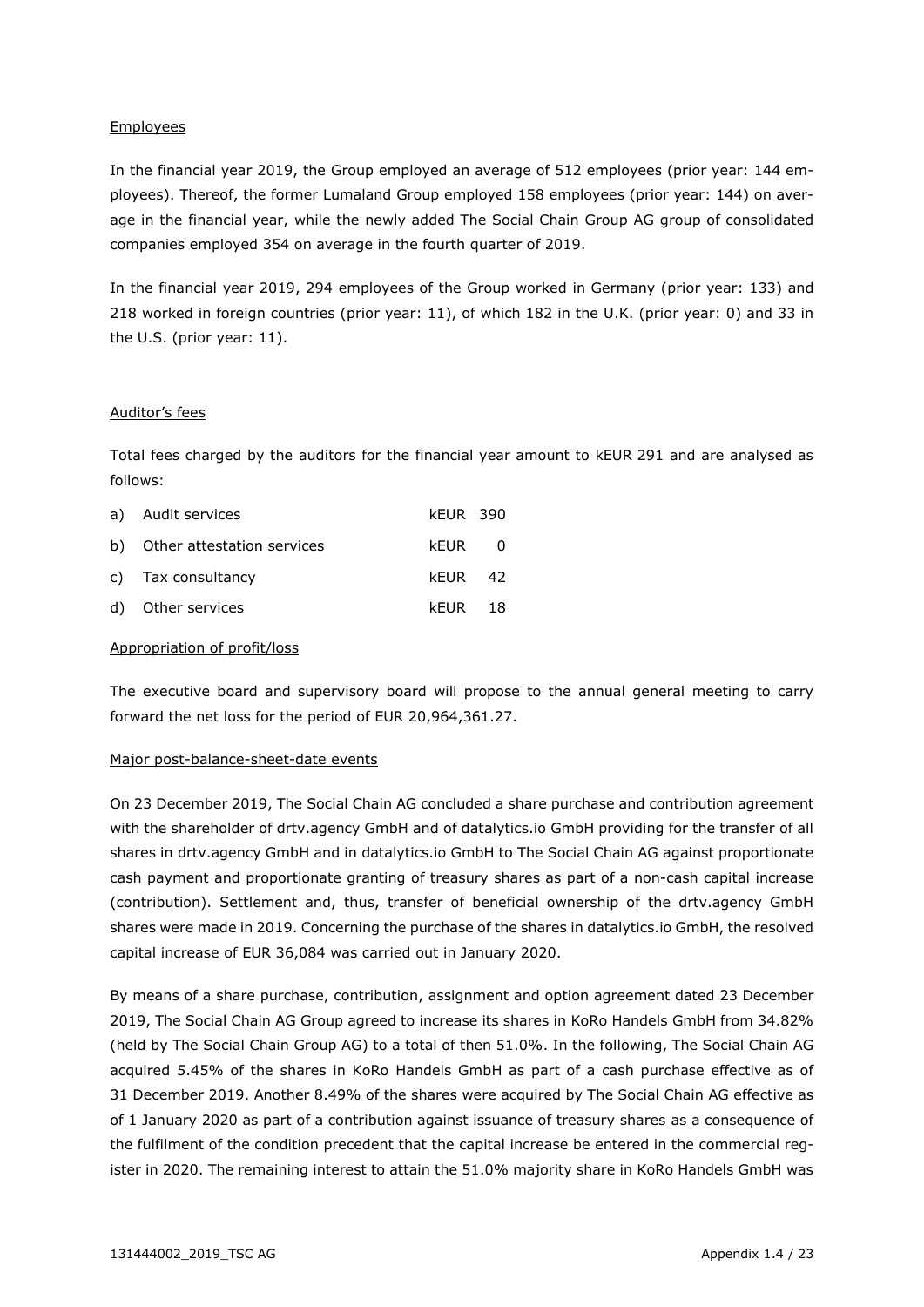Employees

In the financial year 2019, the Group employed an average of 512 employees (prior year: 144 employees). Thereof, the former Lumaland Group employed 158 employees (prior year: 144) on average in the financial year, while the newly added The Social Chain Group AG group of consolidated companies employed 354 on average in the fourth quarter of 2019.

In the financial year 2019, 294 employees of the Group worked in Germany (prior year: 133) and 218 worked in foreign countries (prior year: 11), of which 182 in the U.K. (prior year: 0) and 33 in the U.S. (prior year: 11).

Auditor's fees

Total fees charged by the auditors for the financial year amount to kEUR 291 and are analysed as follows:

| | | | |
|---|---|---|---|
| a) | Audit services | kEUR | 390 |
| b) | Other attestation services | kEUR | 0 |
| c) | Tax consultancy | kEUR | 42 |
| d) | Other services | kEUR | 18 |

Appropriation of profit/loss

The executive board and supervisory board will propose to the annual general meeting to carry forward the net loss for the period of EUR 20,964,361.27.

Major post-balance-sheet-date events

On 23 December 2019, The Social Chain AG concluded a share purchase and contribution agreement with the shareholder of drtv.agency GmbH and of datalytics.io GmbH providing for the transfer of all shares in drtv.agency GmbH and in datalytics.io GmbH to The Social Chain AG against proportionate cash payment and proportionate granting of treasury shares as part of a non-cash capital increase (contribution). Settlement and, thus, transfer of beneficial ownership of the drtv.agency GmbH shares were made in 2019. Concerning the purchase of the shares in datalytics.io GmbH, the resolved capital increase of EUR 36,084 was carried out in January 2020.

By means of a share purchase, contribution, assignment and option agreement dated 23 December 2019, The Social Chain AG Group agreed to increase its shares in KoRo Handels GmbH from 34.82% (held by The Social Chain Group AG) to a total of then 51.0%. In the following, The Social Chain AG acquired 5.45% of the shares in KoRo Handels GmbH as part of a cash purchase effective as of 31 December 2019. Another 8.49% of the shares were acquired by The Social Chain AG effective as of 1 January 2020 as part of a contribution against issuance of treasury shares as a consequence of the fulfilment of the condition precedent that the capital increase be entered in the commercial register in 2020. The remaining interest to attain the 51.0% majority share in KoRo Handels GmbH was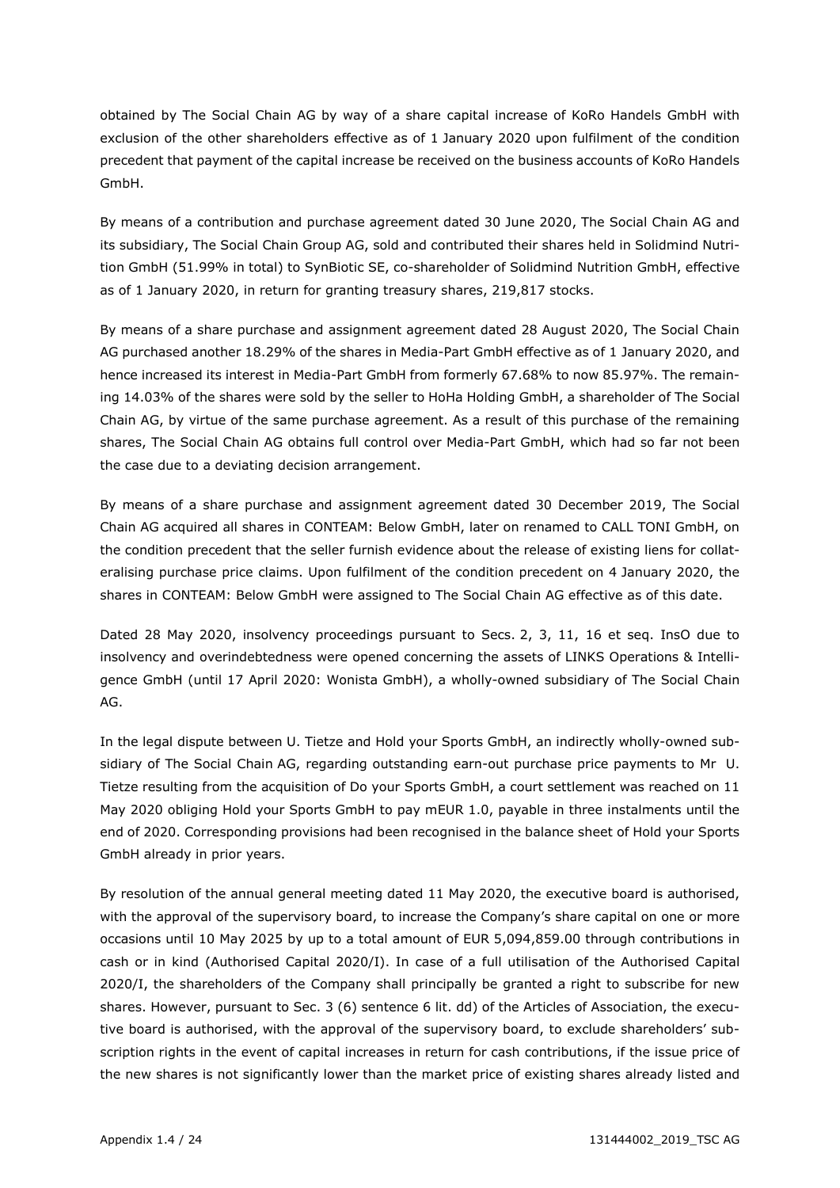obtained by The Social Chain AG by way of a share capital increase of KoRo Handels GmbH with exclusion of the other shareholders effective as of 1 January 2020 upon fulfilment of the condition precedent that payment of the capital increase be received on the business accounts of KoRo Handels GmbH.

By means of a contribution and purchase agreement dated 30 June 2020, The Social Chain AG and its subsidiary, The Social Chain Group AG, sold and contributed their shares held in Solidmind Nutrition GmbH (51.99% in total) to SynBiotic SE, co-shareholder of Solidmind Nutrition GmbH, effective as of 1 January 2020, in return for granting treasury shares, 219,817 stocks.

By means of a share purchase and assignment agreement dated 28 August 2020, The Social Chain AG purchased another 18.29% of the shares in Media-Part GmbH effective as of 1 January 2020, and hence increased its interest in Media-Part GmbH from formerly 67.68% to now 85.97%. The remaining 14.03% of the shares were sold by the seller to HoHa Holding GmbH, a shareholder of The Social Chain AG, by virtue of the same purchase agreement. As a result of this purchase of the remaining shares, The Social Chain AG obtains full control over Media-Part GmbH, which had so far not been the case due to a deviating decision arrangement.

By means of a share purchase and assignment agreement dated 30 December 2019, The Social Chain AG acquired all shares in CONTEAM: Below GmbH, later on renamed to CALL TONI GmbH, on the condition precedent that the seller furnish evidence about the release of existing liens for collateralising purchase price claims. Upon fulfilment of the condition precedent on 4 January 2020, the shares in CONTEAM: Below GmbH were assigned to The Social Chain AG effective as of this date.

Dated 28 May 2020, insolvency proceedings pursuant to Secs. 2, 3, 11, 16 et seq. InsO due to insolvency and overindebtedness were opened concerning the assets of LINKS Operations & Intelligence GmbH (until 17 April 2020: Wonista GmbH), a wholly-owned subsidiary of The Social Chain AG.

In the legal dispute between U. Tietze and Hold your Sports GmbH, an indirectly wholly-owned subsidiary of The Social Chain AG, regarding outstanding earn-out purchase price payments to Mr U. Tietze resulting from the acquisition of Do your Sports GmbH, a court settlement was reached on 11 May 2020 obliging Hold your Sports GmbH to pay mEUR 1.0, payable in three instalments until the end of 2020. Corresponding provisions had been recognised in the balance sheet of Hold your Sports GmbH already in prior years.

By resolution of the annual general meeting dated 11 May 2020, the executive board is authorised, with the approval of the supervisory board, to increase the Company's share capital on one or more occasions until 10 May 2025 by up to a total amount of EUR 5,094,859.00 through contributions in cash or in kind (Authorised Capital 2020/I). In case of a full utilisation of the Authorised Capital 2020/I, the shareholders of the Company shall principally be granted a right to subscribe for new shares. However, pursuant to Sec. 3 (6) sentence 6 lit. dd) of the Articles of Association, the executive board is authorised, with the approval of the supervisory board, to exclude shareholders' subscription rights in the event of capital increases in return for cash contributions, if the issue price of the new shares is not significantly lower than the market price of existing shares already listed and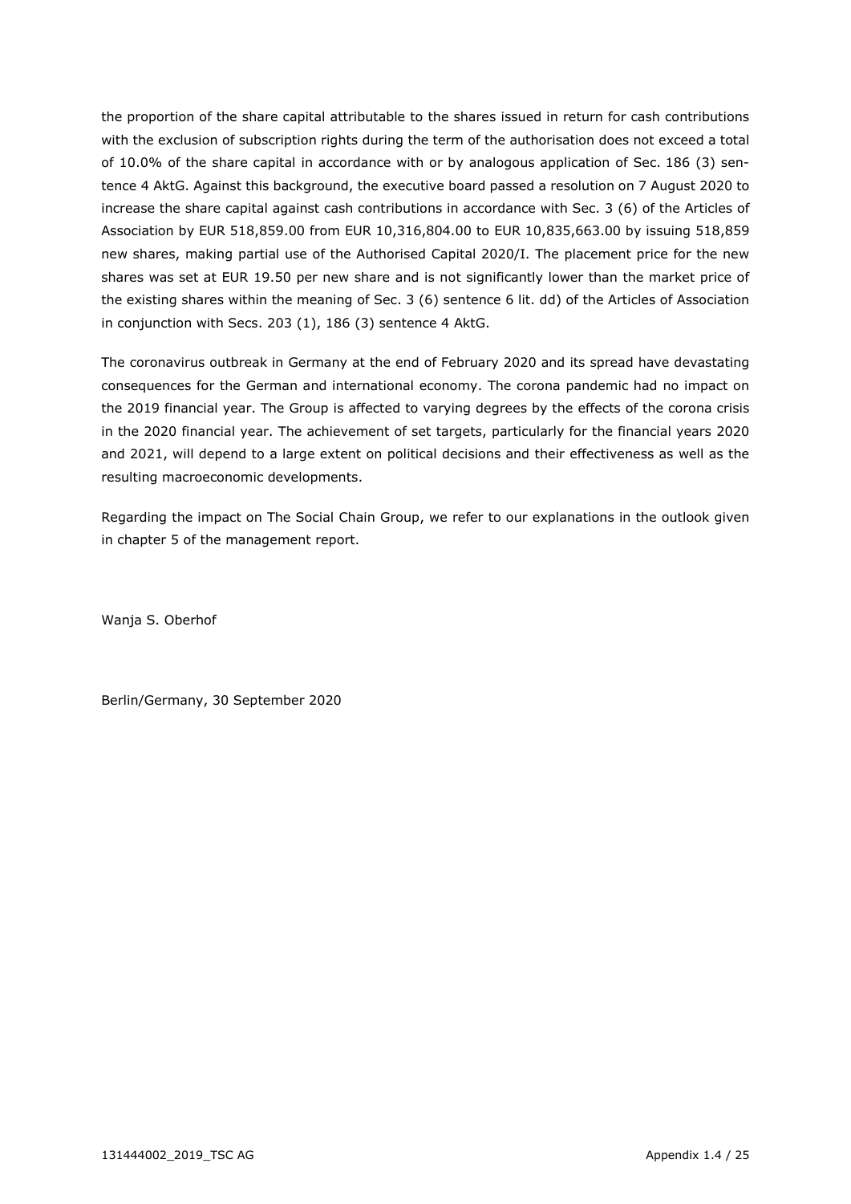the proportion of the share capital attributable to the shares issued in return for cash contributions with the exclusion of subscription rights during the term of the authorisation does not exceed a total of 10.0% of the share capital in accordance with or by analogous application of Sec. 186 (3) sentence 4 AktG. Against this background, the executive board passed a resolution on 7 August 2020 to increase the share capital against cash contributions in accordance with Sec. 3 (6) of the Articles of Association by EUR 518,859.00 from EUR 10,316,804.00 to EUR 10,835,663.00 by issuing 518,859 new shares, making partial use of the Authorised Capital 2020/I. The placement price for the new shares was set at EUR 19.50 per new share and is not significantly lower than the market price of the existing shares within the meaning of Sec. 3 (6) sentence 6 lit. dd) of the Articles of Association in conjunction with Secs. 203 (1), 186 (3) sentence 4 AktG.

The coronavirus outbreak in Germany at the end of February 2020 and its spread have devastating consequences for the German and international economy. The corona pandemic had no impact on the 2019 financial year. The Group is affected to varying degrees by the effects of the corona crisis in the 2020 financial year. The achievement of set targets, particularly for the financial years 2020 and 2021, will depend to a large extent on political decisions and their effectiveness as well as the resulting macroeconomic developments.

Regarding the impact on The Social Chain Group, we refer to our explanations in the outlook given in chapter 5 of the management report.

Wanja S. Oberhof

Berlin/Germany, 30 September 2020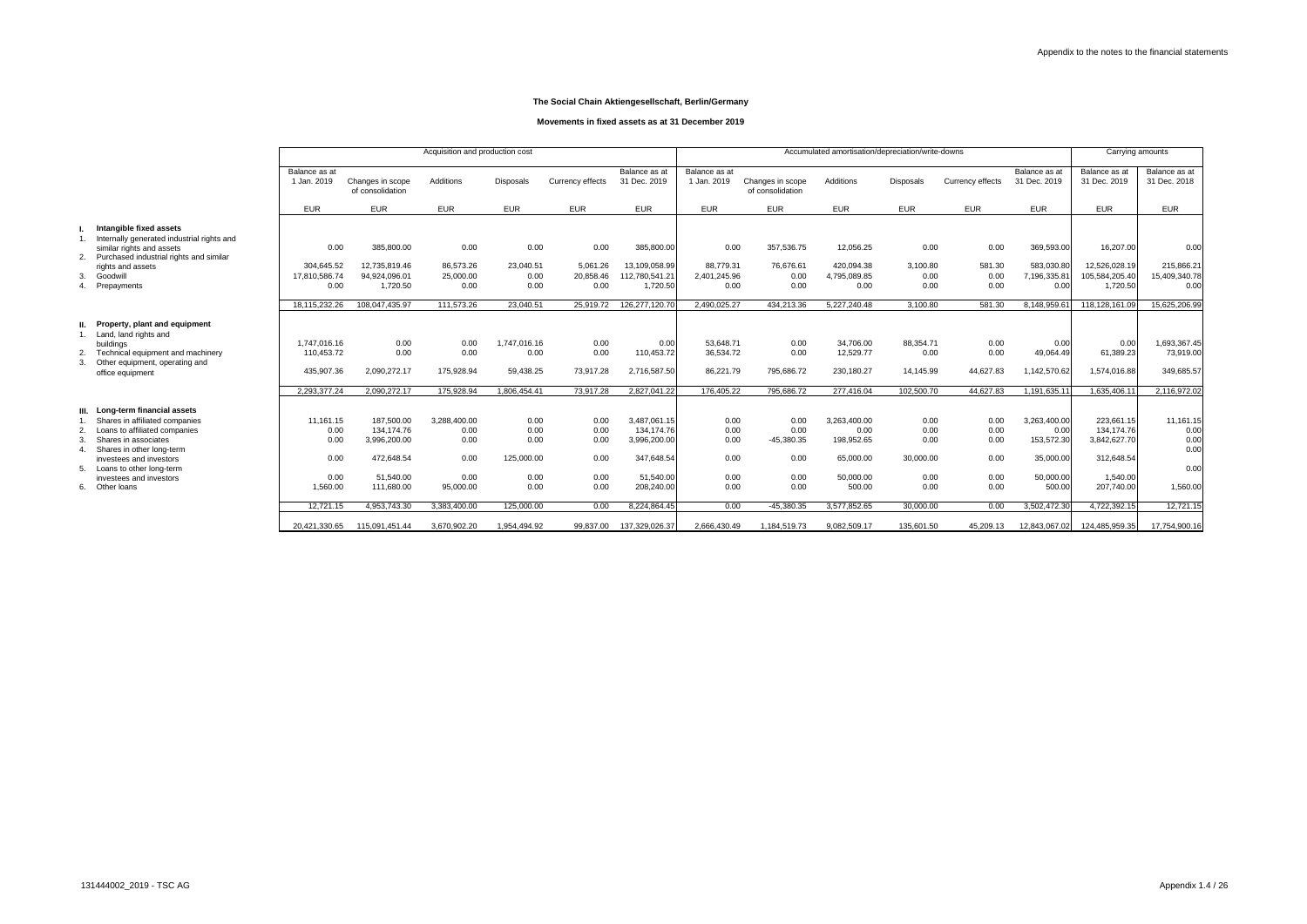**The Social Chain Aktiengesellschaft, Berlin/Germany**

**Movements in fixed assets as at 31 December 2019**

| | Acquisition and production cost | | | | | | Accumulated amortisation/depreciation/write-downs | | | | | | Carrying amounts | |
|---|---|---|---|---|---|---|---|---|---|---|---|---|---|---|
| | Balance as at 1 Jan. 2019 | Changes in scope of consolidation | Additions | Disposals | Currency effects | Balance as at 31 Dec. 2019 | Balance as at 1 Jan. 2019 | Changes in scope of consolidation | Additions | Disposals | Currency effects | Balance as at 31 Dec. 2019 | Balance as at 31 Dec. 2019 | Balance as at 31 Dec. 2018 |
| | EUR | EUR | EUR | EUR | EUR | EUR | EUR | EUR | EUR | EUR | EUR | EUR | EUR | EUR |
| **I. Intangible fixed assets** | | | | | | | | | | | | | | |
| 1. Internally generated industrial rights and similar rights and assets | 0.00 | 385,800.00 | 0.00 | 0.00 | 0.00 | 385,800.00 | 0.00 | 357,536.75 | 12,056.25 | 0.00 | 0.00 | 369,593.00 | 16,207.00 | 0.00 |
| 2. Purchased industrial rights and similar rights and assets | 304,645.52 | 12,735,819.46 | 86,573.26 | 23,040.51 | 5,061.26 | 13,109,058.99 | 88,779.31 | 76,676.61 | 420,094.38 | 3,100.80 | 581.30 | 583,030.80 | 12,526,028.19 | 215,866.21 |
| 3. Goodwill | 17,810,586.74 | 94,924,096.01 | 25,000.00 | 0.00 | 20,858.46 | 112,780,541.21 | 2,401,245.96 | 0.00 | 4,795,089.85 | 0.00 | 0.00 | 7,196,335.81 | 105,584,205.40 | 15,409,340.78 |
| 4. Prepayments | 0.00 | 1,720.50 | 0.00 | 0.00 | 0.00 | 1,720.50 | 0.00 | 0.00 | 0.00 | 0.00 | 0.00 | 0.00 | 1,720.50 | 0.00 |
| | 18,115,232.26 | 108,047,435.97 | 111,573.26 | 23,040.51 | 25,919.72 | 126,277,120.70 | 2,490,025.27 | 434,213.36 | 5,227,240.48 | 3,100.80 | 581.30 | 8,148,959.61 | 118,128,161.09 | 15,625,206.99 |
| **II. Property, plant and equipment** | | | | | | | | | | | | | | |
| 1. Land, land rights and buildings | 1,747,016.16 | 0.00 | 0.00 | 1,747,016.16 | 0.00 | 0.00 | 53,648.71 | 0.00 | 34,706.00 | 88,354.71 | 0.00 | 0.00 | 0.00 | 1,693,367.45 |
| 2. Technical equipment and machinery | 110,453.72 | 0.00 | 0.00 | 0.00 | 0.00 | 110,453.72 | 36,534.72 | 0.00 | 12,529.77 | 0.00 | 0.00 | 49,064.49 | 61,389.23 | 73,919.00 |
| 3. Other equipment, operating and office equipment | 435,907.36 | 2,090,272.17 | 175,928.94 | 59,438.25 | 73,917.28 | 2,716,587.50 | 86,221.79 | 795,686.72 | 230,180.27 | 14,145.99 | 44,627.83 | 1,142,570.62 | 1,574,016.88 | 349,685.57 |
| | 2,293,377.24 | 2,090,272.17 | 175,928.94 | 1,806,454.41 | 73,917.28 | 2,827,041.22 | 176,405.22 | 795,686.72 | 277,416.04 | 102,500.70 | 44,627.83 | 1,191,635.11 | 1,635,406.11 | 2,116,972.02 |
| **III. Long-term financial assets** | | | | | | | | | | | | | | |
| 1. Shares in affiliated companies | 11,161.15 | 187,500.00 | 3,288,400.00 | 0.00 | 0.00 | 3,487,061.15 | 0.00 | 0.00 | 3,263,400.00 | 0.00 | 0.00 | 3,263,400.00 | 223,661.15 | 11,161.15 |
| 2. Loans to affiliated companies | 0.00 | 134,174.76 | 0.00 | 0.00 | 0.00 | 134,174.76 | 0.00 | 0.00 | 0.00 | 0.00 | 0.00 | 0.00 | 134,174.76 | 0.00 |
| 3. Shares in associates | 0.00 | 3,996,200.00 | 0.00 | 0.00 | 0.00 | 3,996,200.00 | 0.00 | -45,380.35 | 198,952.65 | 0.00 | 0.00 | 153,572.30 | 3,842,627.70 | 0.00 |
| 4. Shares in other long-term investees and investors | 0.00 | 472,648.54 | 0.00 | 125,000.00 | 0.00 | 347,648.54 | 0.00 | 0.00 | 65,000.00 | 30,000.00 | 0.00 | 35,000.00 | 312,648.54 | 0.00 |
| 5. Loans to other long-term investees and investors | 0.00 | 51,540.00 | 0.00 | 0.00 | 0.00 | 51,540.00 | 0.00 | 0.00 | 50,000.00 | 0.00 | 0.00 | 50,000.00 | 1,540.00 | 0.00 |
| 6. Other loans | 1,560.00 | 111,680.00 | 95,000.00 | 0.00 | 0.00 | 208,240.00 | 0.00 | 0.00 | 500.00 | 0.00 | 0.00 | 500.00 | 207,740.00 | 1,560.00 |
| | 12,721.15 | 4,953,743.30 | 3,383,400.00 | 125,000.00 | 0.00 | 8,224,864.45 | 0.00 | -45,380.35 | 3,577,852.65 | 30,000.00 | 0.00 | 3,502,472.30 | 4,722,392.15 | 12,721.15 |
| | 20,421,330.65 | 115,091,451.44 | 3,670,902.20 | 1,954,494.92 | 99,837.00 | 137,329,026.37 | 2,666,430.49 | 1,184,519.73 | 9,082,509.17 | 135,601.50 | 45,209.13 | 12,843,067.02 | 124,485,959.35 | 17,754,900.16 |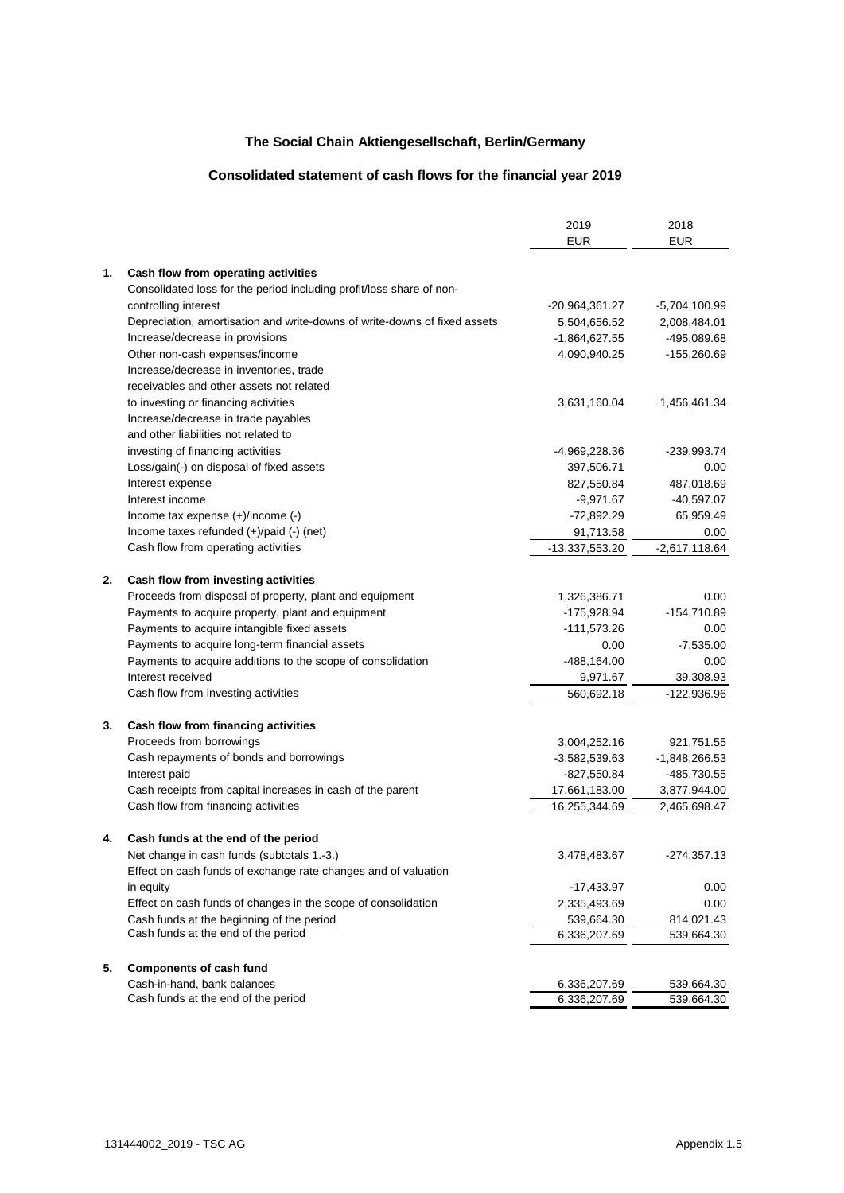# The Social Chain Aktiengesellschaft, Berlin/Germany

## Consolidated statement of cash flows for the financial year 2019

| | | 2019 | 2018 |
|---|---|---|---|
| | | EUR | EUR |
| **1.** | **Cash flow from operating activities** | | |
| | Consolidated loss for the period including profit/loss share of non-controlling interest | -20,964,361.27 | -5,704,100.99 |
| | Depreciation, amortisation and write-downs of write-downs of fixed assets | 5,504,656.52 | 2,008,484.01 |
| | Increase/decrease in provisions | -1,864,627.55 | -495,089.68 |
| | Other non-cash expenses/income | 4,090,940.25 | -155,260.69 |
| | Increase/decrease in inventories, trade receivables and other assets not related to investing or financing activities | 3,631,160.04 | 1,456,461.34 |
| | Increase/decrease in trade payables and other liabilities not related to investing of financing activities | -4,969,228.36 | -239,993.74 |
| | Loss/gain(-) on disposal of fixed assets | 397,506.71 | 0.00 |
| | Interest expense | 827,550.84 | 487,018.69 |
| | Interest income | -9,971.67 | -40,597.07 |
| | Income tax expense (+)/income (-) | -72,892.29 | 65,959.49 |
| | Income taxes refunded (+)/paid (-) (net) | 91,713.58 | 0.00 |
| | Cash flow from operating activities | -13,337,553.20 | -2,617,118.64 |
| **2.** | **Cash flow from investing activities** | | |
| | Proceeds from disposal of property, plant and equipment | 1,326,386.71 | 0.00 |
| | Payments to acquire property, plant and equipment | -175,928.94 | -154,710.89 |
| | Payments to acquire intangible fixed assets | -111,573.26 | 0.00 |
| | Payments to acquire long-term financial assets | 0.00 | -7,535.00 |
| | Payments to acquire additions to the scope of consolidation | -488,164.00 | 0.00 |
| | Interest received | 9,971.67 | 39,308.93 |
| | Cash flow from investing activities | 560,692.18 | -122,936.96 |
| **3.** | **Cash flow from financing activities** | | |
| | Proceeds from borrowings | 3,004,252.16 | 921,751.55 |
| | Cash repayments of bonds and borrowings | -3,582,539.63 | -1,848,266.53 |
| | Interest paid | -827,550.84 | -485,730.55 |
| | Cash receipts from capital increases in cash of the parent | 17,661,183.00 | 3,877,944.00 |
| | Cash flow from financing activities | 16,255,344.69 | 2,465,698.47 |
| **4.** | **Cash funds at the end of the period** | | |
| | Net change in cash funds (subtotals 1.-3.) | 3,478,483.67 | -274,357.13 |
| | Effect on cash funds of exchange rate changes and of valuation in equity | -17,433.97 | 0.00 |
| | Effect on cash funds of changes in the scope of consolidation | 2,335,493.69 | 0.00 |
| | Cash funds at the beginning of the period | 539,664.30 | 814,021.43 |
| | Cash funds at the end of the period | 6,336,207.69 | 539,664.30 |
| **5.** | **Components of cash fund** | | |
| | Cash-in-hand, bank balances | 6,336,207.69 | 539,664.30 |
| | Cash funds at the end of the period | 6,336,207.69 | 539,664.30 |

131444002_2019 - TSC AG Appendix 1.5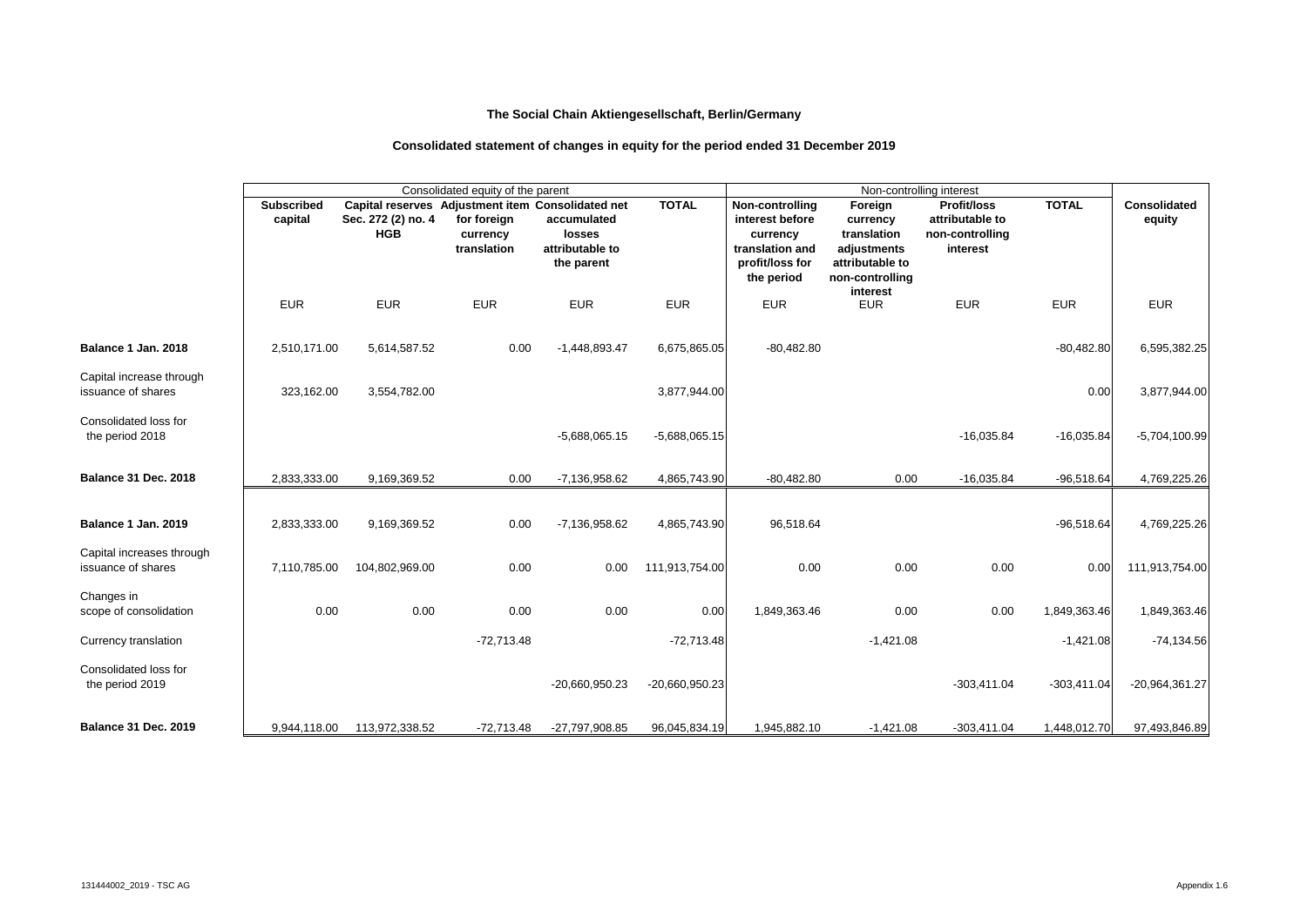**The Social Chain Aktiengesellschaft, Berlin/Germany**

**Consolidated statement of changes in equity for the period ended 31 December 2019**

| | Consolidated equity of the parent | | | | | Non-controlling interest | | | | |
|---|---|---|---|---|---|---|---|---|---|---|
| | **Subscribed capital** | **Capital reserves Sec. 272 (2) no. 4 HGB** | **Adjustment item for foreign currency translation** | **Consolidated net accumulated losses attributable to the parent** | **TOTAL** | **Non-controlling interest before currency translation and profit/loss for the period** | **Foreign currency translation adjustments attributable to non-controlling interest** | **Profit/loss attributable to non-controlling interest** | **TOTAL** | **Consolidated equity** |
| | EUR | EUR | EUR | EUR | EUR | EUR | EUR | EUR | EUR | EUR |
| **Balance 1 Jan. 2018** | 2,510,171.00 | 5,614,587.52 | 0.00 | -1,448,893.47 | 6,675,865.05 | -80,482.80 | | | -80,482.80 | 6,595,382.25 |
| Capital increase through issuance of shares | 323,162.00 | 3,554,782.00 | | | 3,877,944.00 | | | | 0.00 | 3,877,944.00 |
| Consolidated loss for the period 2018 | | | | -5,688,065.15 | -5,688,065.15 | | | -16,035.84 | -16,035.84 | -5,704,100.99 |
| **Balance 31 Dec. 2018** | 2,833,333.00 | 9,169,369.52 | 0.00 | -7,136,958.62 | 4,865,743.90 | -80,482.80 | 0.00 | -16,035.84 | -96,518.64 | 4,769,225.26 |
| **Balance 1 Jan. 2019** | 2,833,333.00 | 9,169,369.52 | 0.00 | -7,136,958.62 | 4,865,743.90 | 96,518.64 | | | -96,518.64 | 4,769,225.26 |
| Capital increases through issuance of shares | 7,110,785.00 | 104,802,969.00 | 0.00 | 0.00 | 111,913,754.00 | 0.00 | 0.00 | 0.00 | 0.00 | 111,913,754.00 |
| Changes in scope of consolidation | 0.00 | 0.00 | 0.00 | 0.00 | 0.00 | 1,849,363.46 | 0.00 | 0.00 | 1,849,363.46 | 1,849,363.46 |
| Currency translation | | | -72,713.48 | | -72,713.48 | | -1,421.08 | | -1,421.08 | -74,134.56 |
| Consolidated loss for the period 2019 | | | | -20,660,950.23 | -20,660,950.23 | | | -303,411.04 | -303,411.04 | -20,964,361.27 |
| **Balance 31 Dec. 2019** | 9,944,118.00 | 113,972,338.52 | -72,713.48 | -27,797,908.85 | 96,045,834.19 | 1,945,882.10 | -1,421.08 | -303,411.04 | 1,448,012.70 | 97,493,846.89 |

131444002_2019 - TSC AG

Appendix 1.6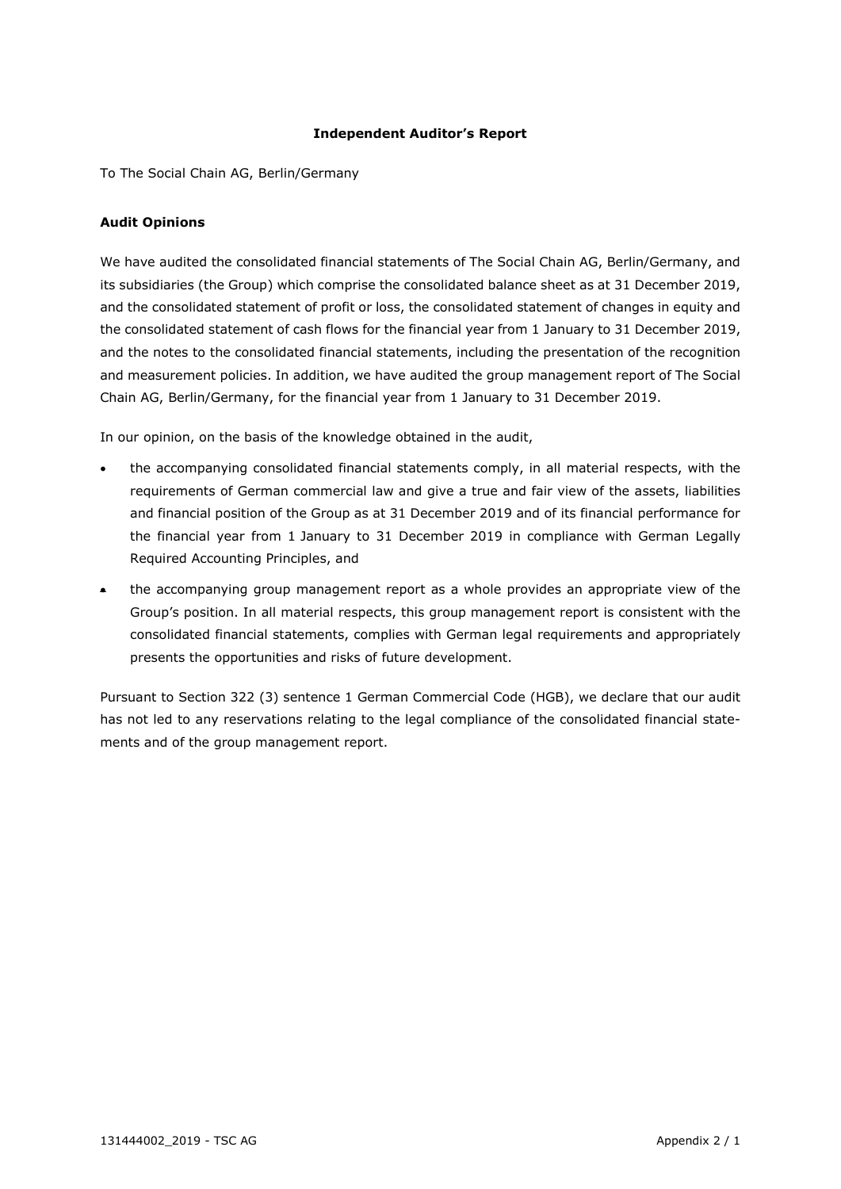# Independent Auditor's Report

To The Social Chain AG, Berlin/Germany

## Audit Opinions

We have audited the consolidated financial statements of The Social Chain AG, Berlin/Germany, and its subsidiaries (the Group) which comprise the consolidated balance sheet as at 31 December 2019, and the consolidated statement of profit or loss, the consolidated statement of changes in equity and the consolidated statement of cash flows for the financial year from 1 January to 31 December 2019, and the notes to the consolidated financial statements, including the presentation of the recognition and measurement policies. In addition, we have audited the group management report of The Social Chain AG, Berlin/Germany, for the financial year from 1 January to 31 December 2019.

In our opinion, on the basis of the knowledge obtained in the audit,

- the accompanying consolidated financial statements comply, in all material respects, with the requirements of German commercial law and give a true and fair view of the assets, liabilities and financial position of the Group as at 31 December 2019 and of its financial performance for the financial year from 1 January to 31 December 2019 in compliance with German Legally Required Accounting Principles, and
- the accompanying group management report as a whole provides an appropriate view of the Group's position. In all material respects, this group management report is consistent with the consolidated financial statements, complies with German legal requirements and appropriately presents the opportunities and risks of future development.

Pursuant to Section 322 (3) sentence 1 German Commercial Code (HGB), we declare that our audit has not led to any reservations relating to the legal compliance of the consolidated financial statements and of the group management report.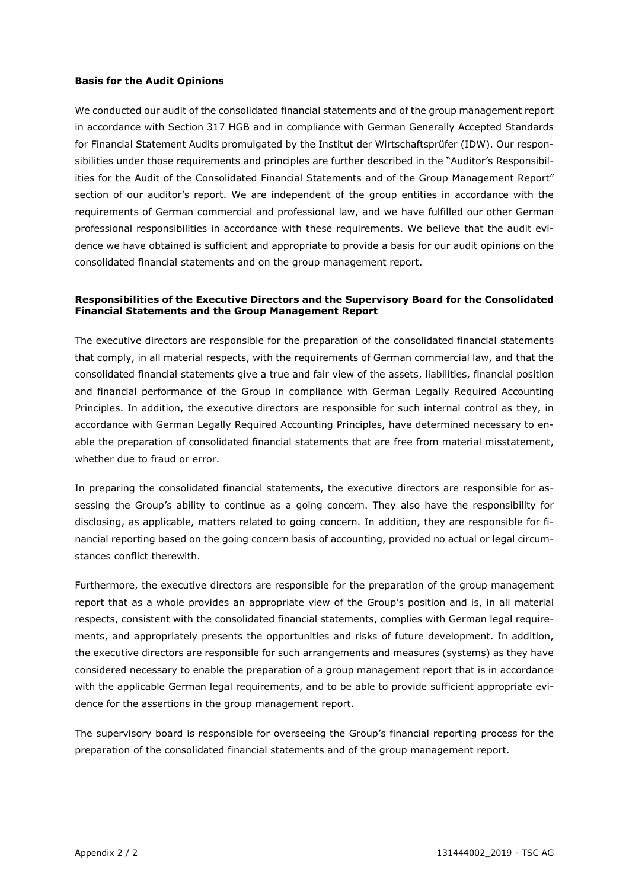**Basis for the Audit Opinions**

We conducted our audit of the consolidated financial statements and of the group management report in accordance with Section 317 HGB and in compliance with German Generally Accepted Standards for Financial Statement Audits promulgated by the Institut der Wirtschaftsprüfer (IDW). Our responsibilities under those requirements and principles are further described in the "Auditor's Responsibilities for the Audit of the Consolidated Financial Statements and of the Group Management Report" section of our auditor's report. We are independent of the group entities in accordance with the requirements of German commercial and professional law, and we have fulfilled our other German professional responsibilities in accordance with these requirements. We believe that the audit evidence we have obtained is sufficient and appropriate to provide a basis for our audit opinions on the consolidated financial statements and on the group management report.

**Responsibilities of the Executive Directors and the Supervisory Board for the Consolidated Financial Statements and the Group Management Report**

The executive directors are responsible for the preparation of the consolidated financial statements that comply, in all material respects, with the requirements of German commercial law, and that the consolidated financial statements give a true and fair view of the assets, liabilities, financial position and financial performance of the Group in compliance with German Legally Required Accounting Principles. In addition, the executive directors are responsible for such internal control as they, in accordance with German Legally Required Accounting Principles, have determined necessary to enable the preparation of consolidated financial statements that are free from material misstatement, whether due to fraud or error.

In preparing the consolidated financial statements, the executive directors are responsible for assessing the Group's ability to continue as a going concern. They also have the responsibility for disclosing, as applicable, matters related to going concern. In addition, they are responsible for financial reporting based on the going concern basis of accounting, provided no actual or legal circumstances conflict therewith.

Furthermore, the executive directors are responsible for the preparation of the group management report that as a whole provides an appropriate view of the Group's position and is, in all material respects, consistent with the consolidated financial statements, complies with German legal requirements, and appropriately presents the opportunities and risks of future development. In addition, the executive directors are responsible for such arrangements and measures (systems) as they have considered necessary to enable the preparation of a group management report that is in accordance with the applicable German legal requirements, and to be able to provide sufficient appropriate evidence for the assertions in the group management report.

The supervisory board is responsible for overseeing the Group's financial reporting process for the preparation of the consolidated financial statements and of the group management report.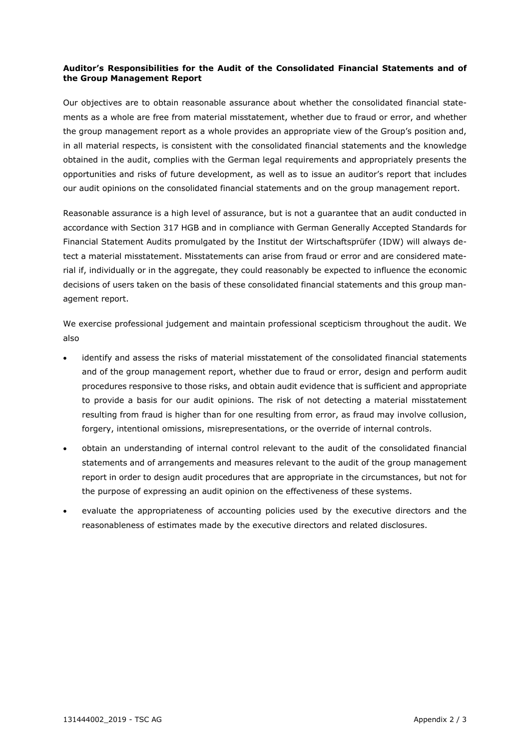**Auditor's Responsibilities for the Audit of the Consolidated Financial Statements and of the Group Management Report**

Our objectives are to obtain reasonable assurance about whether the consolidated financial statements as a whole are free from material misstatement, whether due to fraud or error, and whether the group management report as a whole provides an appropriate view of the Group's position and, in all material respects, is consistent with the consolidated financial statements and the knowledge obtained in the audit, complies with the German legal requirements and appropriately presents the opportunities and risks of future development, as well as to issue an auditor's report that includes our audit opinions on the consolidated financial statements and on the group management report.

Reasonable assurance is a high level of assurance, but is not a guarantee that an audit conducted in accordance with Section 317 HGB and in compliance with German Generally Accepted Standards for Financial Statement Audits promulgated by the Institut der Wirtschaftsprüfer (IDW) will always detect a material misstatement. Misstatements can arise from fraud or error and are considered material if, individually or in the aggregate, they could reasonably be expected to influence the economic decisions of users taken on the basis of these consolidated financial statements and this group management report.

We exercise professional judgement and maintain professional scepticism throughout the audit. We also

- identify and assess the risks of material misstatement of the consolidated financial statements and of the group management report, whether due to fraud or error, design and perform audit procedures responsive to those risks, and obtain audit evidence that is sufficient and appropriate to provide a basis for our audit opinions. The risk of not detecting a material misstatement resulting from fraud is higher than for one resulting from error, as fraud may involve collusion, forgery, intentional omissions, misrepresentations, or the override of internal controls.
- obtain an understanding of internal control relevant to the audit of the consolidated financial statements and of arrangements and measures relevant to the audit of the group management report in order to design audit procedures that are appropriate in the circumstances, but not for the purpose of expressing an audit opinion on the effectiveness of these systems.
- evaluate the appropriateness of accounting policies used by the executive directors and the reasonableness of estimates made by the executive directors and related disclosures.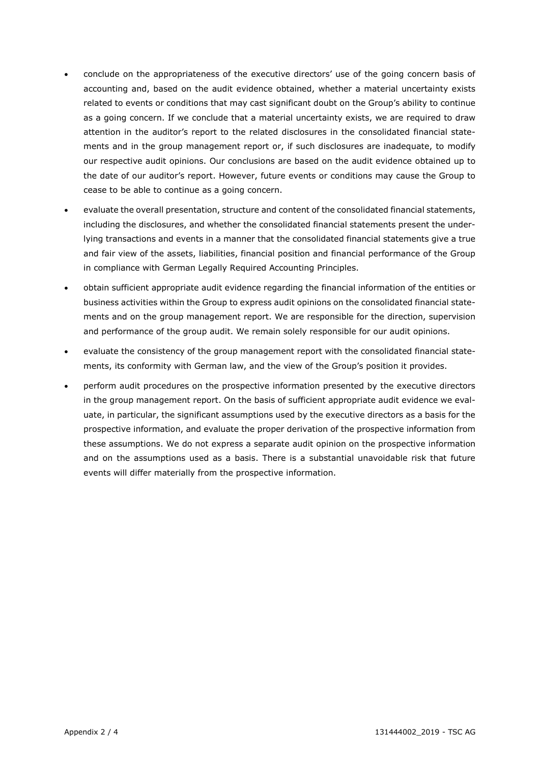- conclude on the appropriateness of the executive directors' use of the going concern basis of accounting and, based on the audit evidence obtained, whether a material uncertainty exists related to events or conditions that may cast significant doubt on the Group's ability to continue as a going concern. If we conclude that a material uncertainty exists, we are required to draw attention in the auditor's report to the related disclosures in the consolidated financial statements and in the group management report or, if such disclosures are inadequate, to modify our respective audit opinions. Our conclusions are based on the audit evidence obtained up to the date of our auditor's report. However, future events or conditions may cause the Group to cease to be able to continue as a going concern.

- evaluate the overall presentation, structure and content of the consolidated financial statements, including the disclosures, and whether the consolidated financial statements present the underlying transactions and events in a manner that the consolidated financial statements give a true and fair view of the assets, liabilities, financial position and financial performance of the Group in compliance with German Legally Required Accounting Principles.

- obtain sufficient appropriate audit evidence regarding the financial information of the entities or business activities within the Group to express audit opinions on the consolidated financial statements and on the group management report. We are responsible for the direction, supervision and performance of the group audit. We remain solely responsible for our audit opinions.

- evaluate the consistency of the group management report with the consolidated financial statements, its conformity with German law, and the view of the Group's position it provides.

- perform audit procedures on the prospective information presented by the executive directors in the group management report. On the basis of sufficient appropriate audit evidence we evaluate, in particular, the significant assumptions used by the executive directors as a basis for the prospective information, and evaluate the proper derivation of the prospective information from these assumptions. We do not express a separate audit opinion on the prospective information and on the assumptions used as a basis. There is a substantial unavoidable risk that future events will differ materially from the prospective information.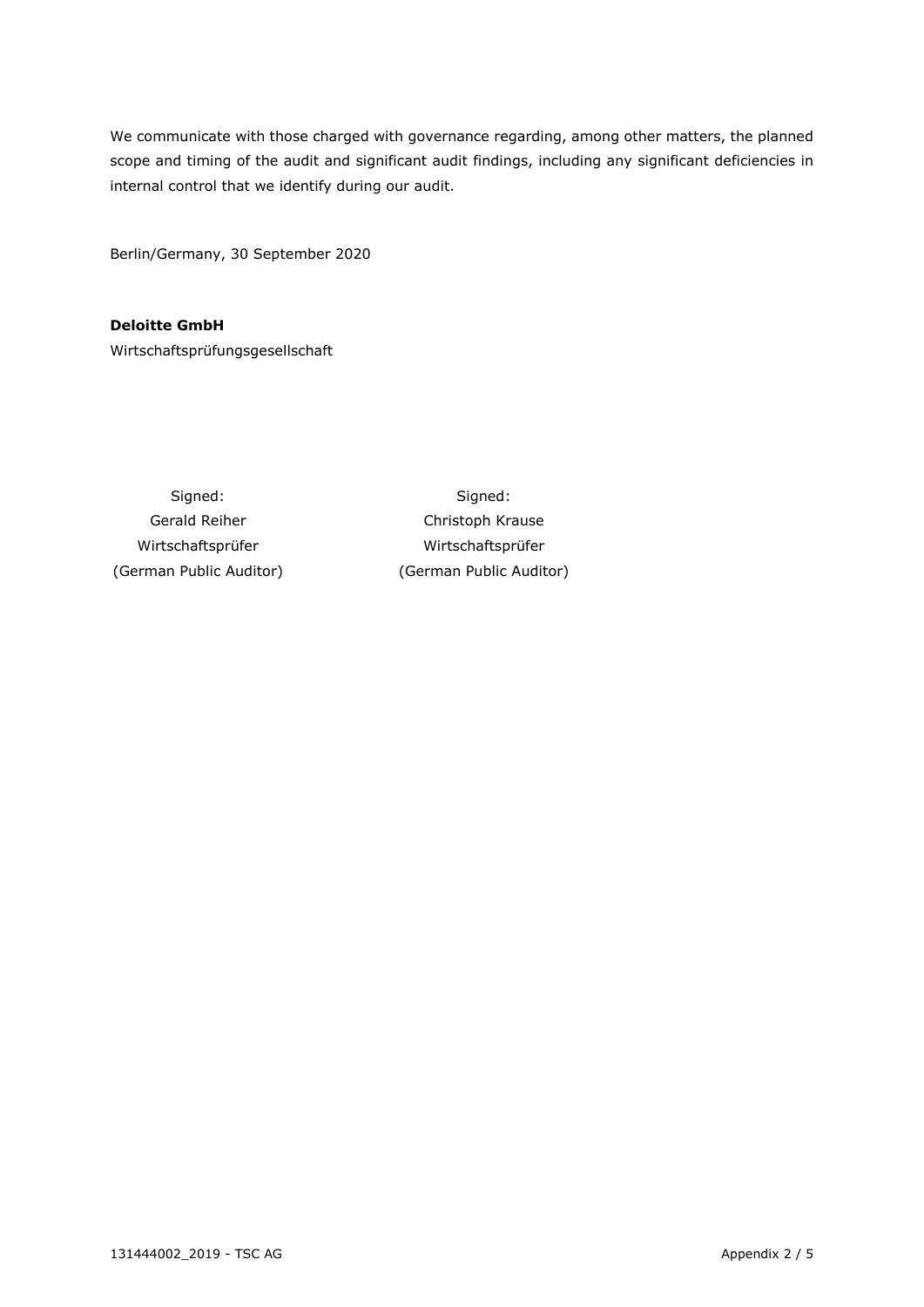We communicate with those charged with governance regarding, among other matters, the planned scope and timing of the audit and significant audit findings, including any significant deficiencies in internal control that we identify during our audit.

Berlin/Germany, 30 September 2020

**Deloitte GmbH**
Wirtschaftsprüfungsgesellschaft

| Signed: | Signed: |
| --- | --- |
| Gerald Reiher | Christoph Krause |
| Wirtschaftsprüfer | Wirtschaftsprüfer |
| (German Public Auditor) | (German Public Auditor) |